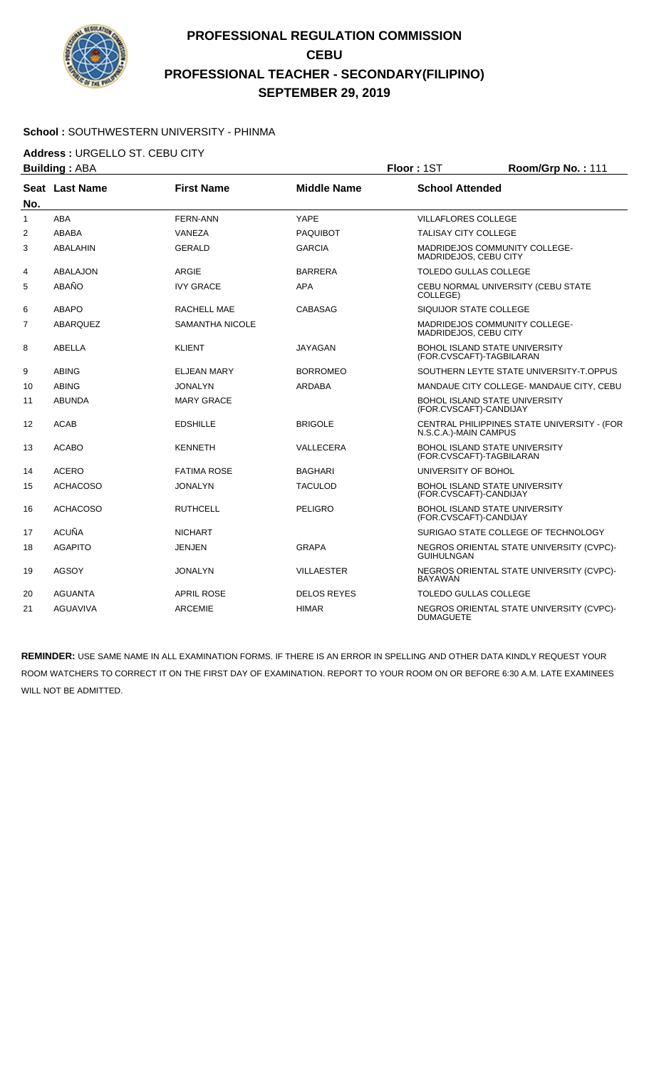# PROFESSIONAL REGULATION COMMISSION
## CEBU
## PROFESSIONAL TEACHER - SECONDARY(FILIPINO)
## SEPTEMBER 29, 2019

**School :** SOUTHWESTERN UNIVERSITY - PHINMA

**Address :** URGELLO ST. CEBU CITY

**Building :** ABA  **Floor :** 1ST  **Room/Grp No. :** 111

| Seat No. | Last Name | First Name | Middle Name | School Attended |
|---|---|---|---|---|
| 1 | ABA | FERN-ANN | YAPE | VILLAFLORES COLLEGE |
| 2 | ABABA | VANEZA | PAQUIBOT | TALISAY CITY COLLEGE |
| 3 | ABALAHIN | GERALD | GARCIA | MADRIDEJOS COMMUNITY COLLEGE-MADRIDEJOS, CEBU CITY |
| 4 | ABALAJON | ARGIE | BARRERA | TOLEDO GULLAS COLLEGE |
| 5 | ABAÑO | IVY GRACE | APA | CEBU NORMAL UNIVERSITY (CEBU STATE COLLEGE) |
| 6 | ABAPO | RACHELL MAE | CABASAG | SIQUIJOR STATE COLLEGE |
| 7 | ABARQUEZ | SAMANTHA NICOLE | | MADRIDEJOS COMMUNITY COLLEGE-MADRIDEJOS, CEBU CITY |
| 8 | ABELLA | KLIENT | JAYAGAN | BOHOL ISLAND STATE UNIVERSITY (FOR.CVSCAFT)-TAGBILARAN |
| 9 | ABING | ELJEAN MARY | BORROMEO | SOUTHERN LEYTE STATE UNIVERSITY-T.OPPUS |
| 10 | ABING | JONALYN | ARDABA | MANDAUE CITY COLLEGE- MANDAUE CITY, CEBU |
| 11 | ABUNDA | MARY GRACE | | BOHOL ISLAND STATE UNIVERSITY (FOR.CVSCAFT)-CANDIJAY |
| 12 | ACAB | EDSHILLE | BRIGOLE | CENTRAL PHILIPPINES STATE UNIVERSITY - (FOR N.S.C.A.)-MAIN CAMPUS |
| 13 | ACABO | KENNETH | VALLECERA | BOHOL ISLAND STATE UNIVERSITY (FOR.CVSCAFT)-TAGBILARAN |
| 14 | ACERO | FATIMA ROSE | BAGHARI | UNIVERSITY OF BOHOL |
| 15 | ACHACOSO | JONALYN | TACULOD | BOHOL ISLAND STATE UNIVERSITY (FOR.CVSCAFT)-CANDIJAY |
| 16 | ACHACOSO | RUTHCELL | PELIGRO | BOHOL ISLAND STATE UNIVERSITY (FOR.CVSCAFT)-CANDIJAY |
| 17 | ACUÑA | NICHART | | SURIGAO STATE COLLEGE OF TECHNOLOGY |
| 18 | AGAPITO | JENJEN | GRAPA | NEGROS ORIENTAL STATE UNIVERSITY (CVPC)-GUIHULNGAN |
| 19 | AGSOY | JONALYN | VILLAESTER | NEGROS ORIENTAL STATE UNIVERSITY (CVPC)-BAYAWAN |
| 20 | AGUANTA | APRIL ROSE | DELOS REYES | TOLEDO GULLAS COLLEGE |
| 21 | AGUAVIVA | ARCEMIE | HIMAR | NEGROS ORIENTAL STATE UNIVERSITY (CVPC)-DUMAGUETE |

**REMINDER:** USE SAME NAME IN ALL EXAMINATION FORMS. IF THERE IS AN ERROR IN SPELLING AND OTHER DATA KINDLY REQUEST YOUR ROOM WATCHERS TO CORRECT IT ON THE FIRST DAY OF EXAMINATION. REPORT TO YOUR ROOM ON OR BEFORE 6:30 A.M. LATE EXAMINEES WILL NOT BE ADMITTED.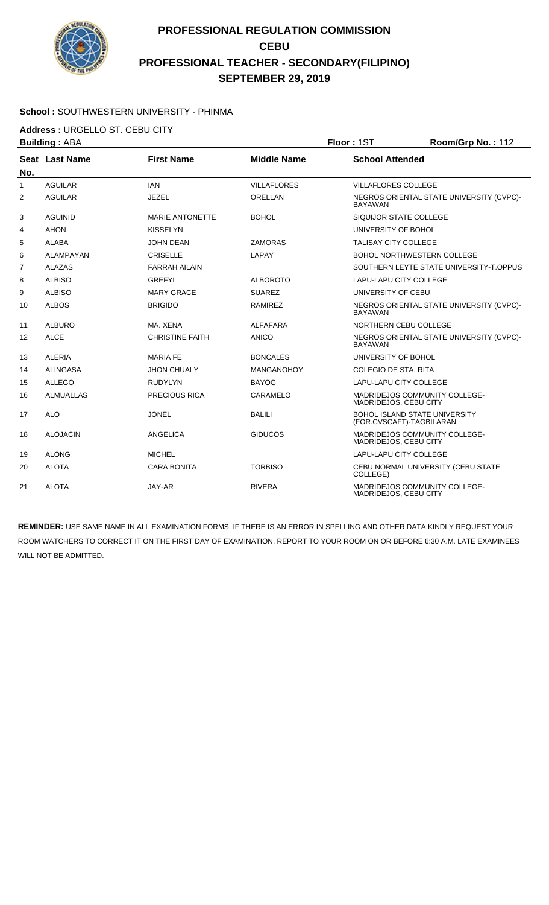# PROFESSIONAL REGULATION COMMISSION
## CEBU
## PROFESSIONAL TEACHER - SECONDARY(FILIPINO)
## SEPTEMBER 29, 2019

**School :** SOUTHWESTERN UNIVERSITY - PHINMA

**Address :** URGELLO ST. CEBU CITY

**Building :** ABA **Floor :** 1ST **Room/Grp No. :** 112

| Seat No. | Last Name | First Name | Middle Name | School Attended |
|---|---|---|---|---|
| 1 | AGUILAR | IAN | VILLAFLORES | VILLAFLORES COLLEGE |
| 2 | AGUILAR | JEZEL | ORELLAN | NEGROS ORIENTAL STATE UNIVERSITY (CVPC)-BAYAWAN |
| 3 | AGUINID | MARIE ANTONETTE | BOHOL | SIQUIJOR STATE COLLEGE |
| 4 | AHON | KISSELYN | | UNIVERSITY OF BOHOL |
| 5 | ALABA | JOHN DEAN | ZAMORAS | TALISAY CITY COLLEGE |
| 6 | ALAMPAYAN | CRISELLE | LAPAY | BOHOL NORTHWESTERN COLLEGE |
| 7 | ALAZAS | FARRAH AILAIN | | SOUTHERN LEYTE STATE UNIVERSITY-T.OPPUS |
| 8 | ALBISO | GREFYL | ALBOROTO | LAPU-LAPU CITY COLLEGE |
| 9 | ALBISO | MARY GRACE | SUAREZ | UNIVERSITY OF CEBU |
| 10 | ALBOS | BRIGIDO | RAMIREZ | NEGROS ORIENTAL STATE UNIVERSITY (CVPC)-BAYAWAN |
| 11 | ALBURO | MA. XENA | ALFAFARA | NORTHERN CEBU COLLEGE |
| 12 | ALCE | CHRISTINE FAITH | ANICO | NEGROS ORIENTAL STATE UNIVERSITY (CVPC)-BAYAWAN |
| 13 | ALERIA | MARIA FE | BONCALES | UNIVERSITY OF BOHOL |
| 14 | ALINGASA | JHON CHUALY | MANGANOHOY | COLEGIO DE STA. RITA |
| 15 | ALLEGO | RUDYLYN | BAYOG | LAPU-LAPU CITY COLLEGE |
| 16 | ALMUALLAS | PRECIOUS RICA | CARAMELO | MADRIDEJOS COMMUNITY COLLEGE-MADRIDEJOS, CEBU CITY |
| 17 | ALO | JONEL | BALILI | BOHOL ISLAND STATE UNIVERSITY (FOR.CVSCAFT)-TAGBILARAN |
| 18 | ALOJACIN | ANGELICA | GIDUCOS | MADRIDEJOS COMMUNITY COLLEGE-MADRIDEJOS, CEBU CITY |
| 19 | ALONG | MICHEL | | LAPU-LAPU CITY COLLEGE |
| 20 | ALOTA | CARA BONITA | TORBISO | CEBU NORMAL UNIVERSITY (CEBU STATE COLLEGE) |
| 21 | ALOTA | JAY-AR | RIVERA | MADRIDEJOS COMMUNITY COLLEGE-MADRIDEJOS, CEBU CITY |

**REMINDER:** USE SAME NAME IN ALL EXAMINATION FORMS. IF THERE IS AN ERROR IN SPELLING AND OTHER DATA KINDLY REQUEST YOUR ROOM WATCHERS TO CORRECT IT ON THE FIRST DAY OF EXAMINATION. REPORT TO YOUR ROOM ON OR BEFORE 6:30 A.M. LATE EXAMINEES WILL NOT BE ADMITTED.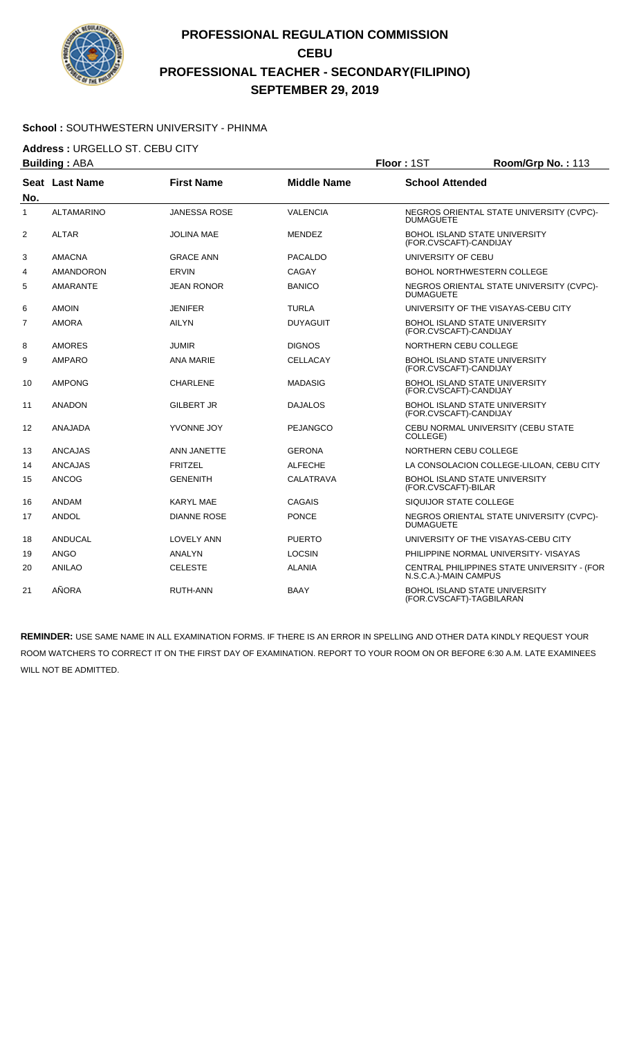# PROFESSIONAL REGULATION COMMISSION
## CEBU
## PROFESSIONAL TEACHER - SECONDARY(FILIPINO)
## SEPTEMBER 29, 2019

**School :** SOUTHWESTERN UNIVERSITY - PHINMA

**Address :** URGELLO ST. CEBU CITY

**Building :** ABA **Floor :** 1ST **Room/Grp No. :** 113

| Seat No. | Last Name | First Name | Middle Name | School Attended |
|---|---|---|---|---|
| 1 | ALTAMARINO | JANESSA ROSE | VALENCIA | NEGROS ORIENTAL STATE UNIVERSITY (CVPC)-DUMAGUETE |
| 2 | ALTAR | JOLINA MAE | MENDEZ | BOHOL ISLAND STATE UNIVERSITY (FOR.CVSCAFT)-CANDIJAY |
| 3 | AMACNA | GRACE ANN | PACALDO | UNIVERSITY OF CEBU |
| 4 | AMANDORON | ERVIN | CAGAY | BOHOL NORTHWESTERN COLLEGE |
| 5 | AMARANTE | JEAN RONOR | BANICO | NEGROS ORIENTAL STATE UNIVERSITY (CVPC)-DUMAGUETE |
| 6 | AMOIN | JENIFER | TURLA | UNIVERSITY OF THE VISAYAS-CEBU CITY |
| 7 | AMORA | AILYN | DUYAGUIT | BOHOL ISLAND STATE UNIVERSITY (FOR.CVSCAFT)-CANDIJAY |
| 8 | AMORES | JUMIR | DIGNOS | NORTHERN CEBU COLLEGE |
| 9 | AMPARO | ANA MARIE | CELLACAY | BOHOL ISLAND STATE UNIVERSITY (FOR.CVSCAFT)-CANDIJAY |
| 10 | AMPONG | CHARLENE | MADASIG | BOHOL ISLAND STATE UNIVERSITY (FOR.CVSCAFT)-CANDIJAY |
| 11 | ANADON | GILBERT JR | DAJALOS | BOHOL ISLAND STATE UNIVERSITY (FOR.CVSCAFT)-CANDIJAY |
| 12 | ANAJADA | YVONNE JOY | PEJANGCO | CEBU NORMAL UNIVERSITY (CEBU STATE COLLEGE) |
| 13 | ANCAJAS | ANN JANETTE | GERONA | NORTHERN CEBU COLLEGE |
| 14 | ANCAJAS | FRITZEL | ALFECHE | LA CONSOLACION COLLEGE-LILOAN, CEBU CITY |
| 15 | ANCOG | GENENITH | CALATRAVA | BOHOL ISLAND STATE UNIVERSITY (FOR.CVSCAFT)-BILAR |
| 16 | ANDAM | KARYL MAE | CAGAIS | SIQUIJOR STATE COLLEGE |
| 17 | ANDOL | DIANNE ROSE | PONCE | NEGROS ORIENTAL STATE UNIVERSITY (CVPC)-DUMAGUETE |
| 18 | ANDUCAL | LOVELY ANN | PUERTO | UNIVERSITY OF THE VISAYAS-CEBU CITY |
| 19 | ANGO | ANALYN | LOCSIN | PHILIPPINE NORMAL UNIVERSITY- VISAYAS |
| 20 | ANILAO | CELESTE | ALANIA | CENTRAL PHILIPPINES STATE UNIVERSITY - (FOR N.S.C.A.)-MAIN CAMPUS |
| 21 | AÑORA | RUTH-ANN | BAAY | BOHOL ISLAND STATE UNIVERSITY (FOR.CVSCAFT)-TAGBILARAN |

**REMINDER:** USE SAME NAME IN ALL EXAMINATION FORMS. IF THERE IS AN ERROR IN SPELLING AND OTHER DATA KINDLY REQUEST YOUR ROOM WATCHERS TO CORRECT IT ON THE FIRST DAY OF EXAMINATION. REPORT TO YOUR ROOM ON OR BEFORE 6:30 A.M. LATE EXAMINEES WILL NOT BE ADMITTED.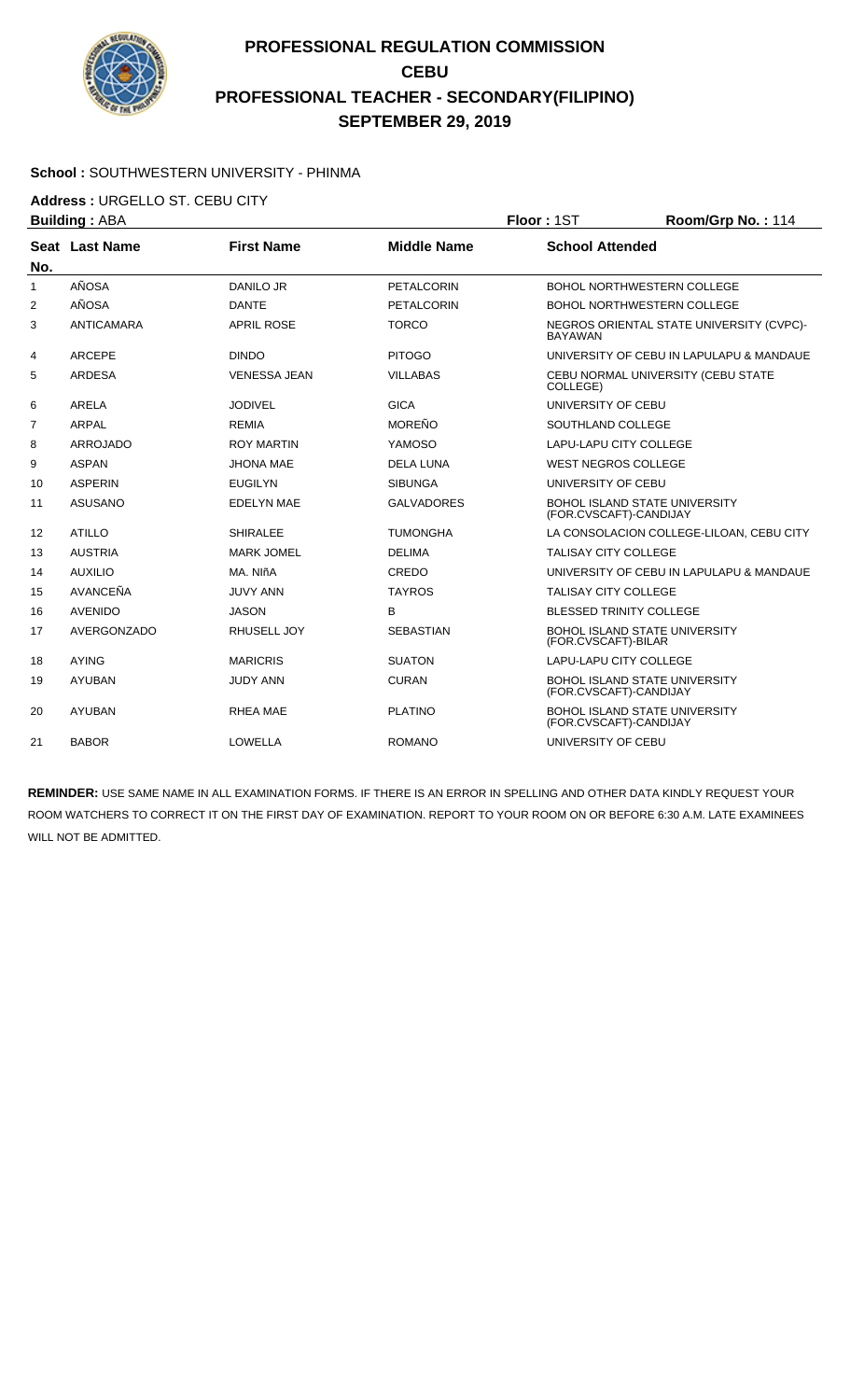# PROFESSIONAL REGULATION COMMISSION
## CEBU
## PROFESSIONAL TEACHER - SECONDARY(FILIPINO)
## SEPTEMBER 29, 2019

**School :** SOUTHWESTERN UNIVERSITY - PHINMA

**Address :** URGELLO ST. CEBU CITY

**Building :** ABA　　　　**Floor :** 1ST　　　　**Room/Grp No. :** 114

| Seat No. | Last Name | First Name | Middle Name | School Attended |
|---|---|---|---|---|
| 1 | AÑOSA | DANILO JR | PETALCORIN | BOHOL NORTHWESTERN COLLEGE |
| 2 | AÑOSA | DANTE | PETALCORIN | BOHOL NORTHWESTERN COLLEGE |
| 3 | ANTICAMARA | APRIL ROSE | TORCO | NEGROS ORIENTAL STATE UNIVERSITY (CVPC)-BAYAWAN |
| 4 | ARCEPE | DINDO | PITOGO | UNIVERSITY OF CEBU IN LAPULAPU & MANDAUE |
| 5 | ARDESA | VENESSA JEAN | VILLABAS | CEBU NORMAL UNIVERSITY (CEBU STATE COLLEGE) |
| 6 | ARELA | JODIVEL | GICA | UNIVERSITY OF CEBU |
| 7 | ARPAL | REMIA | MOREÑO | SOUTHLAND COLLEGE |
| 8 | ARROJADO | ROY MARTIN | YAMOSO | LAPU-LAPU CITY COLLEGE |
| 9 | ASPAN | JHONA MAE | DELA LUNA | WEST NEGROS COLLEGE |
| 10 | ASPERIN | EUGILYN | SIBUNGA | UNIVERSITY OF CEBU |
| 11 | ASUSANO | EDELYN MAE | GALVADORES | BOHOL ISLAND STATE UNIVERSITY (FOR.CVSCAFT)-CANDIJAY |
| 12 | ATILLO | SHIRALEE | TUMONGHA | LA CONSOLACION COLLEGE-LILOAN, CEBU CITY |
| 13 | AUSTRIA | MARK JOMEL | DELIMA | TALISAY CITY COLLEGE |
| 14 | AUXILIO | MA. NIñA | CREDO | UNIVERSITY OF CEBU IN LAPULAPU & MANDAUE |
| 15 | AVANCEÑA | JUVY ANN | TAYROS | TALISAY CITY COLLEGE |
| 16 | AVENIDO | JASON | B | BLESSED TRINITY COLLEGE |
| 17 | AVERGONZADO | RHUSELL JOY | SEBASTIAN | BOHOL ISLAND STATE UNIVERSITY (FOR.CVSCAFT)-BILAR |
| 18 | AYING | MARICRIS | SUATON | LAPU-LAPU CITY COLLEGE |
| 19 | AYUBAN | JUDY ANN | CURAN | BOHOL ISLAND STATE UNIVERSITY (FOR.CVSCAFT)-CANDIJAY |
| 20 | AYUBAN | RHEA MAE | PLATINO | BOHOL ISLAND STATE UNIVERSITY (FOR.CVSCAFT)-CANDIJAY |
| 21 | BABOR | LOWELLA | ROMANO | UNIVERSITY OF CEBU |

**REMINDER:** USE SAME NAME IN ALL EXAMINATION FORMS. IF THERE IS AN ERROR IN SPELLING AND OTHER DATA KINDLY REQUEST YOUR ROOM WATCHERS TO CORRECT IT ON THE FIRST DAY OF EXAMINATION. REPORT TO YOUR ROOM ON OR BEFORE 6:30 A.M. LATE EXAMINEES WILL NOT BE ADMITTED.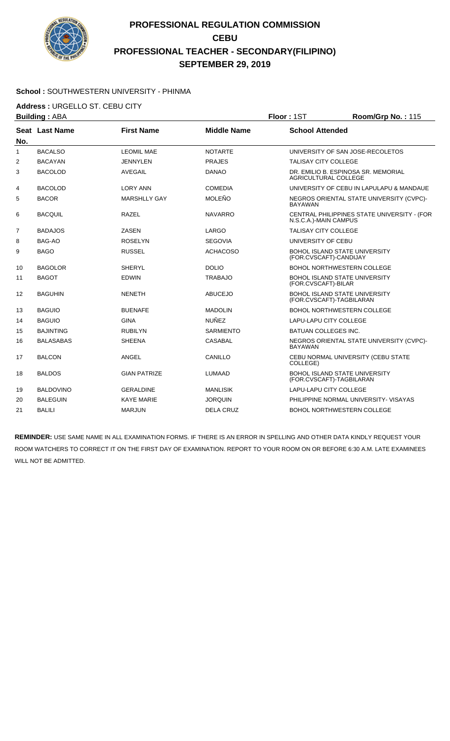# PROFESSIONAL REGULATION COMMISSION
## CEBU
## PROFESSIONAL TEACHER - SECONDARY(FILIPINO)
## SEPTEMBER 29, 2019

**School :** SOUTHWESTERN UNIVERSITY - PHINMA

**Address :** URGELLO ST. CEBU CITY

**Building :** ABA **Floor :** 1ST **Room/Grp No. :** 115

| Seat No. | Last Name | First Name | Middle Name | School Attended |
|---|---|---|---|---|
| 1 | BACALSO | LEOMIL MAE | NOTARTE | UNIVERSITY OF SAN JOSE-RECOLETOS |
| 2 | BACAYAN | JENNYLEN | PRAJES | TALISAY CITY COLLEGE |
| 3 | BACOLOD | AVEGAIL | DANAO | DR. EMILIO B. ESPINOSA SR. MEMORIAL AGRICULTURAL COLLEGE |
| 4 | BACOLOD | LORY ANN | COMEDIA | UNIVERSITY OF CEBU IN LAPULAPU & MANDAUE |
| 5 | BACOR | MARSHLLY GAY | MOLEÑO | NEGROS ORIENTAL STATE UNIVERSITY (CVPC)-BAYAWAN |
| 6 | BACQUIL | RAZEL | NAVARRO | CENTRAL PHILIPPINES STATE UNIVERSITY - (FOR N.S.C.A.)-MAIN CAMPUS |
| 7 | BADAJOS | ZASEN | LARGO | TALISAY CITY COLLEGE |
| 8 | BAG-AO | ROSELYN | SEGOVIA | UNIVERSITY OF CEBU |
| 9 | BAGO | RUSSEL | ACHACOSO | BOHOL ISLAND STATE UNIVERSITY (FOR.CVSCAFT)-CANDIJAY |
| 10 | BAGOLOR | SHERYL | DOLIO | BOHOL NORTHWESTERN COLLEGE |
| 11 | BAGOT | EDWIN | TRABAJO | BOHOL ISLAND STATE UNIVERSITY (FOR.CVSCAFT)-BILAR |
| 12 | BAGUHIN | NENETH | ABUCEJO | BOHOL ISLAND STATE UNIVERSITY (FOR.CVSCAFT)-TAGBILARAN |
| 13 | BAGUIO | BUENAFE | MADOLIN | BOHOL NORTHWESTERN COLLEGE |
| 14 | BAGUIO | GINA | NUÑEZ | LAPU-LAPU CITY COLLEGE |
| 15 | BAJINTING | RUBILYN | SARMIENTO | BATUAN COLLEGES INC. |
| 16 | BALASABAS | SHEENA | CASABAL | NEGROS ORIENTAL STATE UNIVERSITY (CVPC)-BAYAWAN |
| 17 | BALCON | ANGEL | CANILLO | CEBU NORMAL UNIVERSITY (CEBU STATE COLLEGE) |
| 18 | BALDOS | GIAN PATRIZE | LUMAAD | BOHOL ISLAND STATE UNIVERSITY (FOR.CVSCAFT)-TAGBILARAN |
| 19 | BALDOVINO | GERALDINE | MANLISIK | LAPU-LAPU CITY COLLEGE |
| 20 | BALEGUIN | KAYE MARIE | JORQUIN | PHILIPPINE NORMAL UNIVERSITY- VISAYAS |
| 21 | BALILI | MARJUN | DELA CRUZ | BOHOL NORTHWESTERN COLLEGE |

**REMINDER:** USE SAME NAME IN ALL EXAMINATION FORMS. IF THERE IS AN ERROR IN SPELLING AND OTHER DATA KINDLY REQUEST YOUR ROOM WATCHERS TO CORRECT IT ON THE FIRST DAY OF EXAMINATION. REPORT TO YOUR ROOM ON OR BEFORE 6:30 A.M. LATE EXAMINEES WILL NOT BE ADMITTED.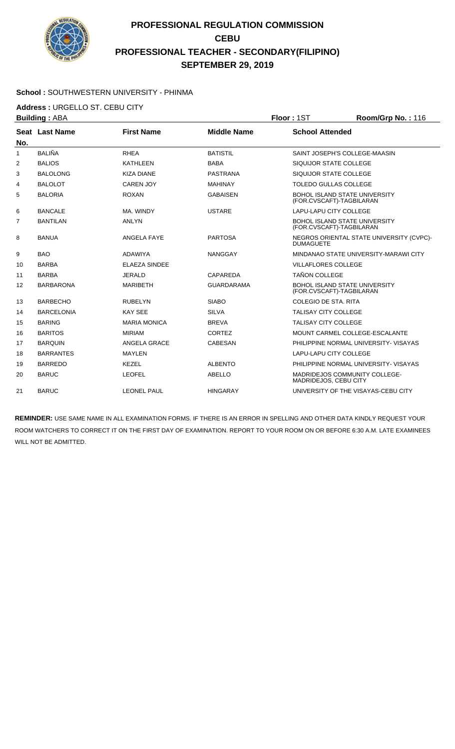# PROFESSIONAL REGULATION COMMISSION
# CEBU
# PROFESSIONAL TEACHER - SECONDARY(FILIPINO)
# SEPTEMBER 29, 2019

**School :** SOUTHWESTERN UNIVERSITY - PHINMA

**Address :** URGELLO ST. CEBU CITY

**Building :** ABA **Floor :** 1ST **Room/Grp No. :** 116

| Seat No. | Last Name | First Name | Middle Name | School Attended |
|---|---|---|---|---|
| 1 | BALIÑA | RHEA | BATISTIL | SAINT JOSEPH'S COLLEGE-MAASIN |
| 2 | BALIOS | KATHLEEN | BABA | SIQUIJOR STATE COLLEGE |
| 3 | BALOLONG | KIZA DIANE | PASTRANA | SIQUIJOR STATE COLLEGE |
| 4 | BALOLOT | CAREN JOY | MAHINAY | TOLEDO GULLAS COLLEGE |
| 5 | BALORIA | ROXAN | GABAISEN | BOHOL ISLAND STATE UNIVERSITY (FOR.CVSCAFT)-TAGBILARAN |
| 6 | BANCALE | MA. WINDY | USTARE | LAPU-LAPU CITY COLLEGE |
| 7 | BANTILAN | ANLYN | | BOHOL ISLAND STATE UNIVERSITY (FOR.CVSCAFT)-TAGBILARAN |
| 8 | BANUA | ANGELA FAYE | PARTOSA | NEGROS ORIENTAL STATE UNIVERSITY (CVPC)-DUMAGUETE |
| 9 | BAO | ADAWIYA | NANGGAY | MINDANAO STATE UNIVERSITY-MARAWI CITY |
| 10 | BARBA | ELAEZA SINDEE | | VILLAFLORES COLLEGE |
| 11 | BARBA | JERALD | CAPAREDA | TAÑON COLLEGE |
| 12 | BARBARONA | MARIBETH | GUARDARAMA | BOHOL ISLAND STATE UNIVERSITY (FOR.CVSCAFT)-TAGBILARAN |
| 13 | BARBECHO | RUBELYN | SIABO | COLEGIO DE STA. RITA |
| 14 | BARCELONIA | KAY SEE | SILVA | TALISAY CITY COLLEGE |
| 15 | BARING | MARIA MONICA | BREVA | TALISAY CITY COLLEGE |
| 16 | BARITOS | MIRIAM | CORTEZ | MOUNT CARMEL COLLEGE-ESCALANTE |
| 17 | BARQUIN | ANGELA GRACE | CABESAN | PHILIPPINE NORMAL UNIVERSITY- VISAYAS |
| 18 | BARRANTES | MAYLEN | | LAPU-LAPU CITY COLLEGE |
| 19 | BARREDO | KEZEL | ALBENTO | PHILIPPINE NORMAL UNIVERSITY- VISAYAS |
| 20 | BARUC | LEOFEL | ABELLO | MADRIDEJOS COMMUNITY COLLEGE-MADRIDEJOS, CEBU CITY |
| 21 | BARUC | LEONEL PAUL | HINGARAY | UNIVERSITY OF THE VISAYAS-CEBU CITY |

**REMINDER:** USE SAME NAME IN ALL EXAMINATION FORMS. IF THERE IS AN ERROR IN SPELLING AND OTHER DATA KINDLY REQUEST YOUR ROOM WATCHERS TO CORRECT IT ON THE FIRST DAY OF EXAMINATION. REPORT TO YOUR ROOM ON OR BEFORE 6:30 A.M. LATE EXAMINEES WILL NOT BE ADMITTED.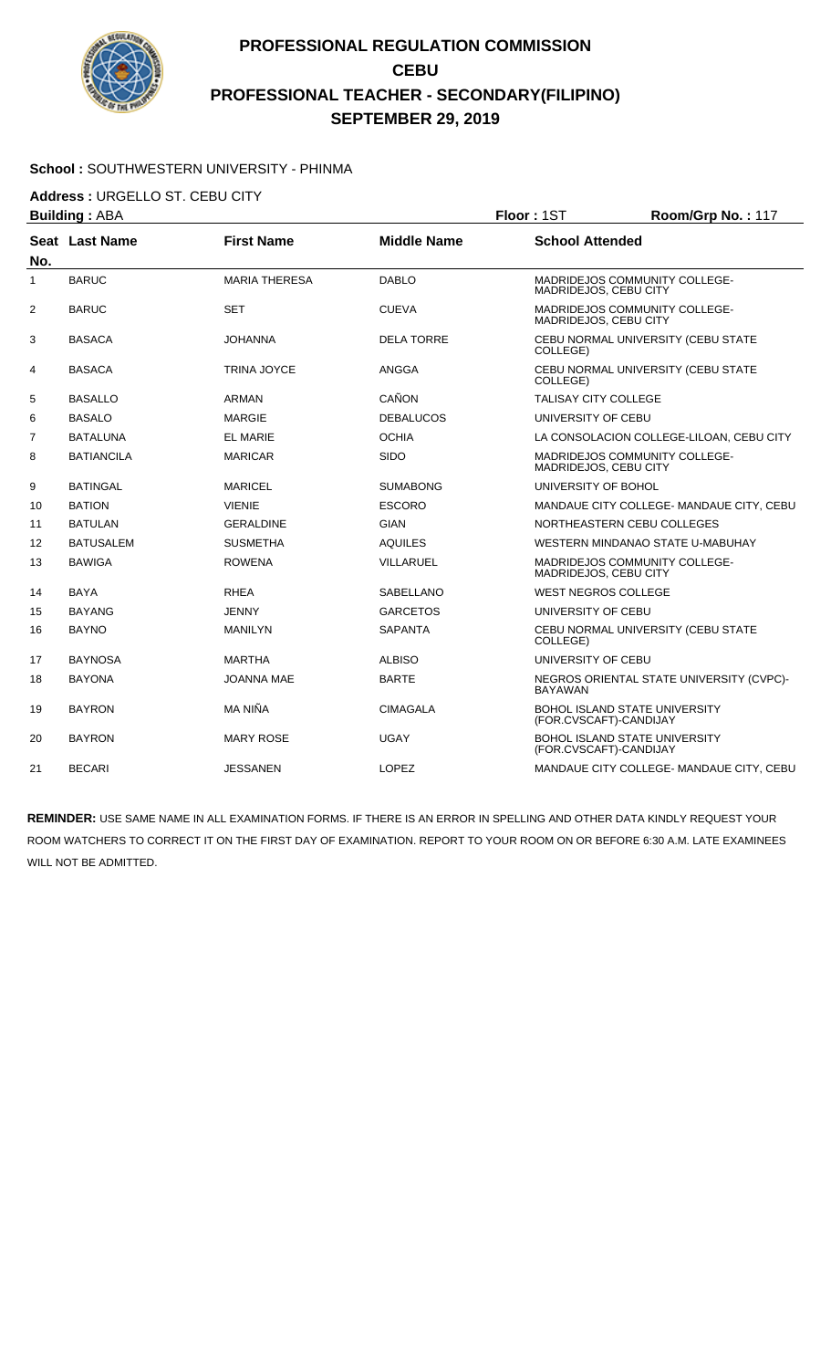# PROFESSIONAL REGULATION COMMISSION
## CEBU
## PROFESSIONAL TEACHER - SECONDARY(FILIPINO)
## SEPTEMBER 29, 2019

**School :** SOUTHWESTERN UNIVERSITY - PHINMA

**Address :** URGELLO ST. CEBU CITY

**Building :** ABA　　**Floor :** 1ST　　**Room/Grp No. :** 117

| Seat No. | Last Name | First Name | Middle Name | School Attended |
|---|---|---|---|---|
| 1 | BARUC | MARIA THERESA | DABLO | MADRIDEJOS COMMUNITY COLLEGE-MADRIDEJOS, CEBU CITY |
| 2 | BARUC | SET | CUEVA | MADRIDEJOS COMMUNITY COLLEGE-MADRIDEJOS, CEBU CITY |
| 3 | BASACA | JOHANNA | DELA TORRE | CEBU NORMAL UNIVERSITY (CEBU STATE COLLEGE) |
| 4 | BASACA | TRINA JOYCE | ANGGA | CEBU NORMAL UNIVERSITY (CEBU STATE COLLEGE) |
| 5 | BASALLO | ARMAN | CAÑON | TALISAY CITY COLLEGE |
| 6 | BASALO | MARGIE | DEBALUCOS | UNIVERSITY OF CEBU |
| 7 | BATALUNA | EL MARIE | OCHIA | LA CONSOLACION COLLEGE-LILOAN, CEBU CITY |
| 8 | BATIANCILA | MARICAR | SIDO | MADRIDEJOS COMMUNITY COLLEGE-MADRIDEJOS, CEBU CITY |
| 9 | BATINGAL | MARICEL | SUMABONG | UNIVERSITY OF BOHOL |
| 10 | BATION | VIENIE | ESCORO | MANDAUE CITY COLLEGE- MANDAUE CITY, CEBU |
| 11 | BATULAN | GERALDINE | GIAN | NORTHEASTERN CEBU COLLEGES |
| 12 | BATUSALEM | SUSMETHA | AQUILES | WESTERN MINDANAO STATE U-MABUHAY |
| 13 | BAWIGA | ROWENA | VILLARUEL | MADRIDEJOS COMMUNITY COLLEGE-MADRIDEJOS, CEBU CITY |
| 14 | BAYA | RHEA | SABELLANO | WEST NEGROS COLLEGE |
| 15 | BAYANG | JENNY | GARCETOS | UNIVERSITY OF CEBU |
| 16 | BAYNO | MANILYN | SAPANTA | CEBU NORMAL UNIVERSITY (CEBU STATE COLLEGE) |
| 17 | BAYNOSA | MARTHA | ALBISO | UNIVERSITY OF CEBU |
| 18 | BAYONA | JOANNA MAE | BARTE | NEGROS ORIENTAL STATE UNIVERSITY (CVPC)-BAYAWAN |
| 19 | BAYRON | MA NIÑA | CIMAGALA | BOHOL ISLAND STATE UNIVERSITY (FOR.CVSCAFT)-CANDIJAY |
| 20 | BAYRON | MARY ROSE | UGAY | BOHOL ISLAND STATE UNIVERSITY (FOR.CVSCAFT)-CANDIJAY |
| 21 | BECARI | JESSANEN | LOPEZ | MANDAUE CITY COLLEGE- MANDAUE CITY, CEBU |

**REMINDER:** USE SAME NAME IN ALL EXAMINATION FORMS. IF THERE IS AN ERROR IN SPELLING AND OTHER DATA KINDLY REQUEST YOUR ROOM WATCHERS TO CORRECT IT ON THE FIRST DAY OF EXAMINATION. REPORT TO YOUR ROOM ON OR BEFORE 6:30 A.M. LATE EXAMINEES WILL NOT BE ADMITTED.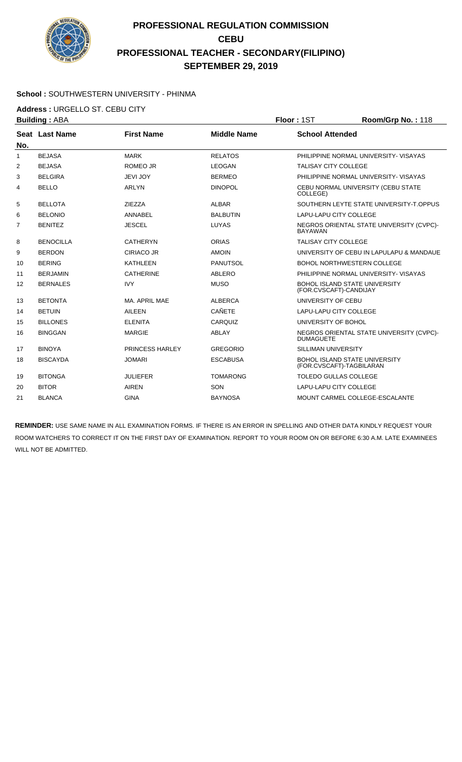# PROFESSIONAL REGULATION COMMISSION
## CEBU
## PROFESSIONAL TEACHER - SECONDARY(FILIPINO)
## SEPTEMBER 29, 2019

**School :** SOUTHWESTERN UNIVERSITY - PHINMA

**Address :** URGELLO ST. CEBU CITY

**Building :** ABA **Floor :** 1ST **Room/Grp No. :** 118

| Seat No. | Last Name | First Name | Middle Name | School Attended |
|---|---|---|---|---|
| 1 | BEJASA | MARK | RELATOS | PHILIPPINE NORMAL UNIVERSITY- VISAYAS |
| 2 | BEJASA | ROMEO JR | LEOGAN | TALISAY CITY COLLEGE |
| 3 | BELGIRA | JEVI JOY | BERMEO | PHILIPPINE NORMAL UNIVERSITY- VISAYAS |
| 4 | BELLO | ARLYN | DINOPOL | CEBU NORMAL UNIVERSITY (CEBU STATE COLLEGE) |
| 5 | BELLOTA | ZIEZZA | ALBAR | SOUTHERN LEYTE STATE UNIVERSITY-T.OPPUS |
| 6 | BELONIO | ANNABEL | BALBUTIN | LAPU-LAPU CITY COLLEGE |
| 7 | BENITEZ | JESCEL | LUYAS | NEGROS ORIENTAL STATE UNIVERSITY (CVPC)-BAYAWAN |
| 8 | BENOCILLA | CATHERYN | ORIAS | TALISAY CITY COLLEGE |
| 9 | BERDON | CIRIACO JR | AMOIN | UNIVERSITY OF CEBU IN LAPULAPU & MANDAUE |
| 10 | BERING | KATHLEEN | PANUTSOL | BOHOL NORTHWESTERN COLLEGE |
| 11 | BERJAMIN | CATHERINE | ABLERO | PHILIPPINE NORMAL UNIVERSITY- VISAYAS |
| 12 | BERNALES | IVY | MUSO | BOHOL ISLAND STATE UNIVERSITY (FOR.CVSCAFT)-CANDIJAY |
| 13 | BETONTA | MA. APRIL MAE | ALBERCA | UNIVERSITY OF CEBU |
| 14 | BETUIN | AILEEN | CAÑETE | LAPU-LAPU CITY COLLEGE |
| 15 | BILLONES | ELENITA | CARQUIZ | UNIVERSITY OF BOHOL |
| 16 | BINGGAN | MARGIE | ABLAY | NEGROS ORIENTAL STATE UNIVERSITY (CVPC)-DUMAGUETE |
| 17 | BINOYA | PRINCESS HARLEY | GREGORIO | SILLIMAN UNIVERSITY |
| 18 | BISCAYDA | JOMARI | ESCABUSA | BOHOL ISLAND STATE UNIVERSITY (FOR.CVSCAFT)-TAGBILARAN |
| 19 | BITONGA | JULIEFER | TOMARONG | TOLEDO GULLAS COLLEGE |
| 20 | BITOR | AIREN | SON | LAPU-LAPU CITY COLLEGE |
| 21 | BLANCA | GINA | BAYNOSA | MOUNT CARMEL COLLEGE-ESCALANTE |

**REMINDER:** USE SAME NAME IN ALL EXAMINATION FORMS. IF THERE IS AN ERROR IN SPELLING AND OTHER DATA KINDLY REQUEST YOUR ROOM WATCHERS TO CORRECT IT ON THE FIRST DAY OF EXAMINATION. REPORT TO YOUR ROOM ON OR BEFORE 6:30 A.M. LATE EXAMINEES WILL NOT BE ADMITTED.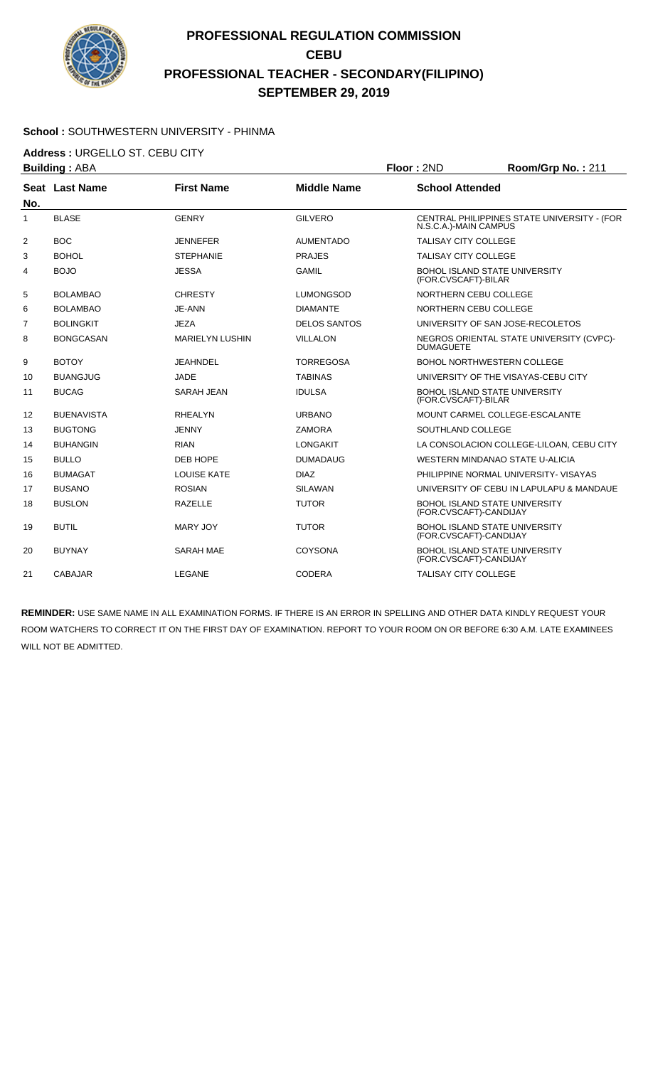# PROFESSIONAL REGULATION COMMISSION
# CEBU
# PROFESSIONAL TEACHER - SECONDARY(FILIPINO)
# SEPTEMBER 29, 2019

**School :** SOUTHWESTERN UNIVERSITY - PHINMA

**Address :** URGELLO ST. CEBU CITY

**Building :** ABA **Floor :** 2ND **Room/Grp No. :** 211

| Seat No. | Last Name | First Name | Middle Name | School Attended |
|---|---|---|---|---|
| 1 | BLASE | GENRY | GILVERO | CENTRAL PHILIPPINES STATE UNIVERSITY - (FOR N.S.C.A.)-MAIN CAMPUS |
| 2 | BOC | JENNEFER | AUMENTADO | TALISAY CITY COLLEGE |
| 3 | BOHOL | STEPHANIE | PRAJES | TALISAY CITY COLLEGE |
| 4 | BOJO | JESSA | GAMIL | BOHOL ISLAND STATE UNIVERSITY (FOR.CVSCAFT)-BILAR |
| 5 | BOLAMBAO | CHRESTY | LUMONGSOD | NORTHERN CEBU COLLEGE |
| 6 | BOLAMBAO | JE-ANN | DIAMANTE | NORTHERN CEBU COLLEGE |
| 7 | BOLINGKIT | JEZA | DELOS SANTOS | UNIVERSITY OF SAN JOSE-RECOLETOS |
| 8 | BONGCASAN | MARIELYN LUSHIN | VILLALON | NEGROS ORIENTAL STATE UNIVERSITY (CVPC)-DUMAGUETE |
| 9 | BOTOY | JEAHNDEL | TORREGOSA | BOHOL NORTHWESTERN COLLEGE |
| 10 | BUANGJUG | JADE | TABINAS | UNIVERSITY OF THE VISAYAS-CEBU CITY |
| 11 | BUCAG | SARAH JEAN | IDULSA | BOHOL ISLAND STATE UNIVERSITY (FOR.CVSCAFT)-BILAR |
| 12 | BUENAVISTA | RHEALYN | URBANO | MOUNT CARMEL COLLEGE-ESCALANTE |
| 13 | BUGTONG | JENNY | ZAMORA | SOUTHLAND COLLEGE |
| 14 | BUHANGIN | RIAN | LONGAKIT | LA CONSOLACION COLLEGE-LILOAN, CEBU CITY |
| 15 | BULLO | DEB HOPE | DUMADAUG | WESTERN MINDANAO STATE U-ALICIA |
| 16 | BUMAGAT | LOUISE KATE | DIAZ | PHILIPPINE NORMAL UNIVERSITY- VISAYAS |
| 17 | BUSANO | ROSIAN | SILAWAN | UNIVERSITY OF CEBU IN LAPULAPU & MANDAUE |
| 18 | BUSLON | RAZELLE | TUTOR | BOHOL ISLAND STATE UNIVERSITY (FOR.CVSCAFT)-CANDIJAY |
| 19 | BUTIL | MARY JOY | TUTOR | BOHOL ISLAND STATE UNIVERSITY (FOR.CVSCAFT)-CANDIJAY |
| 20 | BUYNAY | SARAH MAE | COYSONA | BOHOL ISLAND STATE UNIVERSITY (FOR.CVSCAFT)-CANDIJAY |
| 21 | CABAJAR | LEGANE | CODERA | TALISAY CITY COLLEGE |

**REMINDER:** USE SAME NAME IN ALL EXAMINATION FORMS. IF THERE IS AN ERROR IN SPELLING AND OTHER DATA KINDLY REQUEST YOUR ROOM WATCHERS TO CORRECT IT ON THE FIRST DAY OF EXAMINATION. REPORT TO YOUR ROOM ON OR BEFORE 6:30 A.M. LATE EXAMINEES WILL NOT BE ADMITTED.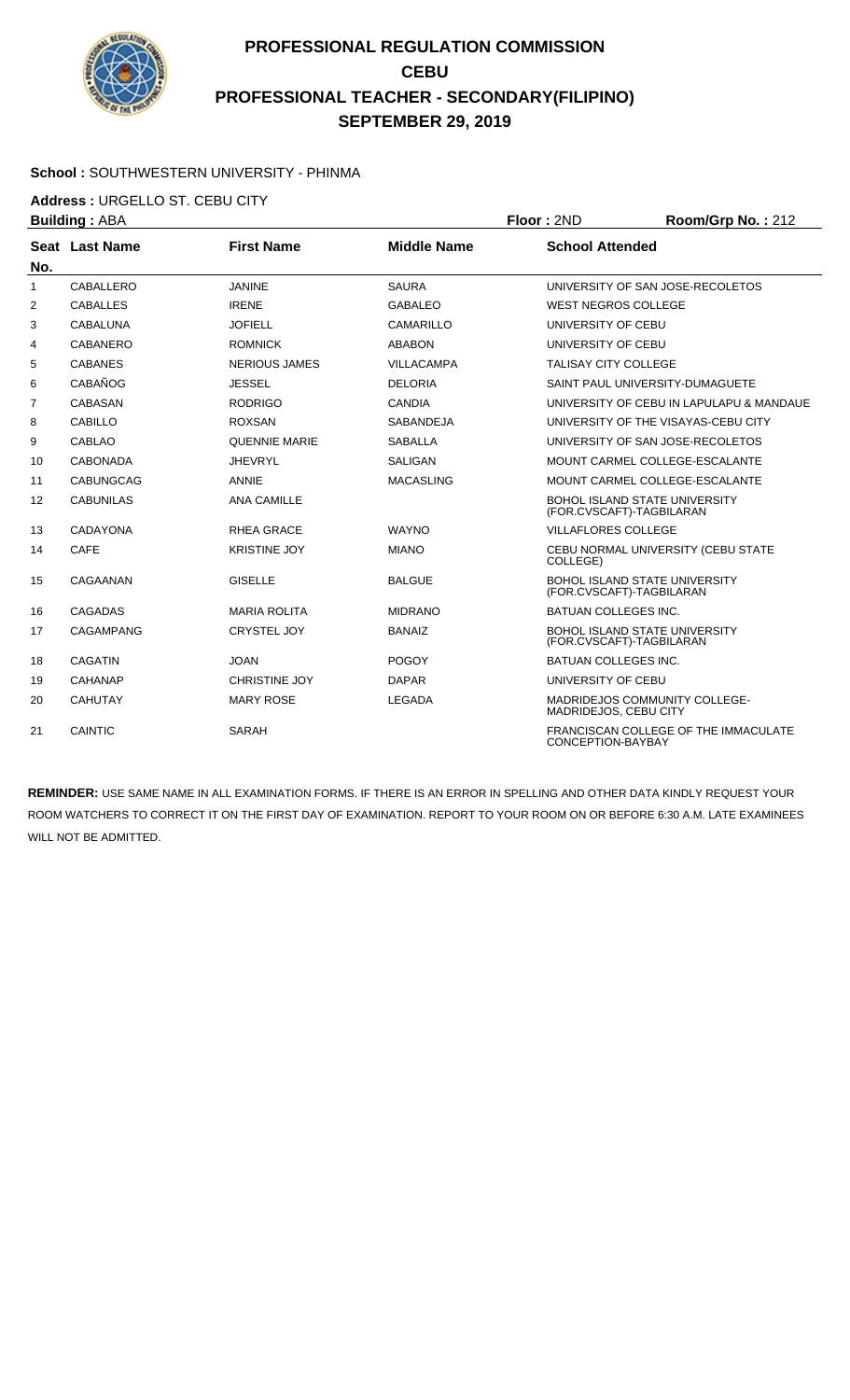# PROFESSIONAL REGULATION COMMISSION
# CEBU
# PROFESSIONAL TEACHER - SECONDARY(FILIPINO)
# SEPTEMBER 29, 2019

**School :** SOUTHWESTERN UNIVERSITY - PHINMA

**Address :** URGELLO ST. CEBU CITY

**Building :** ABA **Floor :** 2ND **Room/Grp No. :** 212

| Seat No. | Last Name | First Name | Middle Name | School Attended |
|---|---|---|---|---|
| 1 | CABALLERO | JANINE | SAURA | UNIVERSITY OF SAN JOSE-RECOLETOS |
| 2 | CABALLES | IRENE | GABALEO | WEST NEGROS COLLEGE |
| 3 | CABALUNA | JOFIELL | CAMARILLO | UNIVERSITY OF CEBU |
| 4 | CABANERO | ROMNICK | ABABON | UNIVERSITY OF CEBU |
| 5 | CABANES | NERIOUS JAMES | VILLACAMPA | TALISAY CITY COLLEGE |
| 6 | CABAÑOG | JESSEL | DELORIA | SAINT PAUL UNIVERSITY-DUMAGUETE |
| 7 | CABASAN | RODRIGO | CANDIA | UNIVERSITY OF CEBU IN LAPULAPU & MANDAUE |
| 8 | CABILLO | ROXSAN | SABANDEJA | UNIVERSITY OF THE VISAYAS-CEBU CITY |
| 9 | CABLAO | QUENNIE MARIE | SABALLA | UNIVERSITY OF SAN JOSE-RECOLETOS |
| 10 | CABONADA | JHEVRYL | SALIGAN | MOUNT CARMEL COLLEGE-ESCALANTE |
| 11 | CABUNGCAG | ANNIE | MACASLING | MOUNT CARMEL COLLEGE-ESCALANTE |
| 12 | CABUNILAS | ANA CAMILLE | | BOHOL ISLAND STATE UNIVERSITY (FOR.CVSCAFT)-TAGBILARAN |
| 13 | CADAYONA | RHEA GRACE | WAYNO | VILLAFLORES COLLEGE |
| 14 | CAFE | KRISTINE JOY | MIANO | CEBU NORMAL UNIVERSITY (CEBU STATE COLLEGE) |
| 15 | CAGAANAN | GISELLE | BALGUE | BOHOL ISLAND STATE UNIVERSITY (FOR.CVSCAFT)-TAGBILARAN |
| 16 | CAGADAS | MARIA ROLITA | MIDRANO | BATUAN COLLEGES INC. |
| 17 | CAGAMPANG | CRYSTEL JOY | BANAIZ | BOHOL ISLAND STATE UNIVERSITY (FOR.CVSCAFT)-TAGBILARAN |
| 18 | CAGATIN | JOAN | POGOY | BATUAN COLLEGES INC. |
| 19 | CAHANAP | CHRISTINE JOY | DAPAR | UNIVERSITY OF CEBU |
| 20 | CAHUTAY | MARY ROSE | LEGADA | MADRIDEJOS COMMUNITY COLLEGE-MADRIDEJOS, CEBU CITY |
| 21 | CAINTIC | SARAH | | FRANCISCAN COLLEGE OF THE IMMACULATE CONCEPTION-BAYBAY |

**REMINDER:** USE SAME NAME IN ALL EXAMINATION FORMS. IF THERE IS AN ERROR IN SPELLING AND OTHER DATA KINDLY REQUEST YOUR ROOM WATCHERS TO CORRECT IT ON THE FIRST DAY OF EXAMINATION. REPORT TO YOUR ROOM ON OR BEFORE 6:30 A.M. LATE EXAMINEES WILL NOT BE ADMITTED.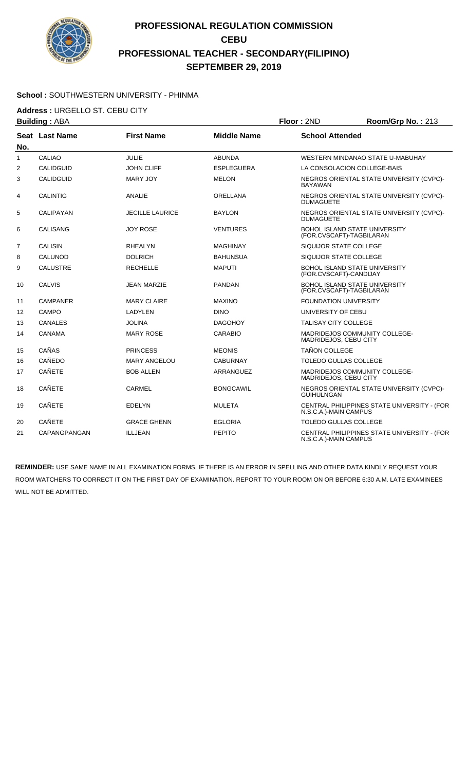# PROFESSIONAL REGULATION COMMISSION
## CEBU
## PROFESSIONAL TEACHER - SECONDARY(FILIPINO)
## SEPTEMBER 29, 2019

**School :** SOUTHWESTERN UNIVERSITY - PHINMA

**Address :** URGELLO ST. CEBU CITY

**Building :** ABA　　**Floor :** 2ND　　**Room/Grp No. :** 213

| Seat No. | Last Name | First Name | Middle Name | School Attended |
|---|---|---|---|---|
| 1 | CALIAO | JULIE | ABUNDA | WESTERN MINDANAO STATE U-MABUHAY |
| 2 | CALIDGUID | JOHN CLIFF | ESPLEGUERA | LA CONSOLACION COLLEGE-BAIS |
| 3 | CALIDGUID | MARY JOY | MELON | NEGROS ORIENTAL STATE UNIVERSITY (CVPC)-BAYAWAN |
| 4 | CALINTIG | ANALIE | ORELLANA | NEGROS ORIENTAL STATE UNIVERSITY (CVPC)-DUMAGUETE |
| 5 | CALIPAYAN | JECILLE LAURICE | BAYLON | NEGROS ORIENTAL STATE UNIVERSITY (CVPC)-DUMAGUETE |
| 6 | CALISANG | JOY ROSE | VENTURES | BOHOL ISLAND STATE UNIVERSITY (FOR.CVSCAFT)-TAGBILARAN |
| 7 | CALISIN | RHEALYN | MAGHINAY | SIQUIJOR STATE COLLEGE |
| 8 | CALUNOD | DOLRICH | BAHUNSUA | SIQUIJOR STATE COLLEGE |
| 9 | CALUSTRE | RECHELLE | MAPUTI | BOHOL ISLAND STATE UNIVERSITY (FOR.CVSCAFT)-CANDIJAY |
| 10 | CALVIS | JEAN MARZIE | PANDAN | BOHOL ISLAND STATE UNIVERSITY (FOR.CVSCAFT)-TAGBILARAN |
| 11 | CAMPANER | MARY CLAIRE | MAXINO | FOUNDATION UNIVERSITY |
| 12 | CAMPO | LADYLEN | DINO | UNIVERSITY OF CEBU |
| 13 | CANALES | JOLINA | DAGOHOY | TALISAY CITY COLLEGE |
| 14 | CANAMA | MARY ROSE | CARABIO | MADRIDEJOS COMMUNITY COLLEGE-MADRIDEJOS, CEBU CITY |
| 15 | CAÑAS | PRINCESS | MEONIS | TAÑON COLLEGE |
| 16 | CAÑEDO | MARY ANGELOU | CABURNAY | TOLEDO GULLAS COLLEGE |
| 17 | CAÑETE | BOB ALLEN | ARRANGUEZ | MADRIDEJOS COMMUNITY COLLEGE-MADRIDEJOS, CEBU CITY |
| 18 | CAÑETE | CARMEL | BONGCAWIL | NEGROS ORIENTAL STATE UNIVERSITY (CVPC)-GUIHULNGAN |
| 19 | CAÑETE | EDELYN | MULETA | CENTRAL PHILIPPINES STATE UNIVERSITY - (FOR N.S.C.A.)-MAIN CAMPUS |
| 20 | CAÑETE | GRACE GHENN | EGLORIA | TOLEDO GULLAS COLLEGE |
| 21 | CAPANGPANGAN | ILLJEAN | PEPITO | CENTRAL PHILIPPINES STATE UNIVERSITY - (FOR N.S.C.A.)-MAIN CAMPUS |

**REMINDER:** USE SAME NAME IN ALL EXAMINATION FORMS. IF THERE IS AN ERROR IN SPELLING AND OTHER DATA KINDLY REQUEST YOUR ROOM WATCHERS TO CORRECT IT ON THE FIRST DAY OF EXAMINATION. REPORT TO YOUR ROOM ON OR BEFORE 6:30 A.M. LATE EXAMINEES WILL NOT BE ADMITTED.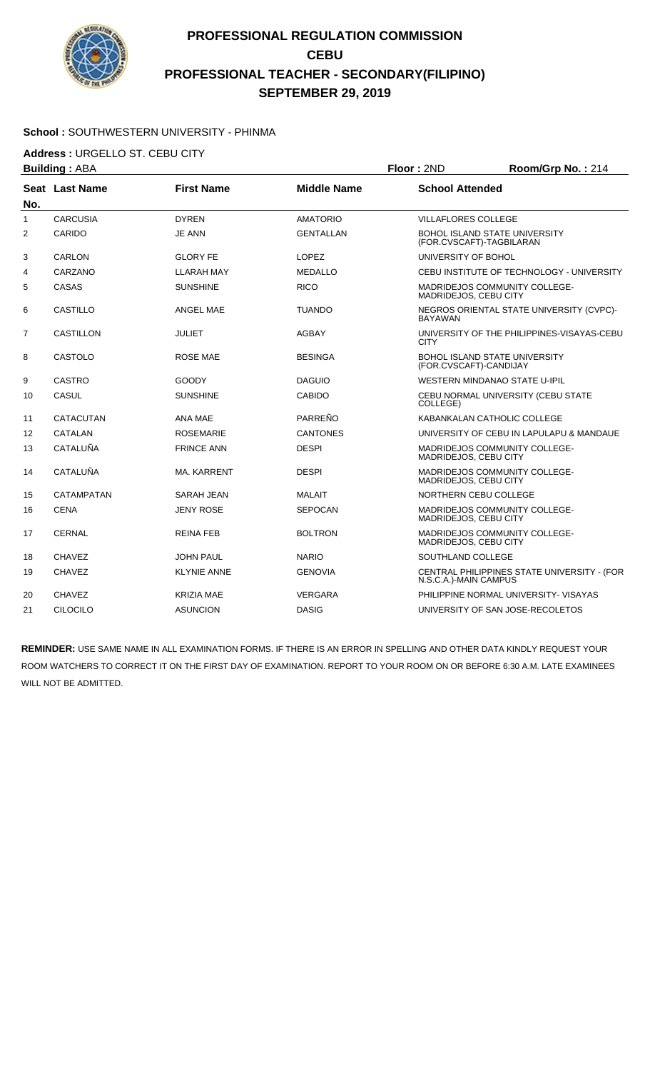# PROFESSIONAL REGULATION COMMISSION
## CEBU
## PROFESSIONAL TEACHER - SECONDARY(FILIPINO)
## SEPTEMBER 29, 2019

**School :** SOUTHWESTERN UNIVERSITY - PHINMA

**Address :** URGELLO ST. CEBU CITY

**Building :** ABA **Floor :** 2ND **Room/Grp No. :** 214

| Seat No. | Last Name | First Name | Middle Name | School Attended |
|---|---|---|---|---|
| 1 | CARCUSIA | DYREN | AMATORIO | VILLAFLORES COLLEGE |
| 2 | CARIDO | JE ANN | GENTALLAN | BOHOL ISLAND STATE UNIVERSITY (FOR.CVSCAFT)-TAGBILARAN |
| 3 | CARLON | GLORY FE | LOPEZ | UNIVERSITY OF BOHOL |
| 4 | CARZANO | LLARAH MAY | MEDALLO | CEBU INSTITUTE OF TECHNOLOGY - UNIVERSITY |
| 5 | CASAS | SUNSHINE | RICO | MADRIDEJOS COMMUNITY COLLEGE-MADRIDEJOS, CEBU CITY |
| 6 | CASTILLO | ANGEL MAE | TUANDO | NEGROS ORIENTAL STATE UNIVERSITY (CVPC)-BAYAWAN |
| 7 | CASTILLON | JULIET | AGBAY | UNIVERSITY OF THE PHILIPPINES-VISAYAS-CEBU CITY |
| 8 | CASTOLO | ROSE MAE | BESINGA | BOHOL ISLAND STATE UNIVERSITY (FOR.CVSCAFT)-CANDIJAY |
| 9 | CASTRO | GOODY | DAGUIO | WESTERN MINDANAO STATE U-IPIL |
| 10 | CASUL | SUNSHINE | CABIDO | CEBU NORMAL UNIVERSITY (CEBU STATE COLLEGE) |
| 11 | CATACUTAN | ANA MAE | PARREÑO | KABANKALAN CATHOLIC COLLEGE |
| 12 | CATALAN | ROSEMARIE | CANTONES | UNIVERSITY OF CEBU IN LAPULAPU & MANDAUE |
| 13 | CATALUÑA | FRINCE ANN | DESPI | MADRIDEJOS COMMUNITY COLLEGE-MADRIDEJOS, CEBU CITY |
| 14 | CATALUÑA | MA. KARRENT | DESPI | MADRIDEJOS COMMUNITY COLLEGE-MADRIDEJOS, CEBU CITY |
| 15 | CATAMPATAN | SARAH JEAN | MALAIT | NORTHERN CEBU COLLEGE |
| 16 | CENA | JENY ROSE | SEPOCAN | MADRIDEJOS COMMUNITY COLLEGE-MADRIDEJOS, CEBU CITY |
| 17 | CERNAL | REINA FEB | BOLTRON | MADRIDEJOS COMMUNITY COLLEGE-MADRIDEJOS, CEBU CITY |
| 18 | CHAVEZ | JOHN PAUL | NARIO | SOUTHLAND COLLEGE |
| 19 | CHAVEZ | KLYNIE ANNE | GENOVIA | CENTRAL PHILIPPINES STATE UNIVERSITY - (FOR N.S.C.A.)-MAIN CAMPUS |
| 20 | CHAVEZ | KRIZIA MAE | VERGARA | PHILIPPINE NORMAL UNIVERSITY- VISAYAS |
| 21 | CILOCILO | ASUNCION | DASIG | UNIVERSITY OF SAN JOSE-RECOLETOS |

**REMINDER:** USE SAME NAME IN ALL EXAMINATION FORMS. IF THERE IS AN ERROR IN SPELLING AND OTHER DATA KINDLY REQUEST YOUR ROOM WATCHERS TO CORRECT IT ON THE FIRST DAY OF EXAMINATION. REPORT TO YOUR ROOM ON OR BEFORE 6:30 A.M. LATE EXAMINEES WILL NOT BE ADMITTED.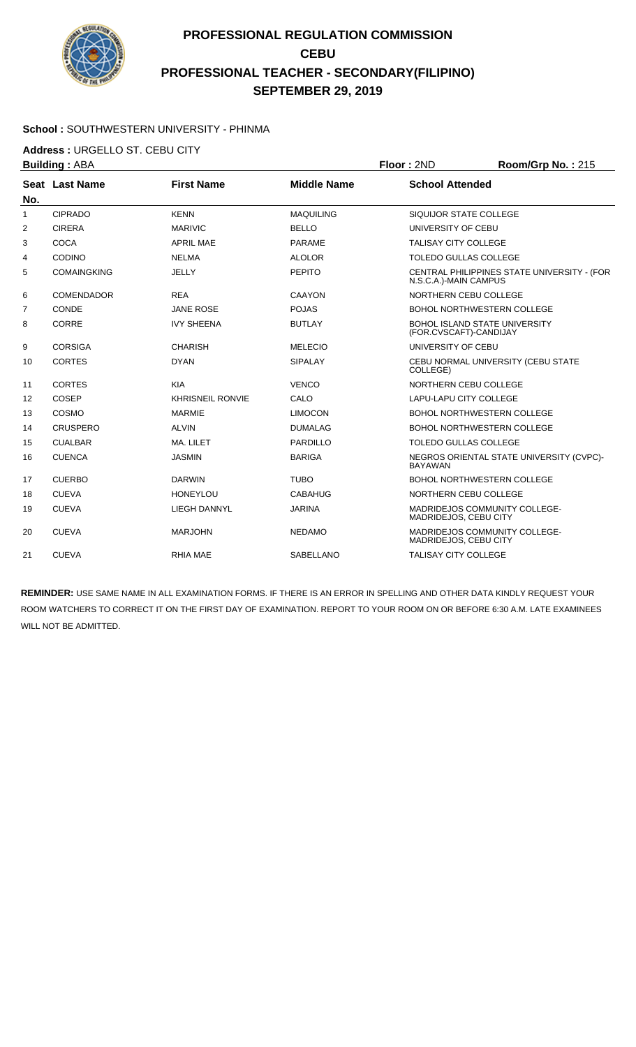# PROFESSIONAL REGULATION COMMISSION
# CEBU
# PROFESSIONAL TEACHER - SECONDARY(FILIPINO)
# SEPTEMBER 29, 2019

**School :** SOUTHWESTERN UNIVERSITY - PHINMA

**Address :** URGELLO ST. CEBU CITY

**Building :** ABA **Floor :** 2ND **Room/Grp No. :** 215

| Seat No. | Last Name | First Name | Middle Name | School Attended |
|---|---|---|---|---|
| 1 | CIPRADO | KENN | MAQUILING | SIQUIJOR STATE COLLEGE |
| 2 | CIRERA | MARIVIC | BELLO | UNIVERSITY OF CEBU |
| 3 | COCA | APRIL MAE | PARAME | TALISAY CITY COLLEGE |
| 4 | CODINO | NELMA | ALOLOR | TOLEDO GULLAS COLLEGE |
| 5 | COMAINGKING | JELLY | PEPITO | CENTRAL PHILIPPINES STATE UNIVERSITY - (FOR N.S.C.A.)-MAIN CAMPUS |
| 6 | COMENDADOR | REA | CAAYON | NORTHERN CEBU COLLEGE |
| 7 | CONDE | JANE ROSE | POJAS | BOHOL NORTHWESTERN COLLEGE |
| 8 | CORRE | IVY SHEENA | BUTLAY | BOHOL ISLAND STATE UNIVERSITY (FOR.CVSCAFT)-CANDIJAY |
| 9 | CORSIGA | CHARISH | MELECIO | UNIVERSITY OF CEBU |
| 10 | CORTES | DYAN | SIPALAY | CEBU NORMAL UNIVERSITY (CEBU STATE COLLEGE) |
| 11 | CORTES | KIA | VENCO | NORTHERN CEBU COLLEGE |
| 12 | COSEP | KHRISNEIL RONVIE | CALO | LAPU-LAPU CITY COLLEGE |
| 13 | COSMO | MARMIE | LIMOCON | BOHOL NORTHWESTERN COLLEGE |
| 14 | CRUSPERO | ALVIN | DUMALAG | BOHOL NORTHWESTERN COLLEGE |
| 15 | CUALBAR | MA. LILET | PARDILLO | TOLEDO GULLAS COLLEGE |
| 16 | CUENCA | JASMIN | BARIGA | NEGROS ORIENTAL STATE UNIVERSITY (CVPC)-BAYAWAN |
| 17 | CUERBO | DARWIN | TUBO | BOHOL NORTHWESTERN COLLEGE |
| 18 | CUEVA | HONEYLOU | CABAHUG | NORTHERN CEBU COLLEGE |
| 19 | CUEVA | LIEGH DANNYL | JARINA | MADRIDEJOS COMMUNITY COLLEGE-MADRIDEJOS, CEBU CITY |
| 20 | CUEVA | MARJOHN | NEDAMO | MADRIDEJOS COMMUNITY COLLEGE-MADRIDEJOS, CEBU CITY |
| 21 | CUEVA | RHIA MAE | SABELLANO | TALISAY CITY COLLEGE |

**REMINDER:** USE SAME NAME IN ALL EXAMINATION FORMS. IF THERE IS AN ERROR IN SPELLING AND OTHER DATA KINDLY REQUEST YOUR ROOM WATCHERS TO CORRECT IT ON THE FIRST DAY OF EXAMINATION. REPORT TO YOUR ROOM ON OR BEFORE 6:30 A.M. LATE EXAMINEES WILL NOT BE ADMITTED.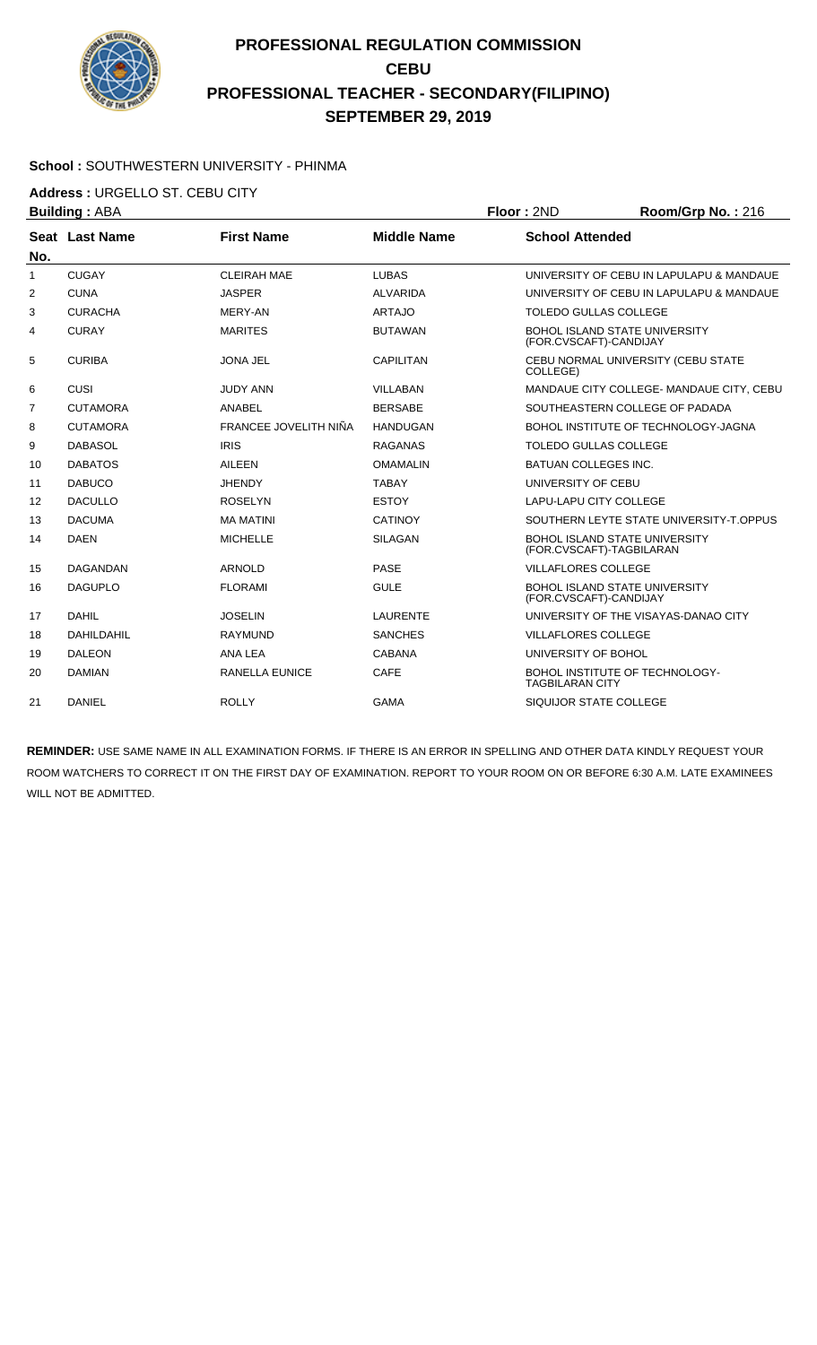# PROFESSIONAL REGULATION COMMISSION
## CEBU
## PROFESSIONAL TEACHER - SECONDARY(FILIPINO)
## SEPTEMBER 29, 2019

**School :** SOUTHWESTERN UNIVERSITY - PHINMA

**Address :** URGELLO ST. CEBU CITY

**Building :** ABA　　**Floor :** 2ND　　**Room/Grp No. :** 216

| Seat No. | Last Name | First Name | Middle Name | School Attended |
|---|---|---|---|---|
| 1 | CUGAY | CLEIRAH MAE | LUBAS | UNIVERSITY OF CEBU IN LAPULAPU & MANDAUE |
| 2 | CUNA | JASPER | ALVARIDA | UNIVERSITY OF CEBU IN LAPULAPU & MANDAUE |
| 3 | CURACHA | MERY-AN | ARTAJO | TOLEDO GULLAS COLLEGE |
| 4 | CURAY | MARITES | BUTAWAN | BOHOL ISLAND STATE UNIVERSITY (FOR.CVSCAFT)-CANDIJAY |
| 5 | CURIBA | JONA JEL | CAPILITAN | CEBU NORMAL UNIVERSITY (CEBU STATE COLLEGE) |
| 6 | CUSI | JUDY ANN | VILLABAN | MANDAUE CITY COLLEGE- MANDAUE CITY, CEBU |
| 7 | CUTAMORA | ANABEL | BERSABE | SOUTHEASTERN COLLEGE OF PADADA |
| 8 | CUTAMORA | FRANCEE JOVELITH NIÑA | HANDUGAN | BOHOL INSTITUTE OF TECHNOLOGY-JAGNA |
| 9 | DABASOL | IRIS | RAGANAS | TOLEDO GULLAS COLLEGE |
| 10 | DABATOS | AILEEN | OMAMALIN | BATUAN COLLEGES INC. |
| 11 | DABUCO | JHENDY | TABAY | UNIVERSITY OF CEBU |
| 12 | DACULLO | ROSELYN | ESTOY | LAPU-LAPU CITY COLLEGE |
| 13 | DACUMA | MA MATINI | CATINOY | SOUTHERN LEYTE STATE UNIVERSITY-T.OPPUS |
| 14 | DAEN | MICHELLE | SILAGAN | BOHOL ISLAND STATE UNIVERSITY (FOR.CVSCAFT)-TAGBILARAN |
| 15 | DAGANDAN | ARNOLD | PASE | VILLAFLORES COLLEGE |
| 16 | DAGUPLO | FLORAMI | GULE | BOHOL ISLAND STATE UNIVERSITY (FOR.CVSCAFT)-CANDIJAY |
| 17 | DAHIL | JOSELIN | LAURENTE | UNIVERSITY OF THE VISAYAS-DANAO CITY |
| 18 | DAHILDAHIL | RAYMUND | SANCHES | VILLAFLORES COLLEGE |
| 19 | DALEON | ANA LEA | CABANA | UNIVERSITY OF BOHOL |
| 20 | DAMIAN | RANELLA EUNICE | CAFE | BOHOL INSTITUTE OF TECHNOLOGY-TAGBILARAN CITY |
| 21 | DANIEL | ROLLY | GAMA | SIQUIJOR STATE COLLEGE |

**REMINDER:** USE SAME NAME IN ALL EXAMINATION FORMS. IF THERE IS AN ERROR IN SPELLING AND OTHER DATA KINDLY REQUEST YOUR ROOM WATCHERS TO CORRECT IT ON THE FIRST DAY OF EXAMINATION. REPORT TO YOUR ROOM ON OR BEFORE 6:30 A.M. LATE EXAMINEES WILL NOT BE ADMITTED.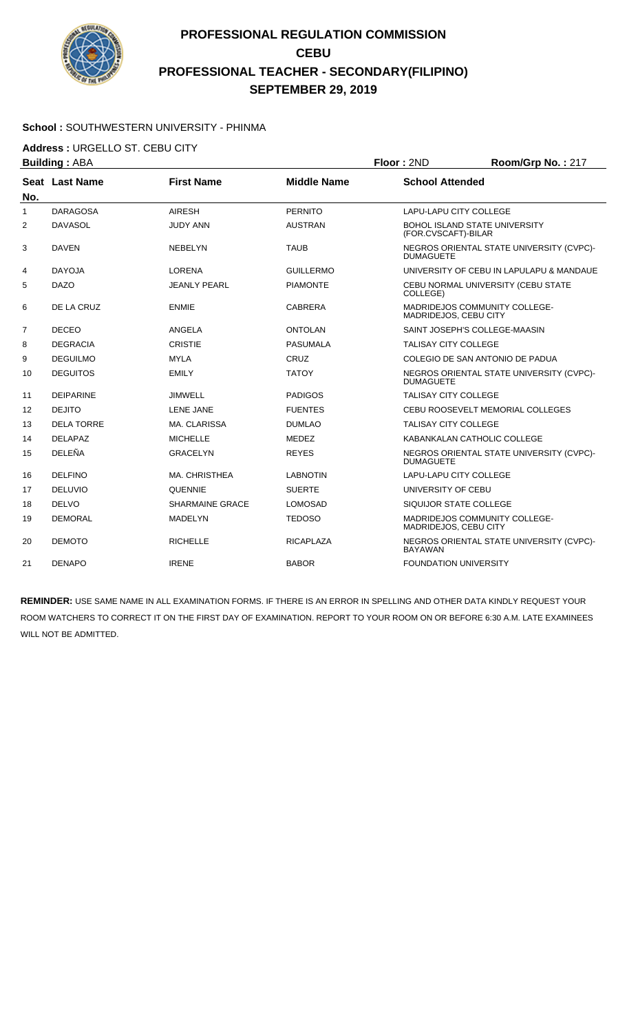# PROFESSIONAL REGULATION COMMISSION
## CEBU
## PROFESSIONAL TEACHER - SECONDARY(FILIPINO)
## SEPTEMBER 29, 2019

**School :** SOUTHWESTERN UNIVERSITY - PHINMA

**Address :** URGELLO ST. CEBU CITY

**Building :** ABA **Floor :** 2ND **Room/Grp No. :** 217

| Seat No. | Last Name | First Name | Middle Name | School Attended |
|---|---|---|---|---|
| 1 | DARAGOSA | AIRESH | PERNITO | LAPU-LAPU CITY COLLEGE |
| 2 | DAVASOL | JUDY ANN | AUSTRAN | BOHOL ISLAND STATE UNIVERSITY (FOR.CVSCAFT)-BILAR |
| 3 | DAVEN | NEBELYN | TAUB | NEGROS ORIENTAL STATE UNIVERSITY (CVPC)-DUMAGUETE |
| 4 | DAYOJA | LORENA | GUILLERMO | UNIVERSITY OF CEBU IN LAPULAPU & MANDAUE |
| 5 | DAZO | JEANLY PEARL | PIAMONTE | CEBU NORMAL UNIVERSITY (CEBU STATE COLLEGE) |
| 6 | DE LA CRUZ | ENMIE | CABRERA | MADRIDEJOS COMMUNITY COLLEGE-MADRIDEJOS, CEBU CITY |
| 7 | DECEO | ANGELA | ONTOLAN | SAINT JOSEPH'S COLLEGE-MAASIN |
| 8 | DEGRACIA | CRISTIE | PASUMALA | TALISAY CITY COLLEGE |
| 9 | DEGUILMO | MYLA | CRUZ | COLEGIO DE SAN ANTONIO DE PADUA |
| 10 | DEGUITOS | EMILY | TATOY | NEGROS ORIENTAL STATE UNIVERSITY (CVPC)-DUMAGUETE |
| 11 | DEIPARINE | JIMWELL | PADIGOS | TALISAY CITY COLLEGE |
| 12 | DEJITO | LENE JANE | FUENTES | CEBU ROOSEVELT MEMORIAL COLLEGES |
| 13 | DELA TORRE | MA. CLARISSA | DUMLAO | TALISAY CITY COLLEGE |
| 14 | DELAPAZ | MICHELLE | MEDEZ | KABANKALAN CATHOLIC COLLEGE |
| 15 | DELEÑA | GRACELYN | REYES | NEGROS ORIENTAL STATE UNIVERSITY (CVPC)-DUMAGUETE |
| 16 | DELFINO | MA. CHRISTHEA | LABNOTIN | LAPU-LAPU CITY COLLEGE |
| 17 | DELUVIO | QUENNIE | SUERTE | UNIVERSITY OF CEBU |
| 18 | DELVO | SHARMAINE GRACE | LOMOSAD | SIQUIJOR STATE COLLEGE |
| 19 | DEMORAL | MADELYN | TEDOSO | MADRIDEJOS COMMUNITY COLLEGE-MADRIDEJOS, CEBU CITY |
| 20 | DEMOTO | RICHELLE | RICAPLAZA | NEGROS ORIENTAL STATE UNIVERSITY (CVPC)-BAYAWAN |
| 21 | DENAPO | IRENE | BABOR | FOUNDATION UNIVERSITY |

**REMINDER:** USE SAME NAME IN ALL EXAMINATION FORMS. IF THERE IS AN ERROR IN SPELLING AND OTHER DATA KINDLY REQUEST YOUR ROOM WATCHERS TO CORRECT IT ON THE FIRST DAY OF EXAMINATION. REPORT TO YOUR ROOM ON OR BEFORE 6:30 A.M. LATE EXAMINEES WILL NOT BE ADMITTED.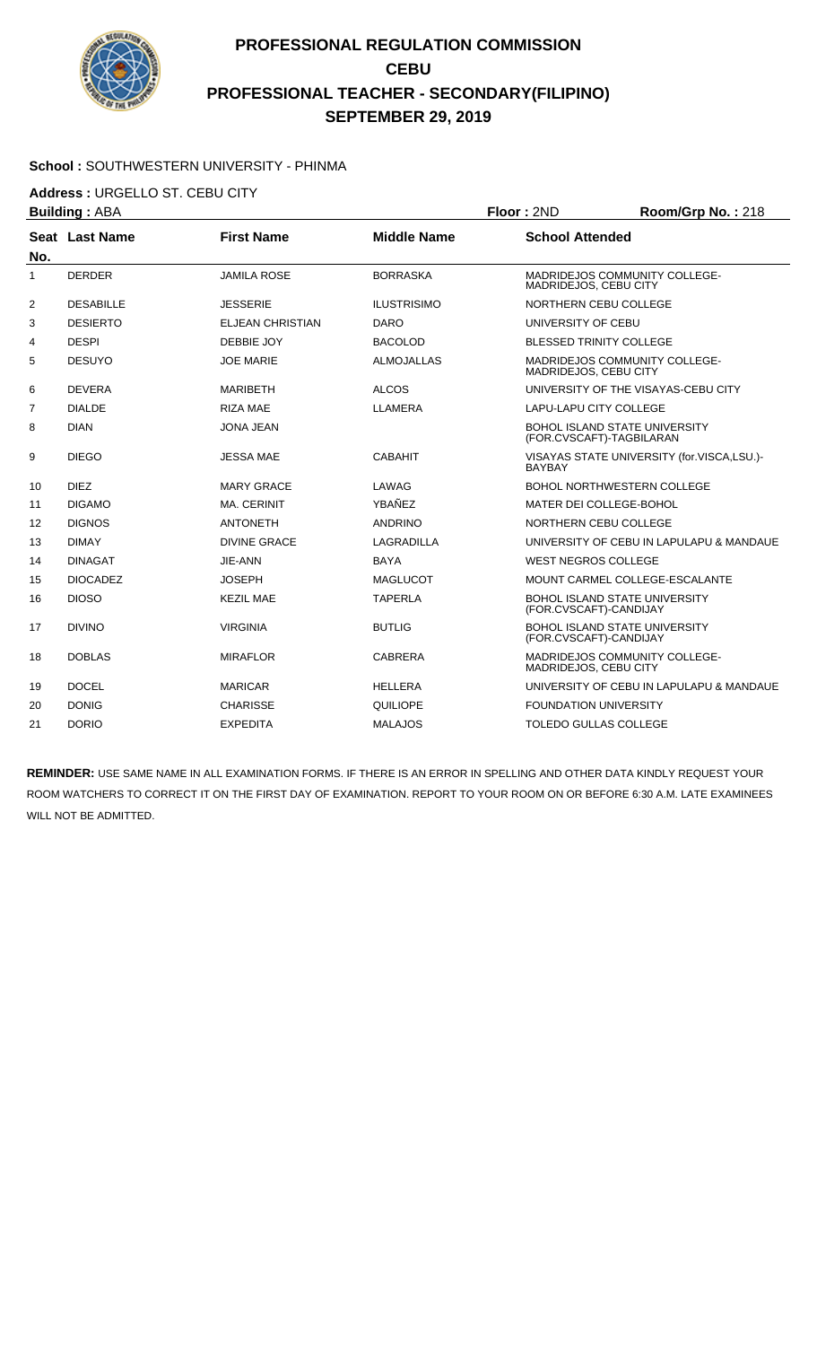# PROFESSIONAL REGULATION COMMISSION
## CEBU
## PROFESSIONAL TEACHER - SECONDARY(FILIPINO)
## SEPTEMBER 29, 2019

**School :** SOUTHWESTERN UNIVERSITY - PHINMA

**Address :** URGELLO ST. CEBU CITY

**Building :** ABA **Floor :** 2ND **Room/Grp No. :** 218

| Seat No. | Last Name | First Name | Middle Name | School Attended |
|---|---|---|---|---|
| 1 | DERDER | JAMILA ROSE | BORRASKA | MADRIDEJOS COMMUNITY COLLEGE-MADRIDEJOS, CEBU CITY |
| 2 | DESABILLE | JESSERIE | ILUSTRISIMO | NORTHERN CEBU COLLEGE |
| 3 | DESIERTO | ELJEAN CHRISTIAN | DARO | UNIVERSITY OF CEBU |
| 4 | DESPI | DEBBIE JOY | BACOLOD | BLESSED TRINITY COLLEGE |
| 5 | DESUYO | JOE MARIE | ALMOJALLAS | MADRIDEJOS COMMUNITY COLLEGE-MADRIDEJOS, CEBU CITY |
| 6 | DEVERA | MARIBETH | ALCOS | UNIVERSITY OF THE VISAYAS-CEBU CITY |
| 7 | DIALDE | RIZA MAE | LLAMERA | LAPU-LAPU CITY COLLEGE |
| 8 | DIAN | JONA JEAN | | BOHOL ISLAND STATE UNIVERSITY (FOR.CVSCAFT)-TAGBILARAN |
| 9 | DIEGO | JESSA MAE | CABAHIT | VISAYAS STATE UNIVERSITY (for.VISCA,LSU.)-BAYBAY |
| 10 | DIEZ | MARY GRACE | LAWAG | BOHOL NORTHWESTERN COLLEGE |
| 11 | DIGAMO | MA. CERINIT | YBAÑEZ | MATER DEI COLLEGE-BOHOL |
| 12 | DIGNOS | ANTONETH | ANDRINO | NORTHERN CEBU COLLEGE |
| 13 | DIMAY | DIVINE GRACE | LAGRADILLA | UNIVERSITY OF CEBU IN LAPULAPU & MANDAUE |
| 14 | DINAGAT | JIE-ANN | BAYA | WEST NEGROS COLLEGE |
| 15 | DIOCADEZ | JOSEPH | MAGLUCOT | MOUNT CARMEL COLLEGE-ESCALANTE |
| 16 | DIOSO | KEZIL MAE | TAPERLA | BOHOL ISLAND STATE UNIVERSITY (FOR.CVSCAFT)-CANDIJAY |
| 17 | DIVINO | VIRGINIA | BUTLIG | BOHOL ISLAND STATE UNIVERSITY (FOR.CVSCAFT)-CANDIJAY |
| 18 | DOBLAS | MIRAFLOR | CABRERA | MADRIDEJOS COMMUNITY COLLEGE-MADRIDEJOS, CEBU CITY |
| 19 | DOCEL | MARICAR | HELLERA | UNIVERSITY OF CEBU IN LAPULAPU & MANDAUE |
| 20 | DONIG | CHARISSE | QUILIOPE | FOUNDATION UNIVERSITY |
| 21 | DORIO | EXPEDITA | MALAJOS | TOLEDO GULLAS COLLEGE |

**REMINDER:** USE SAME NAME IN ALL EXAMINATION FORMS. IF THERE IS AN ERROR IN SPELLING AND OTHER DATA KINDLY REQUEST YOUR ROOM WATCHERS TO CORRECT IT ON THE FIRST DAY OF EXAMINATION. REPORT TO YOUR ROOM ON OR BEFORE 6:30 A.M. LATE EXAMINEES WILL NOT BE ADMITTED.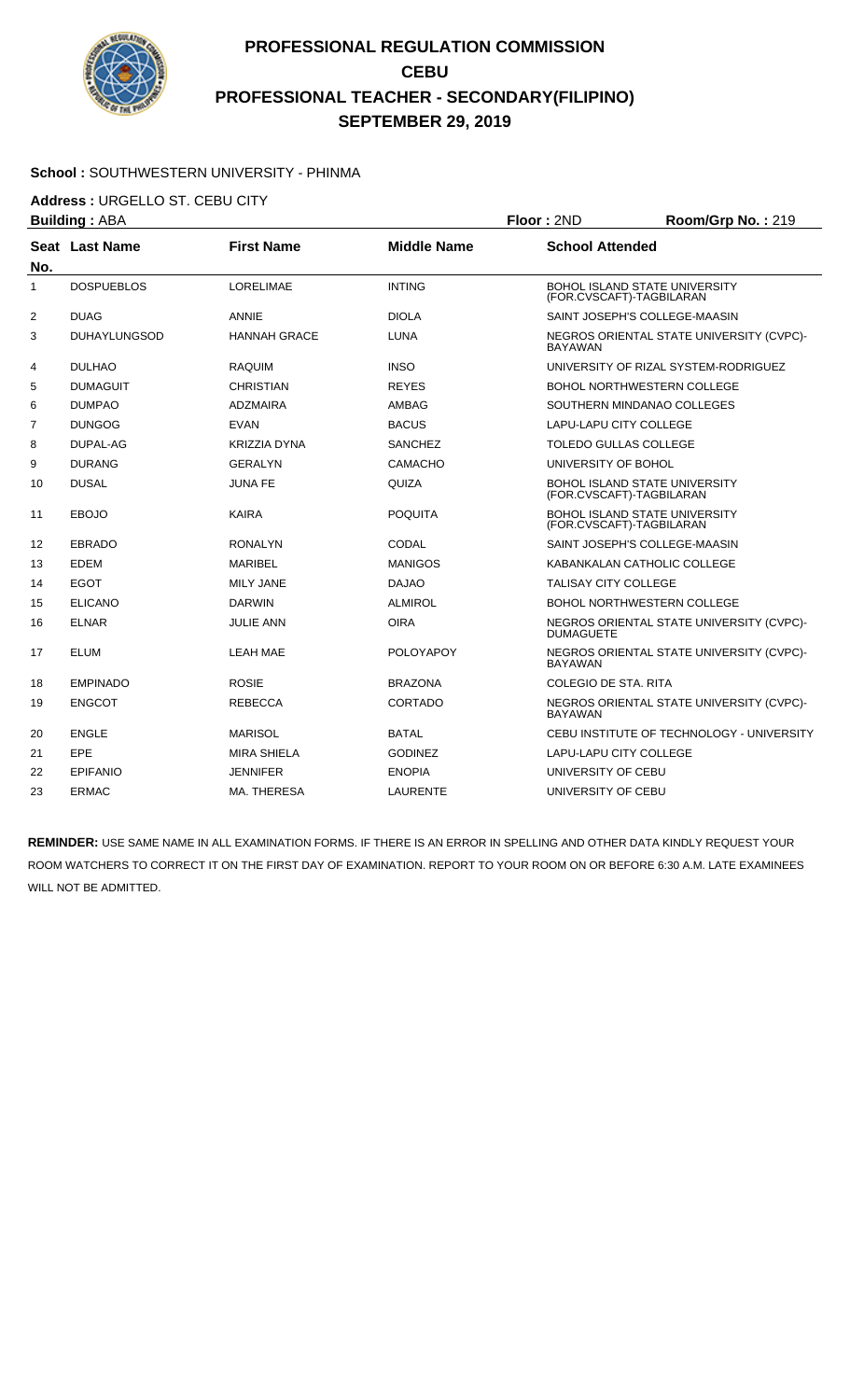# PROFESSIONAL REGULATION COMMISSION
# CEBU
# PROFESSIONAL TEACHER - SECONDARY(FILIPINO)
# SEPTEMBER 29, 2019

**School :** SOUTHWESTERN UNIVERSITY - PHINMA

**Address :** URGELLO ST. CEBU CITY

**Building :** ABA **Floor :** 2ND **Room/Grp No. :** 219

| Seat No. | Last Name | First Name | Middle Name | School Attended |
|---|---|---|---|---|
| 1 | DOSPUEBLOS | LORELIMAE | INTING | BOHOL ISLAND STATE UNIVERSITY (FOR.CVSCAFT)-TAGBILARAN |
| 2 | DUAG | ANNIE | DIOLA | SAINT JOSEPH'S COLLEGE-MAASIN |
| 3 | DUHAYLUNGSOD | HANNAH GRACE | LUNA | NEGROS ORIENTAL STATE UNIVERSITY (CVPC)-BAYAWAN |
| 4 | DULHAO | RAQUIM | INSO | UNIVERSITY OF RIZAL SYSTEM-RODRIGUEZ |
| 5 | DUMAGUIT | CHRISTIAN | REYES | BOHOL NORTHWESTERN COLLEGE |
| 6 | DUMPAO | ADZMAIRA | AMBAG | SOUTHERN MINDANAO COLLEGES |
| 7 | DUNGOG | EVAN | BACUS | LAPU-LAPU CITY COLLEGE |
| 8 | DUPAL-AG | KRIZZIA DYNA | SANCHEZ | TOLEDO GULLAS COLLEGE |
| 9 | DURANG | GERALYN | CAMACHO | UNIVERSITY OF BOHOL |
| 10 | DUSAL | JUNA FE | QUIZA | BOHOL ISLAND STATE UNIVERSITY (FOR.CVSCAFT)-TAGBILARAN |
| 11 | EBOJO | KAIRA | POQUITA | BOHOL ISLAND STATE UNIVERSITY (FOR.CVSCAFT)-TAGBILARAN |
| 12 | EBRADO | RONALYN | CODAL | SAINT JOSEPH'S COLLEGE-MAASIN |
| 13 | EDEM | MARIBEL | MANIGOS | KABANKALAN CATHOLIC COLLEGE |
| 14 | EGOT | MILY JANE | DAJAO | TALISAY CITY COLLEGE |
| 15 | ELICANO | DARWIN | ALMIROL | BOHOL NORTHWESTERN COLLEGE |
| 16 | ELNAR | JULIE ANN | OIRA | NEGROS ORIENTAL STATE UNIVERSITY (CVPC)-DUMAGUETE |
| 17 | ELUM | LEAH MAE | POLOYAPOY | NEGROS ORIENTAL STATE UNIVERSITY (CVPC)-BAYAWAN |
| 18 | EMPINADO | ROSIE | BRAZONA | COLEGIO DE STA. RITA |
| 19 | ENGCOT | REBECCA | CORTADO | NEGROS ORIENTAL STATE UNIVERSITY (CVPC)-BAYAWAN |
| 20 | ENGLE | MARISOL | BATAL | CEBU INSTITUTE OF TECHNOLOGY - UNIVERSITY |
| 21 | EPE | MIRA SHIELA | GODINEZ | LAPU-LAPU CITY COLLEGE |
| 22 | EPIFANIO | JENNIFER | ENOPIA | UNIVERSITY OF CEBU |
| 23 | ERMAC | MA. THERESA | LAURENTE | UNIVERSITY OF CEBU |

**REMINDER:** USE SAME NAME IN ALL EXAMINATION FORMS. IF THERE IS AN ERROR IN SPELLING AND OTHER DATA KINDLY REQUEST YOUR ROOM WATCHERS TO CORRECT IT ON THE FIRST DAY OF EXAMINATION. REPORT TO YOUR ROOM ON OR BEFORE 6:30 A.M. LATE EXAMINEES WILL NOT BE ADMITTED.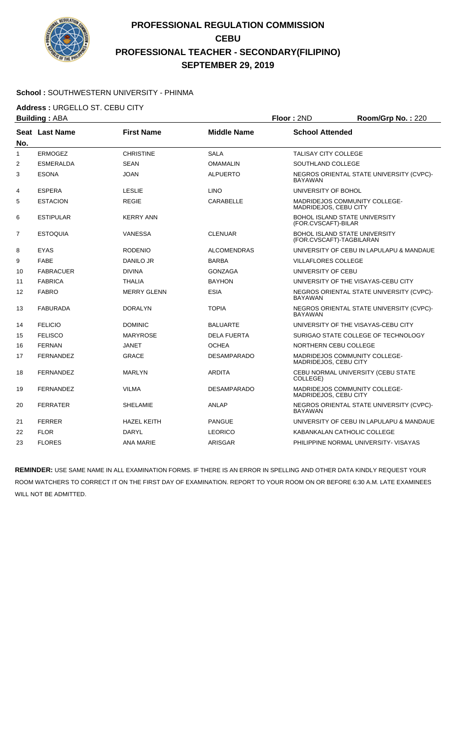# PROFESSIONAL REGULATION COMMISSION
# CEBU
# PROFESSIONAL TEACHER - SECONDARY(FILIPINO)
# SEPTEMBER 29, 2019

**School :** SOUTHWESTERN UNIVERSITY - PHINMA

**Address :** URGELLO ST. CEBU CITY

**Building :** ABA **Floor :** 2ND **Room/Grp No. :** 220

| Seat No. | Last Name | First Name | Middle Name | School Attended |
|---|---|---|---|---|
| 1 | ERMOGEZ | CHRISTINE | SALA | TALISAY CITY COLLEGE |
| 2 | ESMERALDA | SEAN | OMAMALIN | SOUTHLAND COLLEGE |
| 3 | ESONA | JOAN | ALPUERTO | NEGROS ORIENTAL STATE UNIVERSITY (CVPC)-BAYAWAN |
| 4 | ESPERA | LESLIE | LINO | UNIVERSITY OF BOHOL |
| 5 | ESTACION | REGIE | CARABELLE | MADRIDEJOS COMMUNITY COLLEGE-MADRIDEJOS, CEBU CITY |
| 6 | ESTIPULAR | KERRY ANN | | BOHOL ISLAND STATE UNIVERSITY (FOR.CVSCAFT)-BILAR |
| 7 | ESTOQUIA | VANESSA | CLENUAR | BOHOL ISLAND STATE UNIVERSITY (FOR.CVSCAFT)-TAGBILARAN |
| 8 | EYAS | RODENIO | ALCOMENDRAS | UNIVERSITY OF CEBU IN LAPULAPU & MANDAUE |
| 9 | FABE | DANILO JR | BARBA | VILLAFLORES COLLEGE |
| 10 | FABRACUER | DIVINA | GONZAGA | UNIVERSITY OF CEBU |
| 11 | FABRICA | THALIA | BAYHON | UNIVERSITY OF THE VISAYAS-CEBU CITY |
| 12 | FABRO | MERRY GLENN | ESIA | NEGROS ORIENTAL STATE UNIVERSITY (CVPC)-BAYAWAN |
| 13 | FABURADA | DORALYN | TOPIA | NEGROS ORIENTAL STATE UNIVERSITY (CVPC)-BAYAWAN |
| 14 | FELICIO | DOMINIC | BALUARTE | UNIVERSITY OF THE VISAYAS-CEBU CITY |
| 15 | FELISCO | MARYROSE | DELA FUERTA | SURIGAO STATE COLLEGE OF TECHNOLOGY |
| 16 | FERNAN | JANET | OCHEA | NORTHERN CEBU COLLEGE |
| 17 | FERNANDEZ | GRACE | DESAMPARADO | MADRIDEJOS COMMUNITY COLLEGE-MADRIDEJOS, CEBU CITY |
| 18 | FERNANDEZ | MARLYN | ARDITA | CEBU NORMAL UNIVERSITY (CEBU STATE COLLEGE) |
| 19 | FERNANDEZ | VILMA | DESAMPARADO | MADRIDEJOS COMMUNITY COLLEGE-MADRIDEJOS, CEBU CITY |
| 20 | FERRATER | SHELAMIE | ANLAP | NEGROS ORIENTAL STATE UNIVERSITY (CVPC)-BAYAWAN |
| 21 | FERRER | HAZEL KEITH | PANGUE | UNIVERSITY OF CEBU IN LAPULAPU & MANDAUE |
| 22 | FLOR | DARYL | LEORICO | KABANKALAN CATHOLIC COLLEGE |
| 23 | FLORES | ANA MARIE | ARISGAR | PHILIPPINE NORMAL UNIVERSITY- VISAYAS |

**REMINDER:** USE SAME NAME IN ALL EXAMINATION FORMS. IF THERE IS AN ERROR IN SPELLING AND OTHER DATA KINDLY REQUEST YOUR ROOM WATCHERS TO CORRECT IT ON THE FIRST DAY OF EXAMINATION. REPORT TO YOUR ROOM ON OR BEFORE 6:30 A.M. LATE EXAMINEES WILL NOT BE ADMITTED.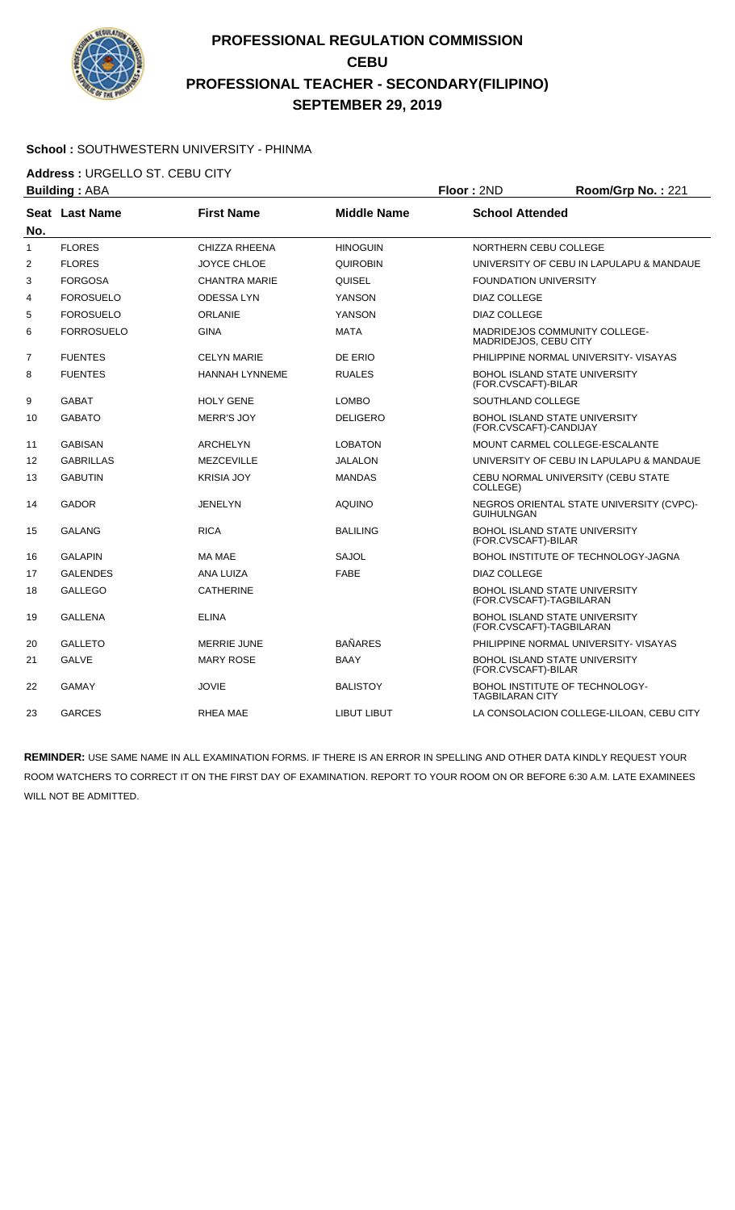# PROFESSIONAL REGULATION COMMISSION
## CEBU
## PROFESSIONAL TEACHER - SECONDARY(FILIPINO)
## SEPTEMBER 29, 2019

**School :** SOUTHWESTERN UNIVERSITY - PHINMA

**Address :** URGELLO ST. CEBU CITY

**Building :** ABA **Floor :** 2ND **Room/Grp No. :** 221

| Seat No. | Last Name | First Name | Middle Name | School Attended |
|---|---|---|---|---|
| 1 | FLORES | CHIZZA RHEENA | HINOGUIN | NORTHERN CEBU COLLEGE |
| 2 | FLORES | JOYCE CHLOE | QUIROBIN | UNIVERSITY OF CEBU IN LAPULAPU & MANDAUE |
| 3 | FORGOSA | CHANTRA MARIE | QUISEL | FOUNDATION UNIVERSITY |
| 4 | FOROSUELO | ODESSA LYN | YANSON | DIAZ COLLEGE |
| 5 | FOROSUELO | ORLANIE | YANSON | DIAZ COLLEGE |
| 6 | FORROSUELO | GINA | MATA | MADRIDEJOS COMMUNITY COLLEGE-MADRIDEJOS, CEBU CITY |
| 7 | FUENTES | CELYN MARIE | DE ERIO | PHILIPPINE NORMAL UNIVERSITY- VISAYAS |
| 8 | FUENTES | HANNAH LYNNEME | RUALES | BOHOL ISLAND STATE UNIVERSITY (FOR.CVSCAFT)-BILAR |
| 9 | GABAT | HOLY GENE | LOMBO | SOUTHLAND COLLEGE |
| 10 | GABATO | MERR'S JOY | DELIGERO | BOHOL ISLAND STATE UNIVERSITY (FOR.CVSCAFT)-CANDIJAY |
| 11 | GABISAN | ARCHELYN | LOBATON | MOUNT CARMEL COLLEGE-ESCALANTE |
| 12 | GABRILLAS | MEZCEVILLE | JALALON | UNIVERSITY OF CEBU IN LAPULAPU & MANDAUE |
| 13 | GABUTIN | KRISIA JOY | MANDAS | CEBU NORMAL UNIVERSITY (CEBU STATE COLLEGE) |
| 14 | GADOR | JENELYN | AQUINO | NEGROS ORIENTAL STATE UNIVERSITY (CVPC)-GUIHULNGAN |
| 15 | GALANG | RICA | BALILING | BOHOL ISLAND STATE UNIVERSITY (FOR.CVSCAFT)-BILAR |
| 16 | GALAPIN | MA MAE | SAJOL | BOHOL INSTITUTE OF TECHNOLOGY-JAGNA |
| 17 | GALENDES | ANA LUIZA | FABE | DIAZ COLLEGE |
| 18 | GALLEGO | CATHERINE | | BOHOL ISLAND STATE UNIVERSITY (FOR.CVSCAFT)-TAGBILARAN |
| 19 | GALLENA | ELINA | | BOHOL ISLAND STATE UNIVERSITY (FOR.CVSCAFT)-TAGBILARAN |
| 20 | GALLETO | MERRIE JUNE | BAÑARES | PHILIPPINE NORMAL UNIVERSITY- VISAYAS |
| 21 | GALVE | MARY ROSE | BAAY | BOHOL ISLAND STATE UNIVERSITY (FOR.CVSCAFT)-BILAR |
| 22 | GAMAY | JOVIE | BALISTOY | BOHOL INSTITUTE OF TECHNOLOGY-TAGBILARAN CITY |
| 23 | GARCES | RHEA MAE | LIBUT LIBUT | LA CONSOLACION COLLEGE-LILOAN, CEBU CITY |

**REMINDER:** USE SAME NAME IN ALL EXAMINATION FORMS. IF THERE IS AN ERROR IN SPELLING AND OTHER DATA KINDLY REQUEST YOUR ROOM WATCHERS TO CORRECT IT ON THE FIRST DAY OF EXAMINATION. REPORT TO YOUR ROOM ON OR BEFORE 6:30 A.M. LATE EXAMINEES WILL NOT BE ADMITTED.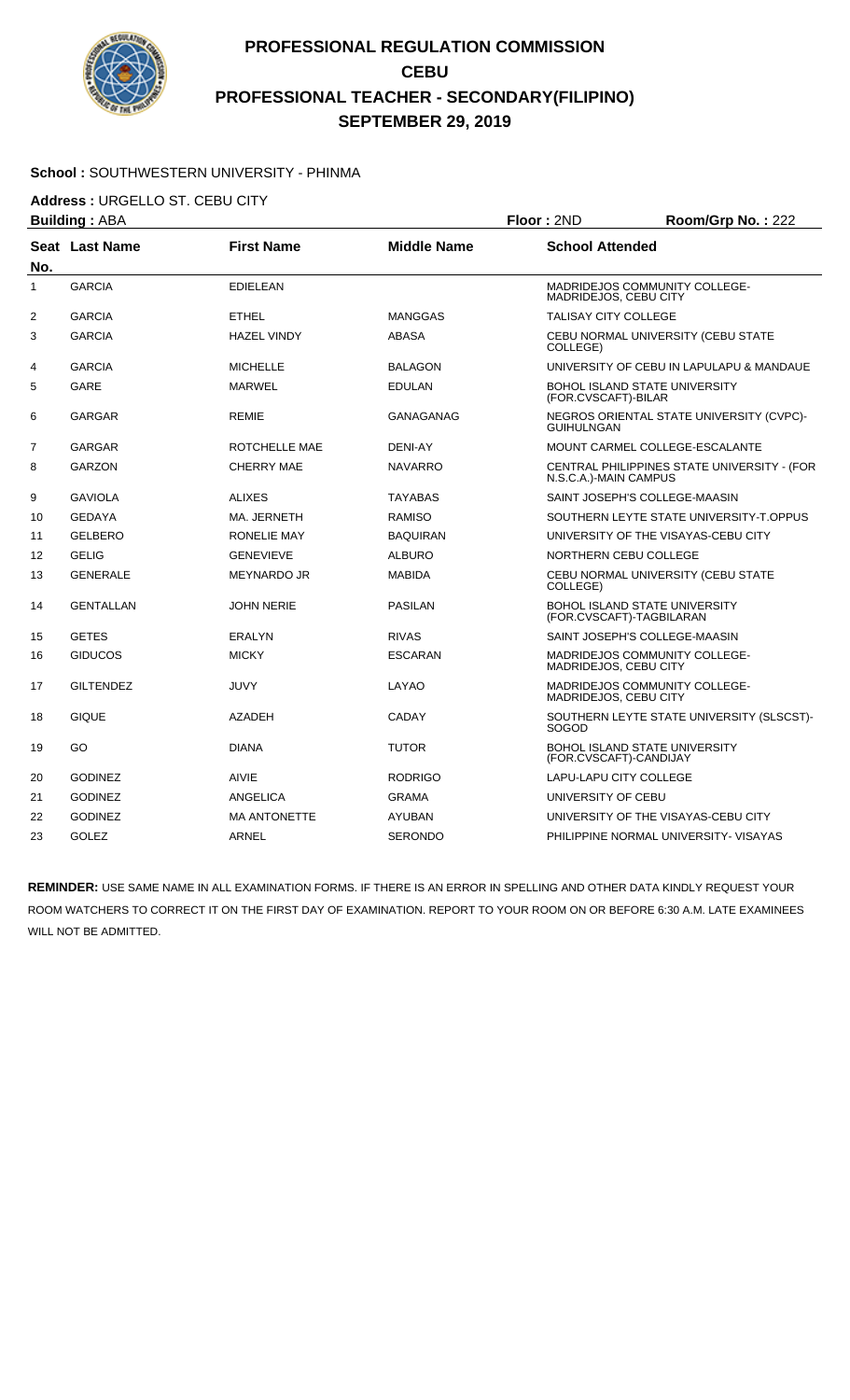# PROFESSIONAL REGULATION COMMISSION
## CEBU
## PROFESSIONAL TEACHER - SECONDARY(FILIPINO)
## SEPTEMBER 29, 2019

**School :** SOUTHWESTERN UNIVERSITY - PHINMA

**Address :** URGELLO ST. CEBU CITY

**Building :** ABA **Floor :** 2ND **Room/Grp No. :** 222

| Seat No. | Last Name | First Name | Middle Name | School Attended |
|---|---|---|---|---|
| 1 | GARCIA | EDIELEAN | | MADRIDEJOS COMMUNITY COLLEGE-MADRIDEJOS, CEBU CITY |
| 2 | GARCIA | ETHEL | MANGGAS | TALISAY CITY COLLEGE |
| 3 | GARCIA | HAZEL VINDY | ABASA | CEBU NORMAL UNIVERSITY (CEBU STATE COLLEGE) |
| 4 | GARCIA | MICHELLE | BALAGON | UNIVERSITY OF CEBU IN LAPULAPU & MANDAUE |
| 5 | GARE | MARWEL | EDULAN | BOHOL ISLAND STATE UNIVERSITY (FOR.CVSCAFT)-BILAR |
| 6 | GARGAR | REMIE | GANAGANAG | NEGROS ORIENTAL STATE UNIVERSITY (CVPC)-GUIHULNGAN |
| 7 | GARGAR | ROTCHELLE MAE | DENI-AY | MOUNT CARMEL COLLEGE-ESCALANTE |
| 8 | GARZON | CHERRY MAE | NAVARRO | CENTRAL PHILIPPINES STATE UNIVERSITY - (FOR N.S.C.A.)-MAIN CAMPUS |
| 9 | GAVIOLA | ALIXES | TAYABAS | SAINT JOSEPH'S COLLEGE-MAASIN |
| 10 | GEDAYA | MA. JERNETH | RAMISO | SOUTHERN LEYTE STATE UNIVERSITY-T.OPPUS |
| 11 | GELBERO | RONELIE MAY | BAQUIRAN | UNIVERSITY OF THE VISAYAS-CEBU CITY |
| 12 | GELIG | GENEVIEVE | ALBURO | NORTHERN CEBU COLLEGE |
| 13 | GENERALE | MEYNARDO JR | MABIDA | CEBU NORMAL UNIVERSITY (CEBU STATE COLLEGE) |
| 14 | GENTALLAN | JOHN NERIE | PASILAN | BOHOL ISLAND STATE UNIVERSITY (FOR.CVSCAFT)-TAGBILARAN |
| 15 | GETES | ERALYN | RIVAS | SAINT JOSEPH'S COLLEGE-MAASIN |
| 16 | GIDUCOS | MICKY | ESCARAN | MADRIDEJOS COMMUNITY COLLEGE-MADRIDEJOS, CEBU CITY |
| 17 | GILTENDEZ | JUVY | LAYAO | MADRIDEJOS COMMUNITY COLLEGE-MADRIDEJOS, CEBU CITY |
| 18 | GIQUE | AZADEH | CADAY | SOUTHERN LEYTE STATE UNIVERSITY (SLSCST)-SOGOD |
| 19 | GO | DIANA | TUTOR | BOHOL ISLAND STATE UNIVERSITY (FOR.CVSCAFT)-CANDIJAY |
| 20 | GODINEZ | AIVIE | RODRIGO | LAPU-LAPU CITY COLLEGE |
| 21 | GODINEZ | ANGELICA | GRAMA | UNIVERSITY OF CEBU |
| 22 | GODINEZ | MA ANTONETTE | AYUBAN | UNIVERSITY OF THE VISAYAS-CEBU CITY |
| 23 | GOLEZ | ARNEL | SERONDO | PHILIPPINE NORMAL UNIVERSITY- VISAYAS |

**REMINDER:** USE SAME NAME IN ALL EXAMINATION FORMS. IF THERE IS AN ERROR IN SPELLING AND OTHER DATA KINDLY REQUEST YOUR ROOM WATCHERS TO CORRECT IT ON THE FIRST DAY OF EXAMINATION. REPORT TO YOUR ROOM ON OR BEFORE 6:30 A.M. LATE EXAMINEES WILL NOT BE ADMITTED.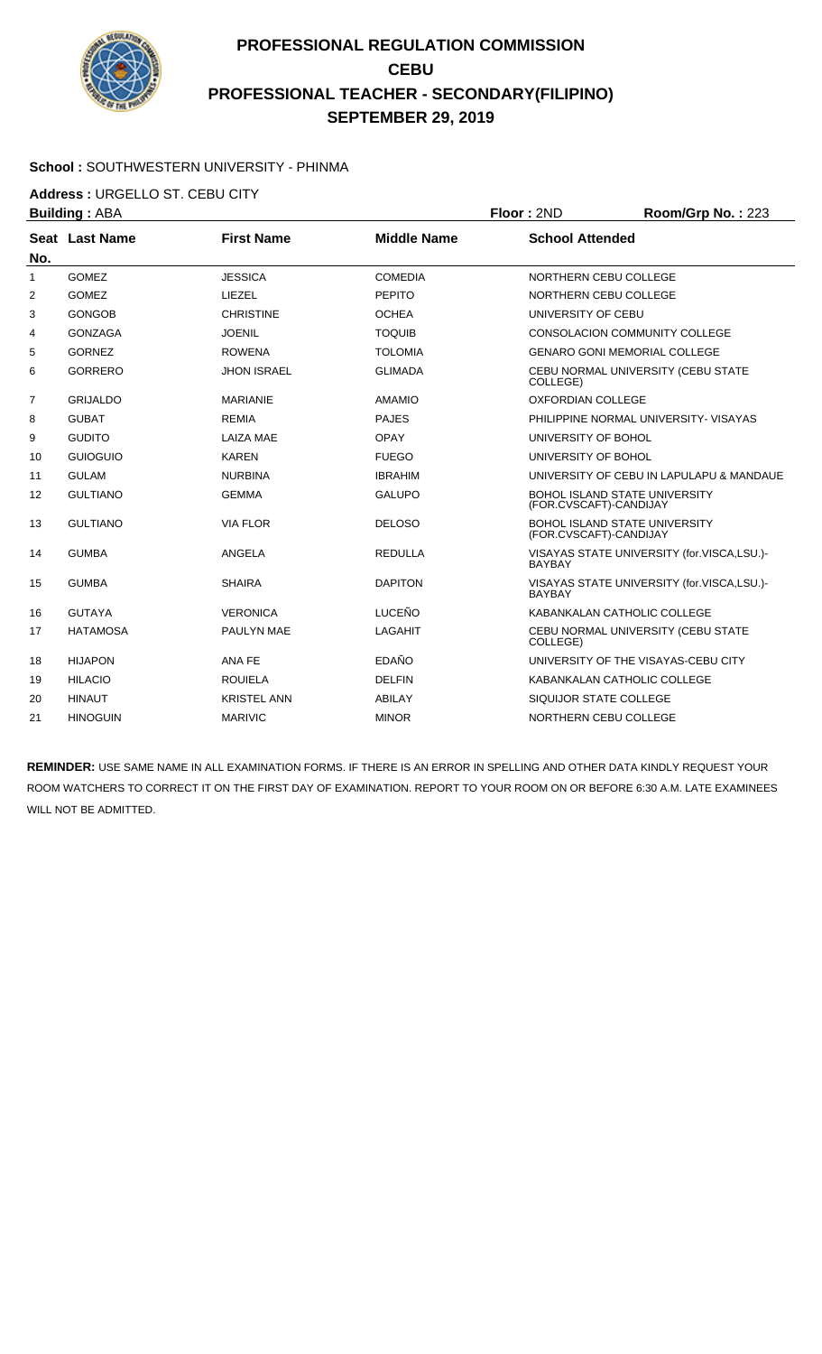# PROFESSIONAL REGULATION COMMISSION
# CEBU
# PROFESSIONAL TEACHER - SECONDARY(FILIPINO)
# SEPTEMBER 29, 2019

**School :** SOUTHWESTERN UNIVERSITY - PHINMA

**Address :** URGELLO ST. CEBU CITY

**Building :** ABA **Floor :** 2ND **Room/Grp No. :** 223

| Seat No. | Last Name | First Name | Middle Name | School Attended |
|---|---|---|---|---|
| 1 | GOMEZ | JESSICA | COMEDIA | NORTHERN CEBU COLLEGE |
| 2 | GOMEZ | LIEZEL | PEPITO | NORTHERN CEBU COLLEGE |
| 3 | GONGOB | CHRISTINE | OCHEA | UNIVERSITY OF CEBU |
| 4 | GONZAGA | JOENIL | TOQUIB | CONSOLACION COMMUNITY COLLEGE |
| 5 | GORNEZ | ROWENA | TOLOMIA | GENARO GONI MEMORIAL COLLEGE |
| 6 | GORRERO | JHON ISRAEL | GLIMADA | CEBU NORMAL UNIVERSITY (CEBU STATE COLLEGE) |
| 7 | GRIJALDO | MARIANIE | AMAMIO | OXFORDIAN COLLEGE |
| 8 | GUBAT | REMIA | PAJES | PHILIPPINE NORMAL UNIVERSITY- VISAYAS |
| 9 | GUDITO | LAIZA MAE | OPAY | UNIVERSITY OF BOHOL |
| 10 | GUIOGUIO | KAREN | FUEGO | UNIVERSITY OF BOHOL |
| 11 | GULAM | NURBINA | IBRAHIM | UNIVERSITY OF CEBU IN LAPULAPU & MANDAUE |
| 12 | GULTIANO | GEMMA | GALUPO | BOHOL ISLAND STATE UNIVERSITY (FOR.CVSCAFT)-CANDIJAY |
| 13 | GULTIANO | VIA FLOR | DELOSO | BOHOL ISLAND STATE UNIVERSITY (FOR.CVSCAFT)-CANDIJAY |
| 14 | GUMBA | ANGELA | REDULLA | VISAYAS STATE UNIVERSITY (for.VISCA,LSU.)-BAYBAY |
| 15 | GUMBA | SHAIRA | DAPITON | VISAYAS STATE UNIVERSITY (for.VISCA,LSU.)-BAYBAY |
| 16 | GUTAYA | VERONICA | LUCEÑO | KABANKALAN CATHOLIC COLLEGE |
| 17 | HATAMOSA | PAULYN MAE | LAGAHIT | CEBU NORMAL UNIVERSITY (CEBU STATE COLLEGE) |
| 18 | HIJAPON | ANA FE | EDAÑO | UNIVERSITY OF THE VISAYAS-CEBU CITY |
| 19 | HILACIO | ROUIELA | DELFIN | KABANKALAN CATHOLIC COLLEGE |
| 20 | HINAUT | KRISTEL ANN | ABILAY | SIQUIJOR STATE COLLEGE |
| 21 | HINOGUIN | MARIVIC | MINOR | NORTHERN CEBU COLLEGE |

**REMINDER:** USE SAME NAME IN ALL EXAMINATION FORMS. IF THERE IS AN ERROR IN SPELLING AND OTHER DATA KINDLY REQUEST YOUR ROOM WATCHERS TO CORRECT IT ON THE FIRST DAY OF EXAMINATION. REPORT TO YOUR ROOM ON OR BEFORE 6:30 A.M. LATE EXAMINEES WILL NOT BE ADMITTED.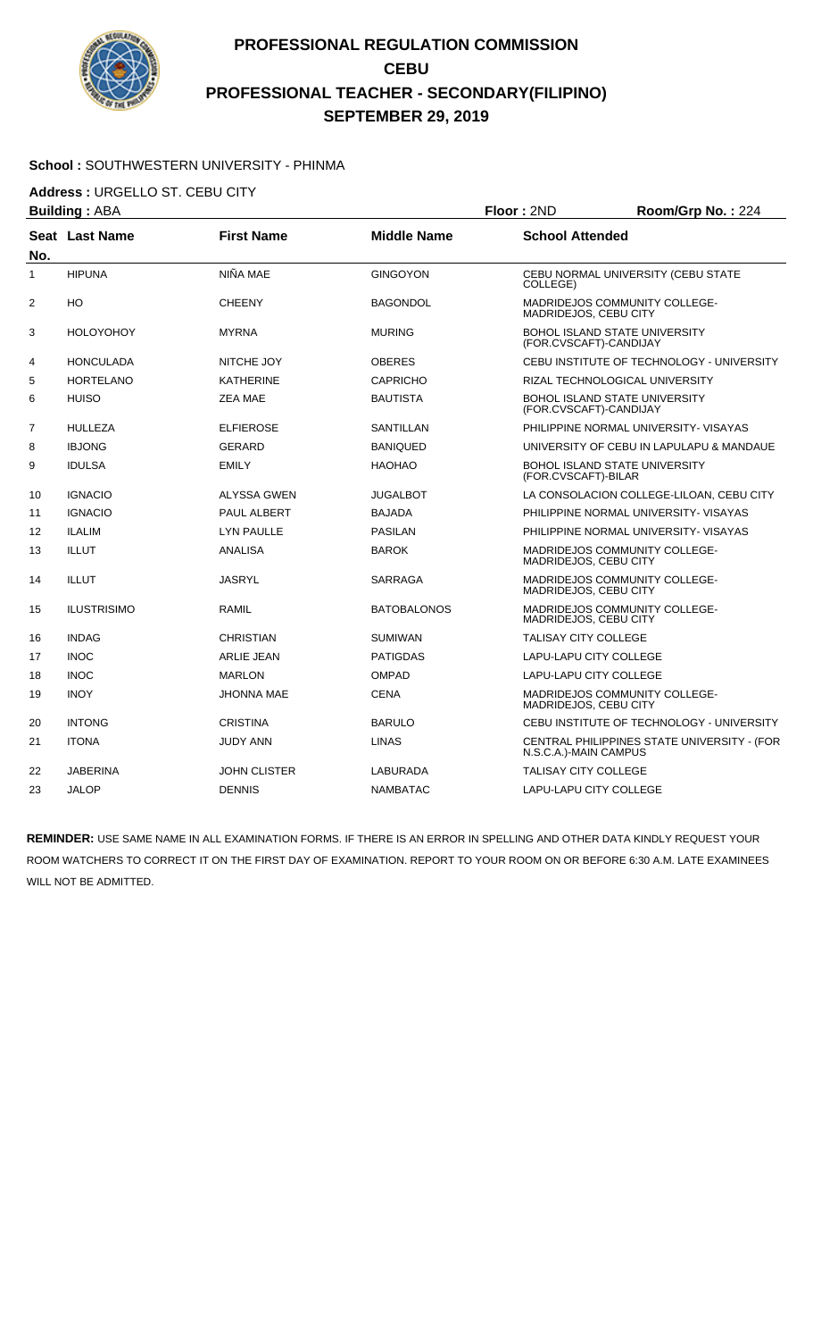# PROFESSIONAL REGULATION COMMISSION
# CEBU
# PROFESSIONAL TEACHER - SECONDARY(FILIPINO)
# SEPTEMBER 29, 2019

**School :** SOUTHWESTERN UNIVERSITY - PHINMA

**Address :** URGELLO ST. CEBU CITY

**Building :** ABA **Floor :** 2ND **Room/Grp No. :** 224

| Seat No. | Last Name | First Name | Middle Name | School Attended |
|---|---|---|---|---|
| 1 | HIPUNA | NIÑA MAE | GINGOYON | CEBU NORMAL UNIVERSITY (CEBU STATE COLLEGE) |
| 2 | HO | CHEENY | BAGONDOL | MADRIDEJOS COMMUNITY COLLEGE-MADRIDEJOS, CEBU CITY |
| 3 | HOLOYOHOY | MYRNA | MURING | BOHOL ISLAND STATE UNIVERSITY (FOR.CVSCAFT)-CANDIJAY |
| 4 | HONCULADA | NITCHE JOY | OBERES | CEBU INSTITUTE OF TECHNOLOGY - UNIVERSITY |
| 5 | HORTELANO | KATHERINE | CAPRICHO | RIZAL TECHNOLOGICAL UNIVERSITY |
| 6 | HUISO | ZEA MAE | BAUTISTA | BOHOL ISLAND STATE UNIVERSITY (FOR.CVSCAFT)-CANDIJAY |
| 7 | HULLEZA | ELFIEROSE | SANTILLAN | PHILIPPINE NORMAL UNIVERSITY- VISAYAS |
| 8 | IBJONG | GERARD | BANIQUED | UNIVERSITY OF CEBU IN LAPULAPU & MANDAUE |
| 9 | IDULSA | EMILY | HAOHAO | BOHOL ISLAND STATE UNIVERSITY (FOR.CVSCAFT)-BILAR |
| 10 | IGNACIO | ALYSSA GWEN | JUGALBOT | LA CONSOLACION COLLEGE-LILOAN, CEBU CITY |
| 11 | IGNACIO | PAUL ALBERT | BAJADA | PHILIPPINE NORMAL UNIVERSITY- VISAYAS |
| 12 | ILALIM | LYN PAULLE | PASILAN | PHILIPPINE NORMAL UNIVERSITY- VISAYAS |
| 13 | ILLUT | ANALISA | BAROK | MADRIDEJOS COMMUNITY COLLEGE-MADRIDEJOS, CEBU CITY |
| 14 | ILLUT | JASRYL | SARRAGA | MADRIDEJOS COMMUNITY COLLEGE-MADRIDEJOS, CEBU CITY |
| 15 | ILUSTRISIMO | RAMIL | BATOBALONOS | MADRIDEJOS COMMUNITY COLLEGE-MADRIDEJOS, CEBU CITY |
| 16 | INDAG | CHRISTIAN | SUMIWAN | TALISAY CITY COLLEGE |
| 17 | INOC | ARLIE JEAN | PATIGDAS | LAPU-LAPU CITY COLLEGE |
| 18 | INOC | MARLON | OMPAD | LAPU-LAPU CITY COLLEGE |
| 19 | INOY | JHONNA MAE | CENA | MADRIDEJOS COMMUNITY COLLEGE-MADRIDEJOS, CEBU CITY |
| 20 | INTONG | CRISTINA | BARULO | CEBU INSTITUTE OF TECHNOLOGY - UNIVERSITY |
| 21 | ITONA | JUDY ANN | LINAS | CENTRAL PHILIPPINES STATE UNIVERSITY - (FOR N.S.C.A.)-MAIN CAMPUS |
| 22 | JABERINA | JOHN CLISTER | LABURADA | TALISAY CITY COLLEGE |
| 23 | JALOP | DENNIS | NAMBATAC | LAPU-LAPU CITY COLLEGE |

**REMINDER:** USE SAME NAME IN ALL EXAMINATION FORMS. IF THERE IS AN ERROR IN SPELLING AND OTHER DATA KINDLY REQUEST YOUR ROOM WATCHERS TO CORRECT IT ON THE FIRST DAY OF EXAMINATION. REPORT TO YOUR ROOM ON OR BEFORE 6:30 A.M. LATE EXAMINEES WILL NOT BE ADMITTED.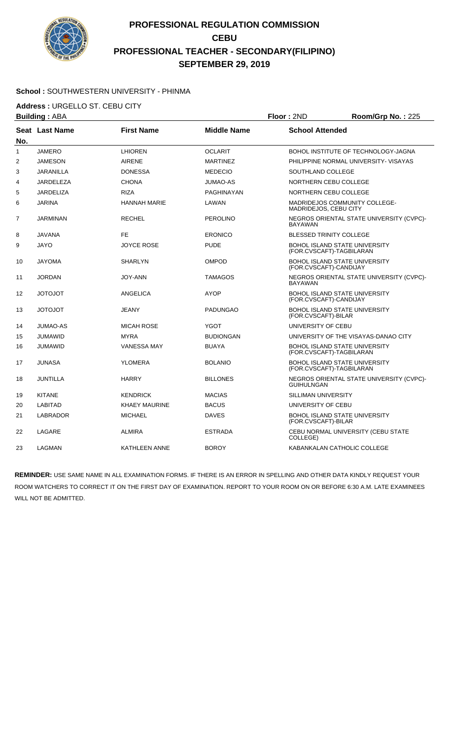# PROFESSIONAL REGULATION COMMISSION
## CEBU
## PROFESSIONAL TEACHER - SECONDARY(FILIPINO)
## SEPTEMBER 29, 2019

**School :** SOUTHWESTERN UNIVERSITY - PHINMA

**Address :** URGELLO ST. CEBU CITY

**Building :** ABA　　**Floor :** 2ND　　**Room/Grp No. :** 225

| Seat No. | Last Name | First Name | Middle Name | School Attended |
|---|---|---|---|---|
| 1 | JAMERO | LHIOREN | OCLARIT | BOHOL INSTITUTE OF TECHNOLOGY-JAGNA |
| 2 | JAMESON | AIRENE | MARTINEZ | PHILIPPINE NORMAL UNIVERSITY- VISAYAS |
| 3 | JARANILLA | DONESSA | MEDECIO | SOUTHLAND COLLEGE |
| 4 | JARDELEZA | CHONA | JUMAO-AS | NORTHERN CEBU COLLEGE |
| 5 | JARDELIZA | RIZA | PAGHINAYAN | NORTHERN CEBU COLLEGE |
| 6 | JARINA | HANNAH MARIE | LAWAN | MADRIDEJOS COMMUNITY COLLEGE-MADRIDEJOS, CEBU CITY |
| 7 | JARMINAN | RECHEL | PEROLINO | NEGROS ORIENTAL STATE UNIVERSITY (CVPC)-BAYAWAN |
| 8 | JAVANA | FE | ERONICO | BLESSED TRINITY COLLEGE |
| 9 | JAYO | JOYCE ROSE | PUDE | BOHOL ISLAND STATE UNIVERSITY (FOR.CVSCAFT)-TAGBILARAN |
| 10 | JAYOMA | SHARLYN | OMPOD | BOHOL ISLAND STATE UNIVERSITY (FOR.CVSCAFT)-CANDIJAY |
| 11 | JORDAN | JOY-ANN | TAMAGOS | NEGROS ORIENTAL STATE UNIVERSITY (CVPC)-BAYAWAN |
| 12 | JOTOJOT | ANGELICA | AYOP | BOHOL ISLAND STATE UNIVERSITY (FOR.CVSCAFT)-CANDIJAY |
| 13 | JOTOJOT | JEANY | PADUNGAO | BOHOL ISLAND STATE UNIVERSITY (FOR.CVSCAFT)-BILAR |
| 14 | JUMAO-AS | MICAH ROSE | YGOT | UNIVERSITY OF CEBU |
| 15 | JUMAWID | MYRA | BUDIONGAN | UNIVERSITY OF THE VISAYAS-DANAO CITY |
| 16 | JUMAWID | VANESSA MAY | BUAYA | BOHOL ISLAND STATE UNIVERSITY (FOR.CVSCAFT)-TAGBILARAN |
| 17 | JUNASA | YLOMERA | BOLANIO | BOHOL ISLAND STATE UNIVERSITY (FOR.CVSCAFT)-TAGBILARAN |
| 18 | JUNTILLA | HARRY | BILLONES | NEGROS ORIENTAL STATE UNIVERSITY (CVPC)-GUIHULNGAN |
| 19 | KITANE | KENDRICK | MACIAS | SILLIMAN UNIVERSITY |
| 20 | LABITAD | KHAEY MAURINE | BACUS | UNIVERSITY OF CEBU |
| 21 | LABRADOR | MICHAEL | DAVES | BOHOL ISLAND STATE UNIVERSITY (FOR.CVSCAFT)-BILAR |
| 22 | LAGARE | ALMIRA | ESTRADA | CEBU NORMAL UNIVERSITY (CEBU STATE COLLEGE) |
| 23 | LAGMAN | KATHLEEN ANNE | BOROY | KABANKALAN CATHOLIC COLLEGE |

**REMINDER:** USE SAME NAME IN ALL EXAMINATION FORMS. IF THERE IS AN ERROR IN SPELLING AND OTHER DATA KINDLY REQUEST YOUR ROOM WATCHERS TO CORRECT IT ON THE FIRST DAY OF EXAMINATION. REPORT TO YOUR ROOM ON OR BEFORE 6:30 A.M. LATE EXAMINEES WILL NOT BE ADMITTED.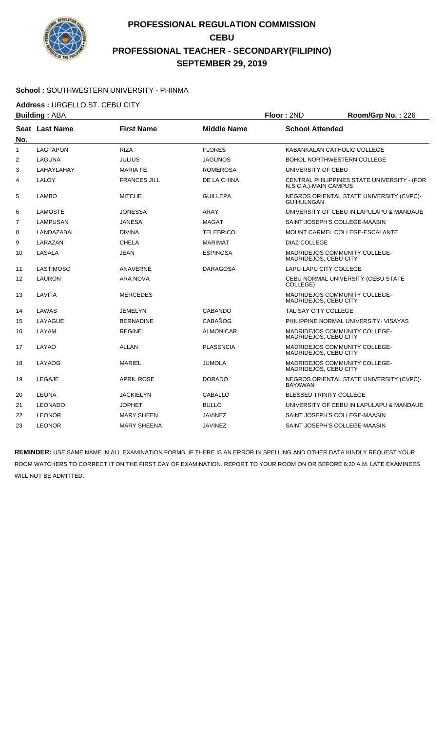# PROFESSIONAL REGULATION COMMISSION
## CEBU
## PROFESSIONAL TEACHER - SECONDARY(FILIPINO)
## SEPTEMBER 29, 2019

**School :** SOUTHWESTERN UNIVERSITY - PHINMA

**Address :** URGELLO ST. CEBU CITY

**Building :** ABA **Floor :** 2ND **Room/Grp No. :** 226

| Seat No. | Last Name | First Name | Middle Name | School Attended |
|---|---|---|---|---|
| 1 | LAGTAPON | RIZA | FLORES | KABANKALAN CATHOLIC COLLEGE |
| 2 | LAGUNA | JULIUS | JAGUNOS | BOHOL NORTHWESTERN COLLEGE |
| 3 | LAHAYLAHAY | MARIA FE | ROMEROSA | UNIVERSITY OF CEBU |
| 4 | LALOY | FRANCES JILL | DE LA CHINA | CENTRAL PHILIPPINES STATE UNIVERSITY - (FOR N.S.C.A.)-MAIN CAMPUS |
| 5 | LAMBO | MITCHE | GUILLEPA | NEGROS ORIENTAL STATE UNIVERSITY (CVPC)-GUIHULNGAN |
| 6 | LAMOSTE | JONESSA | ARAY | UNIVERSITY OF CEBU IN LAPULAPU & MANDAUE |
| 7 | LAMPUSAN | JANESA | MAGAT | SAINT JOSEPH'S COLLEGE-MAASIN |
| 8 | LANDAZABAL | DIVINA | TELEBRICO | MOUNT CARMEL COLLEGE-ESCALANTE |
| 9 | LARAZAN | CHELA | MARIMAT | DIAZ COLLEGE |
| 10 | LASALA | JEAN | ESPINOSA | MADRIDEJOS COMMUNITY COLLEGE-MADRIDEJOS, CEBU CITY |
| 11 | LASTIMOSO | ANAVERNE | DARAGOSA | LAPU-LAPU CITY COLLEGE |
| 12 | LAURON | ARA NOVA | | CEBU NORMAL UNIVERSITY (CEBU STATE COLLEGE) |
| 13 | LAVITA | MERCEDES | | MADRIDEJOS COMMUNITY COLLEGE-MADRIDEJOS, CEBU CITY |
| 14 | LAWAS | JEMELYN | CABANDO | TALISAY CITY COLLEGE |
| 15 | LAYAGUE | BERNADINE | CABAÑOG | PHILIPPINE NORMAL UNIVERSITY- VISAYAS |
| 16 | LAYAM | REGINE | ALMONICAR | MADRIDEJOS COMMUNITY COLLEGE-MADRIDEJOS, CEBU CITY |
| 17 | LAYAO | ALLAN | PLASENCIA | MADRIDEJOS COMMUNITY COLLEGE-MADRIDEJOS, CEBU CITY |
| 18 | LAYAOG | MARIEL | JUMOLA | MADRIDEJOS COMMUNITY COLLEGE-MADRIDEJOS, CEBU CITY |
| 19 | LEGAJE | APRIL ROSE | DORADO | NEGROS ORIENTAL STATE UNIVERSITY (CVPC)-BAYAWAN |
| 20 | LEONA | JACKIELYN | CABALLO | BLESSED TRINITY COLLEGE |
| 21 | LEONADO | JOPHET | BULLO | UNIVERSITY OF CEBU IN LAPULAPU & MANDAUE |
| 22 | LEONOR | MARY SHEEN | JAVINEZ | SAINT JOSEPH'S COLLEGE-MAASIN |
| 23 | LEONOR | MARY SHEENA | JAVINEZ | SAINT JOSEPH'S COLLEGE-MAASIN |

**REMINDER:** USE SAME NAME IN ALL EXAMINATION FORMS. IF THERE IS AN ERROR IN SPELLING AND OTHER DATA KINDLY REQUEST YOUR ROOM WATCHERS TO CORRECT IT ON THE FIRST DAY OF EXAMINATION. REPORT TO YOUR ROOM ON OR BEFORE 6:30 A.M. LATE EXAMINEES WILL NOT BE ADMITTED.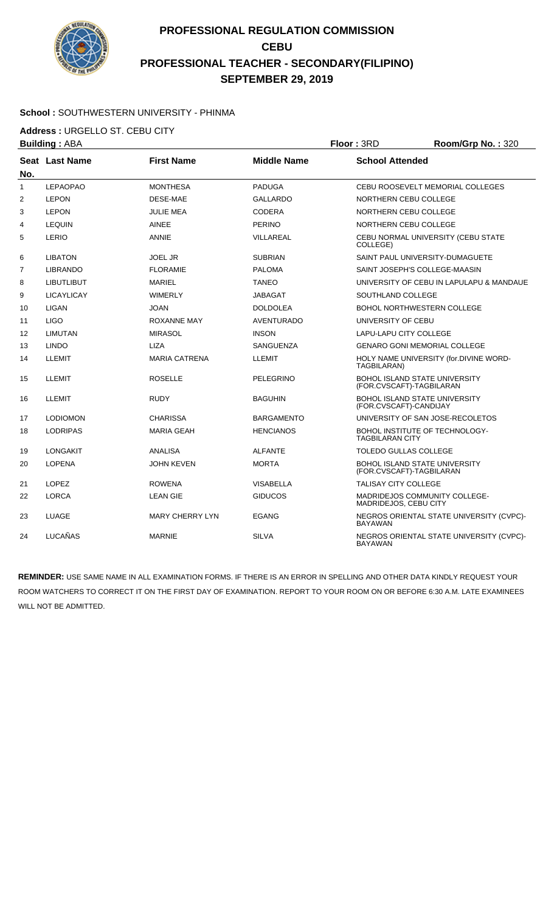# PROFESSIONAL REGULATION COMMISSION
## CEBU
## PROFESSIONAL TEACHER - SECONDARY(FILIPINO)
## SEPTEMBER 29, 2019

**School :** SOUTHWESTERN UNIVERSITY - PHINMA

**Address :** URGELLO ST. CEBU CITY

**Building :** ABA **Floor :** 3RD **Room/Grp No. :** 320

| Seat No. | Last Name | First Name | Middle Name | School Attended |
|---|---|---|---|---|
| 1 | LEPAOPAO | MONTHESA | PADUGA | CEBU ROOSEVELT MEMORIAL COLLEGES |
| 2 | LEPON | DESE-MAE | GALLARDO | NORTHERN CEBU COLLEGE |
| 3 | LEPON | JULIE MEA | CODERA | NORTHERN CEBU COLLEGE |
| 4 | LEQUIN | AINEE | PERINO | NORTHERN CEBU COLLEGE |
| 5 | LERIO | ANNIE | VILLAREAL | CEBU NORMAL UNIVERSITY (CEBU STATE COLLEGE) |
| 6 | LIBATON | JOEL JR | SUBRIAN | SAINT PAUL UNIVERSITY-DUMAGUETE |
| 7 | LIBRANDO | FLORAMIE | PALOMA | SAINT JOSEPH'S COLLEGE-MAASIN |
| 8 | LIBUTLIBUT | MARIEL | TANEO | UNIVERSITY OF CEBU IN LAPULAPU & MANDAUE |
| 9 | LICAYLICAY | WIMERLY | JABAGAT | SOUTHLAND COLLEGE |
| 10 | LIGAN | JOAN | DOLDOLEA | BOHOL NORTHWESTERN COLLEGE |
| 11 | LIGO | ROXANNE MAY | AVENTURADO | UNIVERSITY OF CEBU |
| 12 | LIMUTAN | MIRASOL | INSON | LAPU-LAPU CITY COLLEGE |
| 13 | LINDO | LIZA | SANGUENZA | GENARO GONI MEMORIAL COLLEGE |
| 14 | LLEMIT | MARIA CATRENA | LLEMIT | HOLY NAME UNIVERSITY (for.DIVINE WORD-TAGBILARAN) |
| 15 | LLEMIT | ROSELLE | PELEGRINO | BOHOL ISLAND STATE UNIVERSITY (FOR.CVSCAFT)-TAGBILARAN |
| 16 | LLEMIT | RUDY | BAGUHIN | BOHOL ISLAND STATE UNIVERSITY (FOR.CVSCAFT)-CANDIJAY |
| 17 | LODIOMON | CHARISSA | BARGAMENTO | UNIVERSITY OF SAN JOSE-RECOLETOS |
| 18 | LODRIPAS | MARIA GEAH | HENCIANOS | BOHOL INSTITUTE OF TECHNOLOGY-TAGBILARAN CITY |
| 19 | LONGAKIT | ANALISA | ALFANTE | TOLEDO GULLAS COLLEGE |
| 20 | LOPENA | JOHN KEVEN | MORTA | BOHOL ISLAND STATE UNIVERSITY (FOR.CVSCAFT)-TAGBILARAN |
| 21 | LOPEZ | ROWENA | VISABELLA | TALISAY CITY COLLEGE |
| 22 | LORCA | LEAN GIE | GIDUCOS | MADRIDEJOS COMMUNITY COLLEGE-MADRIDEJOS, CEBU CITY |
| 23 | LUAGE | MARY CHERRY LYN | EGANG | NEGROS ORIENTAL STATE UNIVERSITY (CVPC)-BAYAWAN |
| 24 | LUCAÑAS | MARNIE | SILVA | NEGROS ORIENTAL STATE UNIVERSITY (CVPC)-BAYAWAN |

**REMINDER:** USE SAME NAME IN ALL EXAMINATION FORMS. IF THERE IS AN ERROR IN SPELLING AND OTHER DATA KINDLY REQUEST YOUR ROOM WATCHERS TO CORRECT IT ON THE FIRST DAY OF EXAMINATION. REPORT TO YOUR ROOM ON OR BEFORE 6:30 A.M. LATE EXAMINEES WILL NOT BE ADMITTED.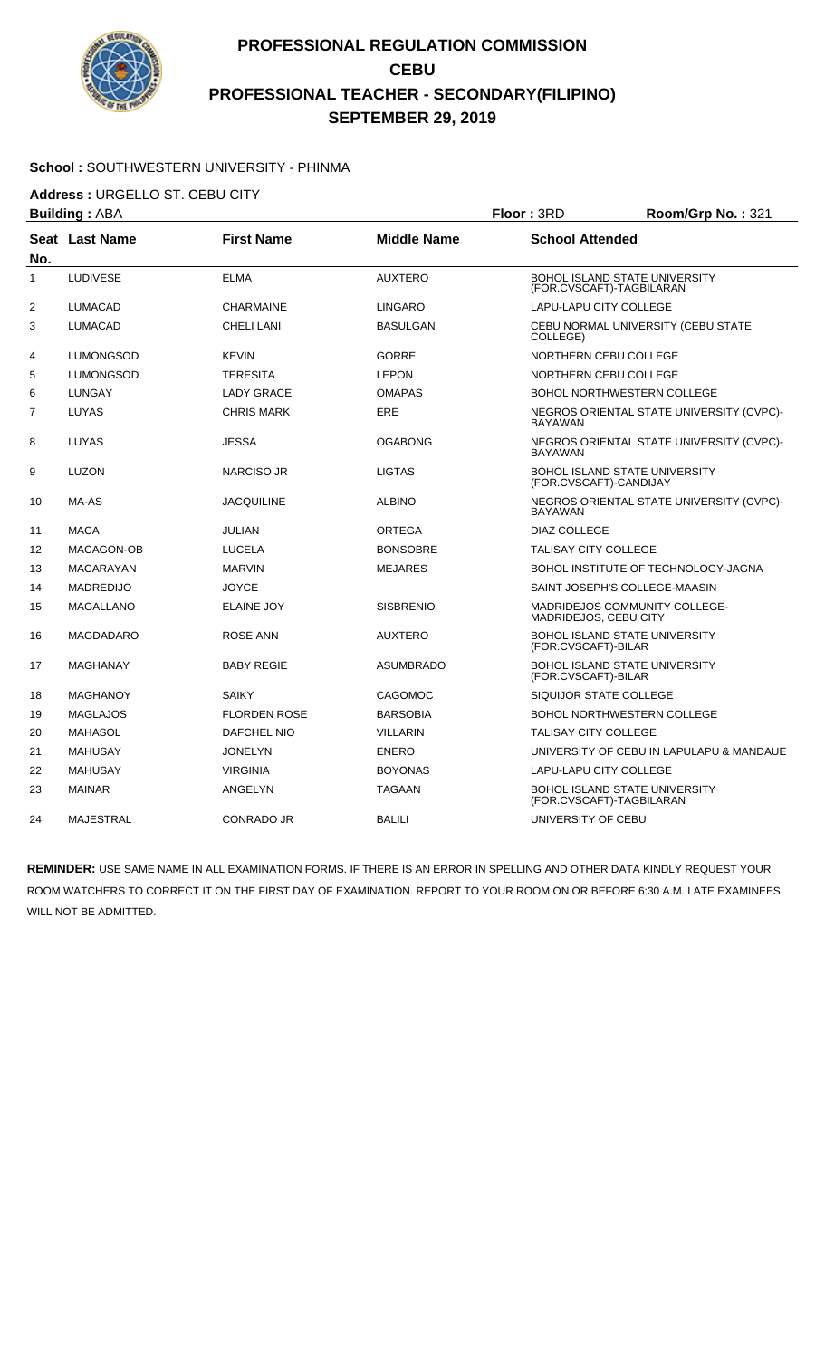# PROFESSIONAL REGULATION COMMISSION
## CEBU
## PROFESSIONAL TEACHER - SECONDARY(FILIPINO)
## SEPTEMBER 29, 2019

**School :** SOUTHWESTERN UNIVERSITY - PHINMA

**Address :** URGELLO ST. CEBU CITY

**Building :** ABA **Floor :** 3RD **Room/Grp No. :** 321

| Seat No. | Last Name | First Name | Middle Name | School Attended |
|---|---|---|---|---|
| 1 | LUDIVESE | ELMA | AUXTERO | BOHOL ISLAND STATE UNIVERSITY (FOR.CVSCAFT)-TAGBILARAN |
| 2 | LUMACAD | CHARMAINE | LINGARO | LAPU-LAPU CITY COLLEGE |
| 3 | LUMACAD | CHELI LANI | BASULGAN | CEBU NORMAL UNIVERSITY (CEBU STATE COLLEGE) |
| 4 | LUMONGSOD | KEVIN | GORRE | NORTHERN CEBU COLLEGE |
| 5 | LUMONGSOD | TERESITA | LEPON | NORTHERN CEBU COLLEGE |
| 6 | LUNGAY | LADY GRACE | OMAPAS | BOHOL NORTHWESTERN COLLEGE |
| 7 | LUYAS | CHRIS MARK | ERE | NEGROS ORIENTAL STATE UNIVERSITY (CVPC)-BAYAWAN |
| 8 | LUYAS | JESSA | OGABONG | NEGROS ORIENTAL STATE UNIVERSITY (CVPC)-BAYAWAN |
| 9 | LUZON | NARCISO JR | LIGTAS | BOHOL ISLAND STATE UNIVERSITY (FOR.CVSCAFT)-CANDIJAY |
| 10 | MA-AS | JACQUILINE | ALBINO | NEGROS ORIENTAL STATE UNIVERSITY (CVPC)-BAYAWAN |
| 11 | MACA | JULIAN | ORTEGA | DIAZ COLLEGE |
| 12 | MACAGON-OB | LUCELA | BONSOBRE | TALISAY CITY COLLEGE |
| 13 | MACARAYAN | MARVIN | MEJARES | BOHOL INSTITUTE OF TECHNOLOGY-JAGNA |
| 14 | MADREDIJO | JOYCE | | SAINT JOSEPH'S COLLEGE-MAASIN |
| 15 | MAGALLANO | ELAINE JOY | SISBRENIO | MADRIDEJOS COMMUNITY COLLEGE-MADRIDEJOS, CEBU CITY |
| 16 | MAGDADARO | ROSE ANN | AUXTERO | BOHOL ISLAND STATE UNIVERSITY (FOR.CVSCAFT)-BILAR |
| 17 | MAGHANAY | BABY REGIE | ASUMBRADO | BOHOL ISLAND STATE UNIVERSITY (FOR.CVSCAFT)-BILAR |
| 18 | MAGHANOY | SAIKY | CAGOMOC | SIQUIJOR STATE COLLEGE |
| 19 | MAGLAJOS | FLORDEN ROSE | BARSOBIA | BOHOL NORTHWESTERN COLLEGE |
| 20 | MAHASOL | DAFCHEL NIO | VILLARIN | TALISAY CITY COLLEGE |
| 21 | MAHUSAY | JONELYN | ENERO | UNIVERSITY OF CEBU IN LAPULAPU & MANDAUE |
| 22 | MAHUSAY | VIRGINIA | BOYONAS | LAPU-LAPU CITY COLLEGE |
| 23 | MAINAR | ANGELYN | TAGAAN | BOHOL ISLAND STATE UNIVERSITY (FOR.CVSCAFT)-TAGBILARAN |
| 24 | MAJESTRAL | CONRADO JR | BALILI | UNIVERSITY OF CEBU |

**REMINDER:** USE SAME NAME IN ALL EXAMINATION FORMS. IF THERE IS AN ERROR IN SPELLING AND OTHER DATA KINDLY REQUEST YOUR ROOM WATCHERS TO CORRECT IT ON THE FIRST DAY OF EXAMINATION. REPORT TO YOUR ROOM ON OR BEFORE 6:30 A.M. LATE EXAMINEES WILL NOT BE ADMITTED.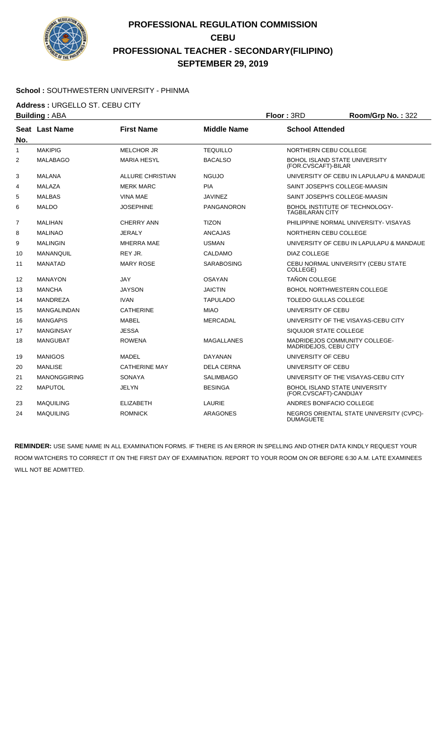# PROFESSIONAL REGULATION COMMISSION
# CEBU
# PROFESSIONAL TEACHER - SECONDARY(FILIPINO)
# SEPTEMBER 29, 2019

**School :** SOUTHWESTERN UNIVERSITY - PHINMA

**Address :** URGELLO ST. CEBU CITY

**Building :** ABA **Floor :** 3RD **Room/Grp No. :** 322

| Seat No. | Last Name | First Name | Middle Name | School Attended |
|---|---|---|---|---|
| 1 | MAKIPIG | MELCHOR JR | TEQUILLO | NORTHERN CEBU COLLEGE |
| 2 | MALABAGO | MARIA HESYL | BACALSO | BOHOL ISLAND STATE UNIVERSITY (FOR.CVSCAFT)-BILAR |
| 3 | MALANA | ALLURE CHRISTIAN | NGUJO | UNIVERSITY OF CEBU IN LAPULAPU & MANDAUE |
| 4 | MALAZA | MERK MARC | PIA | SAINT JOSEPH'S COLLEGE-MAASIN |
| 5 | MALBAS | VINA MAE | JAVINEZ | SAINT JOSEPH'S COLLEGE-MAASIN |
| 6 | MALDO | JOSEPHINE | PANGANORON | BOHOL INSTITUTE OF TECHNOLOGY-TAGBILARAN CITY |
| 7 | MALIHAN | CHERRY ANN | TIZON | PHILIPPINE NORMAL UNIVERSITY- VISAYAS |
| 8 | MALINAO | JERALY | ANCAJAS | NORTHERN CEBU COLLEGE |
| 9 | MALINGIN | MHERRA MAE | USMAN | UNIVERSITY OF CEBU IN LAPULAPU & MANDAUE |
| 10 | MANANQUIL | REY JR. | CALDAMO | DIAZ COLLEGE |
| 11 | MANATAD | MARY ROSE | SARABOSING | CEBU NORMAL UNIVERSITY (CEBU STATE COLLEGE) |
| 12 | MANAYON | JAY | OSAYAN | TAÑON COLLEGE |
| 13 | MANCHA | JAYSON | JAICTIN | BOHOL NORTHWESTERN COLLEGE |
| 14 | MANDREZA | IVAN | TAPULADO | TOLEDO GULLAS COLLEGE |
| 15 | MANGALINDAN | CATHERINE | MIAO | UNIVERSITY OF CEBU |
| 16 | MANGAPIS | MABEL | MERCADAL | UNIVERSITY OF THE VISAYAS-CEBU CITY |
| 17 | MANGINSAY | JESSA | | SIQUIJOR STATE COLLEGE |
| 18 | MANGUBAT | ROWENA | MAGALLANES | MADRIDEJOS COMMUNITY COLLEGE-MADRIDEJOS, CEBU CITY |
| 19 | MANIGOS | MADEL | DAYANAN | UNIVERSITY OF CEBU |
| 20 | MANLISE | CATHERINE MAY | DELA CERNA | UNIVERSITY OF CEBU |
| 21 | MANONGGIRING | SONAYA | SALIMBAGO | UNIVERSITY OF THE VISAYAS-CEBU CITY |
| 22 | MAPUTOL | JELYN | BESINGA | BOHOL ISLAND STATE UNIVERSITY (FOR.CVSCAFT)-CANDIJAY |
| 23 | MAQUILING | ELIZABETH | LAURIE | ANDRES BONIFACIO COLLEGE |
| 24 | MAQUILING | ROMNICK | ARAGONES | NEGROS ORIENTAL STATE UNIVERSITY (CVPC)-DUMAGUETE |

**REMINDER:** USE SAME NAME IN ALL EXAMINATION FORMS. IF THERE IS AN ERROR IN SPELLING AND OTHER DATA KINDLY REQUEST YOUR ROOM WATCHERS TO CORRECT IT ON THE FIRST DAY OF EXAMINATION. REPORT TO YOUR ROOM ON OR BEFORE 6:30 A.M. LATE EXAMINEES WILL NOT BE ADMITTED.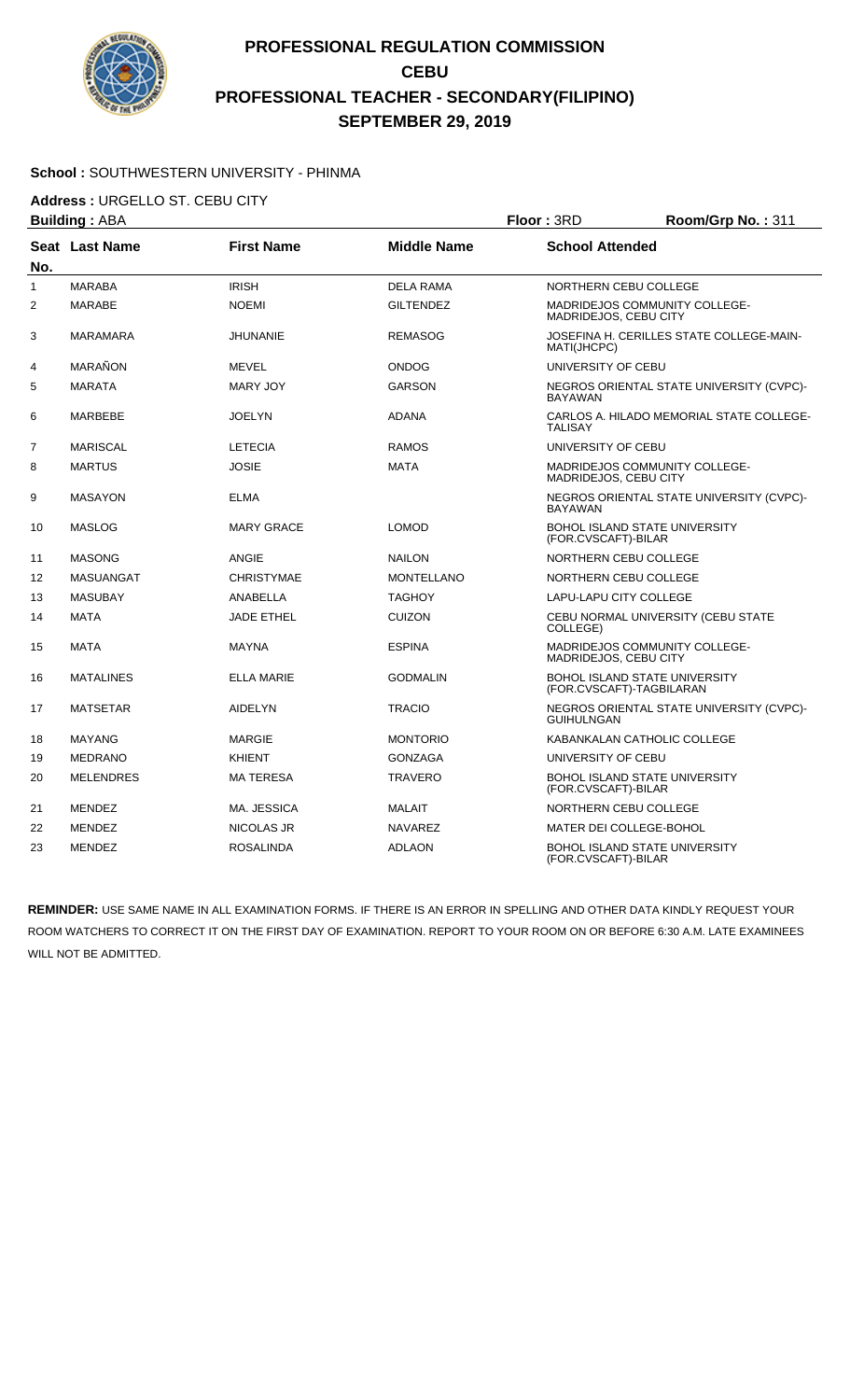# PROFESSIONAL REGULATION COMMISSION
## CEBU
## PROFESSIONAL TEACHER - SECONDARY(FILIPINO)
## SEPTEMBER 29, 2019

**School :** SOUTHWESTERN UNIVERSITY - PHINMA

**Address :** URGELLO ST. CEBU CITY

**Building :** ABA **Floor :** 3RD **Room/Grp No. :** 311

| Seat No. | Last Name | First Name | Middle Name | School Attended |
|---|---|---|---|---|
| 1 | MARABA | IRISH | DELA RAMA | NORTHERN CEBU COLLEGE |
| 2 | MARABE | NOEMI | GILTENDEZ | MADRIDEJOS COMMUNITY COLLEGE-MADRIDEJOS, CEBU CITY |
| 3 | MARAMARA | JHUNANIE | REMASOG | JOSEFINA H. CERILLES STATE COLLEGE-MAIN-MATI(JHCPC) |
| 4 | MARAÑON | MEVEL | ONDOG | UNIVERSITY OF CEBU |
| 5 | MARATA | MARY JOY | GARSON | NEGROS ORIENTAL STATE UNIVERSITY (CVPC)-BAYAWAN |
| 6 | MARBEBE | JOELYN | ADANA | CARLOS A. HILADO MEMORIAL STATE COLLEGE-TALISAY |
| 7 | MARISCAL | LETECIA | RAMOS | UNIVERSITY OF CEBU |
| 8 | MARTUS | JOSIE | MATA | MADRIDEJOS COMMUNITY COLLEGE-MADRIDEJOS, CEBU CITY |
| 9 | MASAYON | ELMA | | NEGROS ORIENTAL STATE UNIVERSITY (CVPC)-BAYAWAN |
| 10 | MASLOG | MARY GRACE | LOMOD | BOHOL ISLAND STATE UNIVERSITY (FOR.CVSCAFT)-BILAR |
| 11 | MASONG | ANGIE | NAILON | NORTHERN CEBU COLLEGE |
| 12 | MASUANGAT | CHRISTYMAE | MONTELLANO | NORTHERN CEBU COLLEGE |
| 13 | MASUBAY | ANABELLA | TAGHOY | LAPU-LAPU CITY COLLEGE |
| 14 | MATA | JADE ETHEL | CUIZON | CEBU NORMAL UNIVERSITY (CEBU STATE COLLEGE) |
| 15 | MATA | MAYNA | ESPINA | MADRIDEJOS COMMUNITY COLLEGE-MADRIDEJOS, CEBU CITY |
| 16 | MATALINES | ELLA MARIE | GODMALIN | BOHOL ISLAND STATE UNIVERSITY (FOR.CVSCAFT)-TAGBILARAN |
| 17 | MATSETAR | AIDELYN | TRACIO | NEGROS ORIENTAL STATE UNIVERSITY (CVPC)-GUIHULNGAN |
| 18 | MAYANG | MARGIE | MONTORIO | KABANKALAN CATHOLIC COLLEGE |
| 19 | MEDRANO | KHIENT | GONZAGA | UNIVERSITY OF CEBU |
| 20 | MELENDRES | MA TERESA | TRAVERO | BOHOL ISLAND STATE UNIVERSITY (FOR.CVSCAFT)-BILAR |
| 21 | MENDEZ | MA. JESSICA | MALAIT | NORTHERN CEBU COLLEGE |
| 22 | MENDEZ | NICOLAS JR | NAVAREZ | MATER DEI COLLEGE-BOHOL |
| 23 | MENDEZ | ROSALINDA | ADLAON | BOHOL ISLAND STATE UNIVERSITY (FOR.CVSCAFT)-BILAR |

**REMINDER:** USE SAME NAME IN ALL EXAMINATION FORMS. IF THERE IS AN ERROR IN SPELLING AND OTHER DATA KINDLY REQUEST YOUR ROOM WATCHERS TO CORRECT IT ON THE FIRST DAY OF EXAMINATION. REPORT TO YOUR ROOM ON OR BEFORE 6:30 A.M. LATE EXAMINEES WILL NOT BE ADMITTED.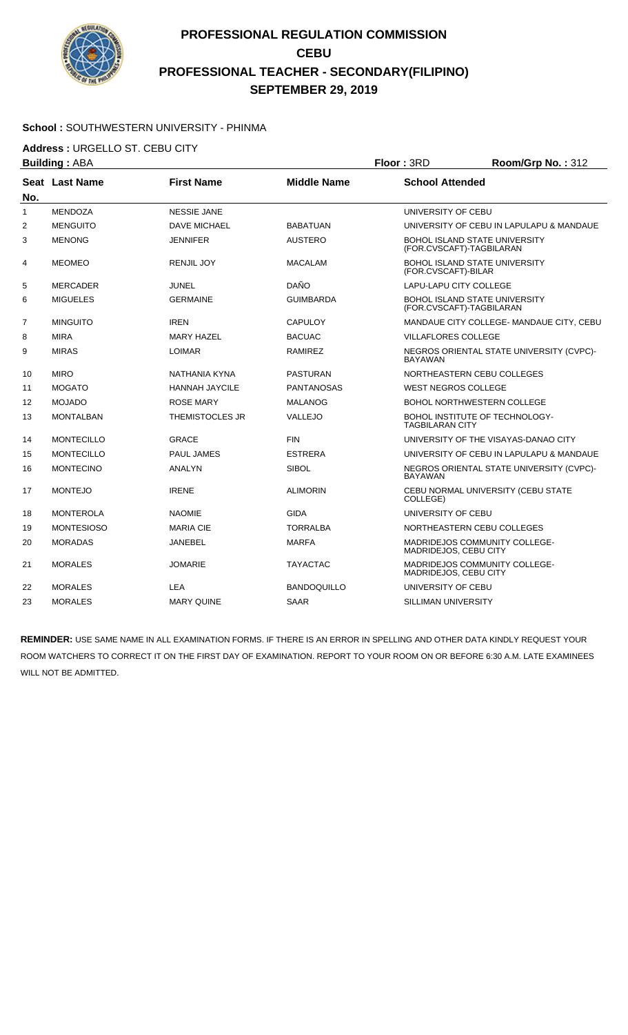# PROFESSIONAL REGULATION COMMISSION
## CEBU
## PROFESSIONAL TEACHER - SECONDARY(FILIPINO)
## SEPTEMBER 29, 2019

**School :** SOUTHWESTERN UNIVERSITY - PHINMA

**Address :** URGELLO ST. CEBU CITY

**Building :** ABA **Floor :** 3RD **Room/Grp No. :** 312

| Seat No. | Last Name | First Name | Middle Name | School Attended |
|---|---|---|---|---|
| 1 | MENDOZA | NESSIE JANE | | UNIVERSITY OF CEBU |
| 2 | MENGUITO | DAVE MICHAEL | BABATUAN | UNIVERSITY OF CEBU IN LAPULAPU & MANDAUE |
| 3 | MENONG | JENNIFER | AUSTERO | BOHOL ISLAND STATE UNIVERSITY (FOR.CVSCAFT)-TAGBILARAN |
| 4 | MEOMEO | RENJIL JOY | MACALAM | BOHOL ISLAND STATE UNIVERSITY (FOR.CVSCAFT)-BILAR |
| 5 | MERCADER | JUNEL | DAÑO | LAPU-LAPU CITY COLLEGE |
| 6 | MIGUELES | GERMAINE | GUIMBARDA | BOHOL ISLAND STATE UNIVERSITY (FOR.CVSCAFT)-TAGBILARAN |
| 7 | MINGUITO | IREN | CAPULOY | MANDAUE CITY COLLEGE- MANDAUE CITY, CEBU |
| 8 | MIRA | MARY HAZEL | BACUAC | VILLAFLORES COLLEGE |
| 9 | MIRAS | LOIMAR | RAMIREZ | NEGROS ORIENTAL STATE UNIVERSITY (CVPC)-BAYAWAN |
| 10 | MIRO | NATHANIA KYNA | PASTURAN | NORTHEASTERN CEBU COLLEGES |
| 11 | MOGATO | HANNAH JAYCILE | PANTANOSAS | WEST NEGROS COLLEGE |
| 12 | MOJADO | ROSE MARY | MALANOG | BOHOL NORTHWESTERN COLLEGE |
| 13 | MONTALBAN | THEMISTOCLES JR | VALLEJO | BOHOL INSTITUTE OF TECHNOLOGY-TAGBILARAN CITY |
| 14 | MONTECILLO | GRACE | FIN | UNIVERSITY OF THE VISAYAS-DANAO CITY |
| 15 | MONTECILLO | PAUL JAMES | ESTRERA | UNIVERSITY OF CEBU IN LAPULAPU & MANDAUE |
| 16 | MONTECINO | ANALYN | SIBOL | NEGROS ORIENTAL STATE UNIVERSITY (CVPC)-BAYAWAN |
| 17 | MONTEJO | IRENE | ALIMORIN | CEBU NORMAL UNIVERSITY (CEBU STATE COLLEGE) |
| 18 | MONTEROLA | NAOMIE | GIDA | UNIVERSITY OF CEBU |
| 19 | MONTESIOSO | MARIA CIE | TORRALBA | NORTHEASTERN CEBU COLLEGES |
| 20 | MORADAS | JANEBEL | MARFA | MADRIDEJOS COMMUNITY COLLEGE-MADRIDEJOS, CEBU CITY |
| 21 | MORALES | JOMARIE | TAYACTAC | MADRIDEJOS COMMUNITY COLLEGE-MADRIDEJOS, CEBU CITY |
| 22 | MORALES | LEA | BANDOQUILLO | UNIVERSITY OF CEBU |
| 23 | MORALES | MARY QUINE | SAAR | SILLIMAN UNIVERSITY |

**REMINDER:** USE SAME NAME IN ALL EXAMINATION FORMS. IF THERE IS AN ERROR IN SPELLING AND OTHER DATA KINDLY REQUEST YOUR ROOM WATCHERS TO CORRECT IT ON THE FIRST DAY OF EXAMINATION. REPORT TO YOUR ROOM ON OR BEFORE 6:30 A.M. LATE EXAMINEES WILL NOT BE ADMITTED.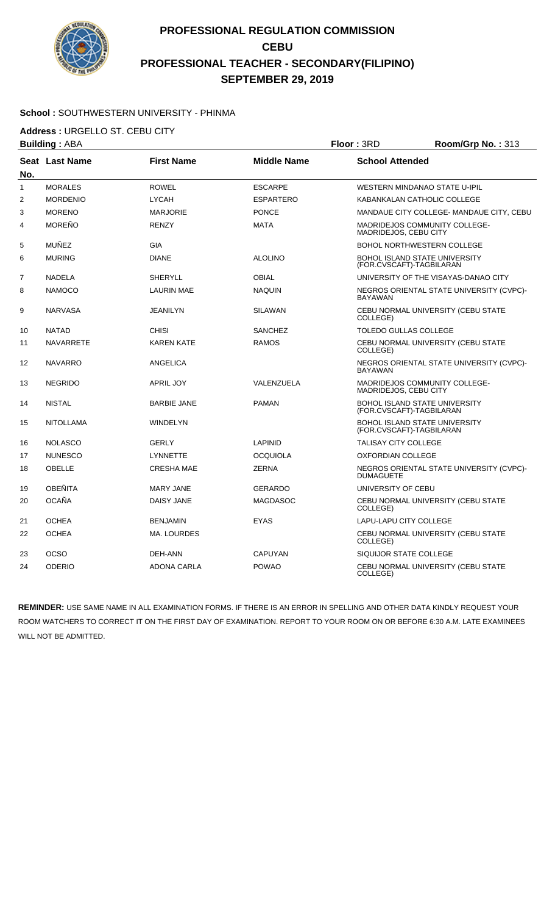# PROFESSIONAL REGULATION COMMISSION
## CEBU
## PROFESSIONAL TEACHER - SECONDARY(FILIPINO)
## SEPTEMBER 29, 2019

**School :** SOUTHWESTERN UNIVERSITY - PHINMA

**Address :** URGELLO ST. CEBU CITY

**Building :** ABA **Floor :** 3RD **Room/Grp No. :** 313

| Seat No. | Last Name | First Name | Middle Name | School Attended |
|---|---|---|---|---|
| 1 | MORALES | ROWEL | ESCARPE | WESTERN MINDANAO STATE U-IPIL |
| 2 | MORDENIO | LYCAH | ESPARTERO | KABANKALAN CATHOLIC COLLEGE |
| 3 | MORENO | MARJORIE | PONCE | MANDAUE CITY COLLEGE- MANDAUE CITY, CEBU |
| 4 | MOREÑO | RENZY | MATA | MADRIDEJOS COMMUNITY COLLEGE-MADRIDEJOS, CEBU CITY |
| 5 | MUÑEZ | GIA | | BOHOL NORTHWESTERN COLLEGE |
| 6 | MURING | DIANE | ALOLINO | BOHOL ISLAND STATE UNIVERSITY (FOR.CVSCAFT)-TAGBILARAN |
| 7 | NADELA | SHERYLL | OBIAL | UNIVERSITY OF THE VISAYAS-DANAO CITY |
| 8 | NAMOCO | LAURIN MAE | NAQUIN | NEGROS ORIENTAL STATE UNIVERSITY (CVPC)-BAYAWAN |
| 9 | NARVASA | JEANILYN | SILAWAN | CEBU NORMAL UNIVERSITY (CEBU STATE COLLEGE) |
| 10 | NATAD | CHISI | SANCHEZ | TOLEDO GULLAS COLLEGE |
| 11 | NAVARRETE | KAREN KATE | RAMOS | CEBU NORMAL UNIVERSITY (CEBU STATE COLLEGE) |
| 12 | NAVARRO | ANGELICA | | NEGROS ORIENTAL STATE UNIVERSITY (CVPC)-BAYAWAN |
| 13 | NEGRIDO | APRIL JOY | VALENZUELA | MADRIDEJOS COMMUNITY COLLEGE-MADRIDEJOS, CEBU CITY |
| 14 | NISTAL | BARBIE JANE | PAMAN | BOHOL ISLAND STATE UNIVERSITY (FOR.CVSCAFT)-TAGBILARAN |
| 15 | NITOLLAMA | WINDELYN | | BOHOL ISLAND STATE UNIVERSITY (FOR.CVSCAFT)-TAGBILARAN |
| 16 | NOLASCO | GERLY | LAPINID | TALISAY CITY COLLEGE |
| 17 | NUNESCO | LYNNETTE | OCQUIOLA | OXFORDIAN COLLEGE |
| 18 | OBELLE | CRESHA MAE | ZERNA | NEGROS ORIENTAL STATE UNIVERSITY (CVPC)-DUMAGUETE |
| 19 | OBEÑITA | MARY JANE | GERARDO | UNIVERSITY OF CEBU |
| 20 | OCAÑA | DAISY JANE | MAGDASOC | CEBU NORMAL UNIVERSITY (CEBU STATE COLLEGE) |
| 21 | OCHEA | BENJAMIN | EYAS | LAPU-LAPU CITY COLLEGE |
| 22 | OCHEA | MA. LOURDES | | CEBU NORMAL UNIVERSITY (CEBU STATE COLLEGE) |
| 23 | OCSO | DEH-ANN | CAPUYAN | SIQUIJOR STATE COLLEGE |
| 24 | ODERIO | ADONA CARLA | POWAO | CEBU NORMAL UNIVERSITY (CEBU STATE COLLEGE) |

**REMINDER:** USE SAME NAME IN ALL EXAMINATION FORMS. IF THERE IS AN ERROR IN SPELLING AND OTHER DATA KINDLY REQUEST YOUR ROOM WATCHERS TO CORRECT IT ON THE FIRST DAY OF EXAMINATION. REPORT TO YOUR ROOM ON OR BEFORE 6:30 A.M. LATE EXAMINEES WILL NOT BE ADMITTED.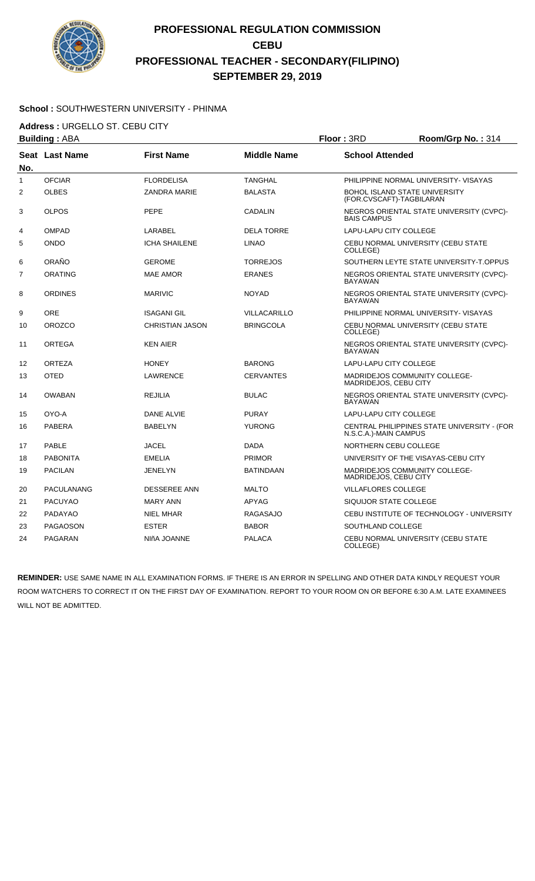# PROFESSIONAL REGULATION COMMISSION
## CEBU
## PROFESSIONAL TEACHER - SECONDARY(FILIPINO)
## SEPTEMBER 29, 2019

**School :** SOUTHWESTERN UNIVERSITY - PHINMA

**Address :** URGELLO ST. CEBU CITY

**Building :** ABA **Floor :** 3RD **Room/Grp No. :** 314

| Seat No. | Last Name | First Name | Middle Name | School Attended |
|---|---|---|---|---|
| 1 | OFCIAR | FLORDELISA | TANGHAL | PHILIPPINE NORMAL UNIVERSITY- VISAYAS |
| 2 | OLBES | ZANDRA MARIE | BALASTA | BOHOL ISLAND STATE UNIVERSITY (FOR.CVSCAFT)-TAGBILARAN |
| 3 | OLPOS | PEPE | CADALIN | NEGROS ORIENTAL STATE UNIVERSITY (CVPC)-BAIS CAMPUS |
| 4 | OMPAD | LARABEL | DELA TORRE | LAPU-LAPU CITY COLLEGE |
| 5 | ONDO | ICHA SHAILENE | LINAO | CEBU NORMAL UNIVERSITY (CEBU STATE COLLEGE) |
| 6 | ORAÑO | GEROME | TORREJOS | SOUTHERN LEYTE STATE UNIVERSITY-T.OPPUS |
| 7 | ORATING | MAE AMOR | ERANES | NEGROS ORIENTAL STATE UNIVERSITY (CVPC)-BAYAWAN |
| 8 | ORDINES | MARIVIC | NOYAD | NEGROS ORIENTAL STATE UNIVERSITY (CVPC)-BAYAWAN |
| 9 | ORE | ISAGANI GIL | VILLACARILLO | PHILIPPINE NORMAL UNIVERSITY- VISAYAS |
| 10 | OROZCO | CHRISTIAN JASON | BRINGCOLA | CEBU NORMAL UNIVERSITY (CEBU STATE COLLEGE) |
| 11 | ORTEGA | KEN AIER | | NEGROS ORIENTAL STATE UNIVERSITY (CVPC)-BAYAWAN |
| 12 | ORTEZA | HONEY | BARONG | LAPU-LAPU CITY COLLEGE |
| 13 | OTED | LAWRENCE | CERVANTES | MADRIDEJOS COMMUNITY COLLEGE-MADRIDEJOS, CEBU CITY |
| 14 | OWABAN | REJILIA | BULAC | NEGROS ORIENTAL STATE UNIVERSITY (CVPC)-BAYAWAN |
| 15 | OYO-A | DANE ALVIE | PURAY | LAPU-LAPU CITY COLLEGE |
| 16 | PABERA | BABELYN | YURONG | CENTRAL PHILIPPINES STATE UNIVERSITY - (FOR N.S.C.A.)-MAIN CAMPUS |
| 17 | PABLE | JACEL | DADA | NORTHERN CEBU COLLEGE |
| 18 | PABONITA | EMELIA | PRIMOR | UNIVERSITY OF THE VISAYAS-CEBU CITY |
| 19 | PACILAN | JENELYN | BATINDAAN | MADRIDEJOS COMMUNITY COLLEGE-MADRIDEJOS, CEBU CITY |
| 20 | PACULANANG | DESSEREE ANN | MALTO | VILLAFLORES COLLEGE |
| 21 | PACUYAO | MARY ANN | APYAG | SIQUIJOR STATE COLLEGE |
| 22 | PADAYAO | NIEL MHAR | RAGASAJO | CEBU INSTITUTE OF TECHNOLOGY - UNIVERSITY |
| 23 | PAGAOSON | ESTER | BABOR | SOUTHLAND COLLEGE |
| 24 | PAGARAN | NIñA JOANNE | PALACA | CEBU NORMAL UNIVERSITY (CEBU STATE COLLEGE) |

**REMINDER:** USE SAME NAME IN ALL EXAMINATION FORMS. IF THERE IS AN ERROR IN SPELLING AND OTHER DATA KINDLY REQUEST YOUR ROOM WATCHERS TO CORRECT IT ON THE FIRST DAY OF EXAMINATION. REPORT TO YOUR ROOM ON OR BEFORE 6:30 A.M. LATE EXAMINEES WILL NOT BE ADMITTED.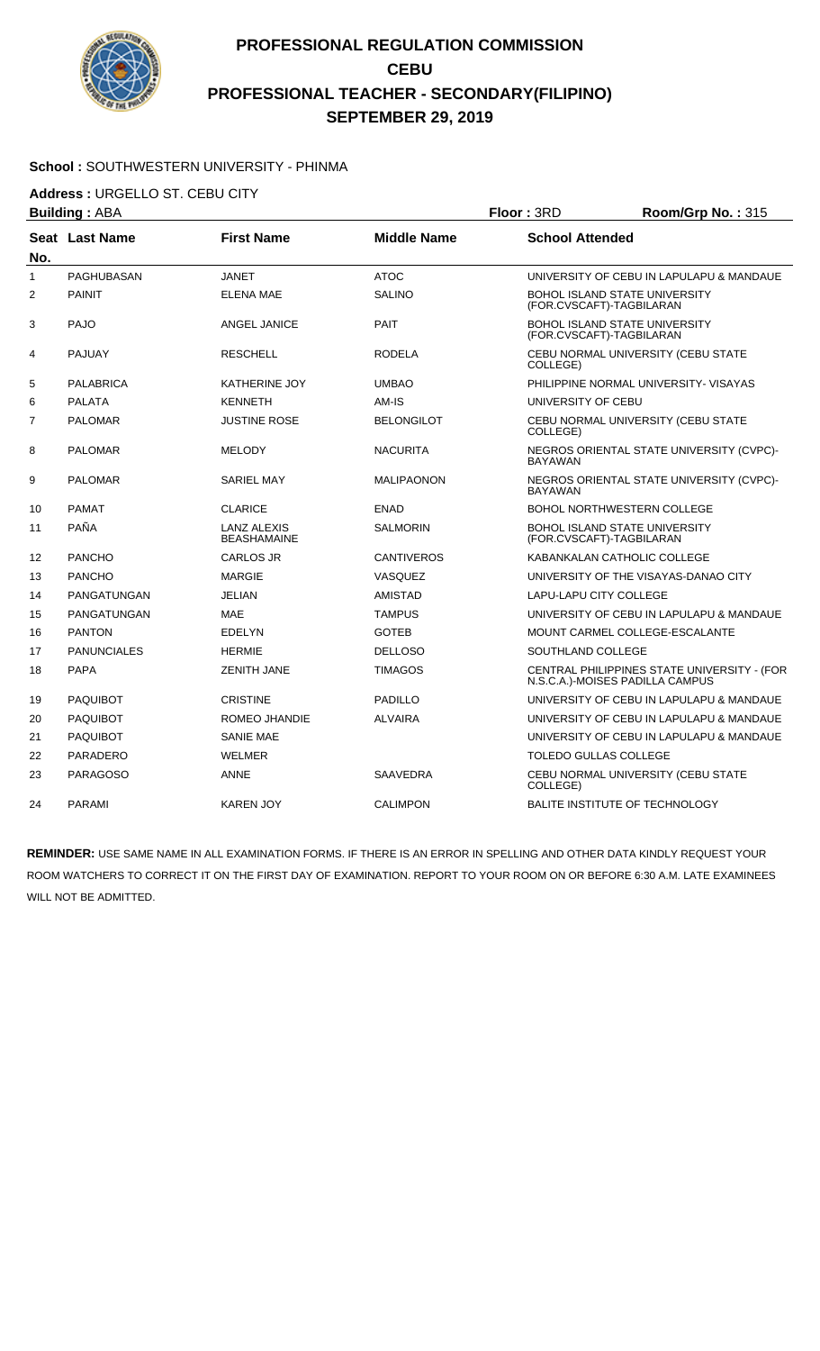# PROFESSIONAL REGULATION COMMISSION
## CEBU
## PROFESSIONAL TEACHER - SECONDARY(FILIPINO)
## SEPTEMBER 29, 2019

**School :** SOUTHWESTERN UNIVERSITY - PHINMA

**Address :** URGELLO ST. CEBU CITY

**Building :** ABA  **Floor :** 3RD  **Room/Grp No. :** 315

| Seat No. | Last Name | First Name | Middle Name | School Attended |
|---|---|---|---|---|
| 1 | PAGHUBASAN | JANET | ATOC | UNIVERSITY OF CEBU IN LAPULAPU & MANDAUE |
| 2 | PAINIT | ELENA MAE | SALINO | BOHOL ISLAND STATE UNIVERSITY (FOR.CVSCAFT)-TAGBILARAN |
| 3 | PAJO | ANGEL JANICE | PAIT | BOHOL ISLAND STATE UNIVERSITY (FOR.CVSCAFT)-TAGBILARAN |
| 4 | PAJUAY | RESCHELL | RODELA | CEBU NORMAL UNIVERSITY (CEBU STATE COLLEGE) |
| 5 | PALABRICA | KATHERINE JOY | UMBAO | PHILIPPINE NORMAL UNIVERSITY- VISAYAS |
| 6 | PALATA | KENNETH | AM-IS | UNIVERSITY OF CEBU |
| 7 | PALOMAR | JUSTINE ROSE | BELONGILOT | CEBU NORMAL UNIVERSITY (CEBU STATE COLLEGE) |
| 8 | PALOMAR | MELODY | NACURITA | NEGROS ORIENTAL STATE UNIVERSITY (CVPC)-BAYAWAN |
| 9 | PALOMAR | SARIEL MAY | MALIPAONON | NEGROS ORIENTAL STATE UNIVERSITY (CVPC)-BAYAWAN |
| 10 | PAMAT | CLARICE | ENAD | BOHOL NORTHWESTERN COLLEGE |
| 11 | PAÑA | LANZ ALEXIS BEASHAMAINE | SALMORIN | BOHOL ISLAND STATE UNIVERSITY (FOR.CVSCAFT)-TAGBILARAN |
| 12 | PANCHO | CARLOS JR | CANTIVEROS | KABANKALAN CATHOLIC COLLEGE |
| 13 | PANCHO | MARGIE | VASQUEZ | UNIVERSITY OF THE VISAYAS-DANAO CITY |
| 14 | PANGATUNGAN | JELIAN | AMISTAD | LAPU-LAPU CITY COLLEGE |
| 15 | PANGATUNGAN | MAE | TAMPUS | UNIVERSITY OF CEBU IN LAPULAPU & MANDAUE |
| 16 | PANTON | EDELYN | GOTEB | MOUNT CARMEL COLLEGE-ESCALANTE |
| 17 | PANUNCIALES | HERMIE | DELLOSO | SOUTHLAND COLLEGE |
| 18 | PAPA | ZENITH JANE | TIMAGOS | CENTRAL PHILIPPINES STATE UNIVERSITY - (FOR N.S.C.A.)-MOISES PADILLA CAMPUS |
| 19 | PAQUIBOT | CRISTINE | PADILLO | UNIVERSITY OF CEBU IN LAPULAPU & MANDAUE |
| 20 | PAQUIBOT | ROMEO JHANDIE | ALVAIRA | UNIVERSITY OF CEBU IN LAPULAPU & MANDAUE |
| 21 | PAQUIBOT | SANIE MAE | | UNIVERSITY OF CEBU IN LAPULAPU & MANDAUE |
| 22 | PARADERO | WELMER | | TOLEDO GULLAS COLLEGE |
| 23 | PARAGOSO | ANNE | SAAVEDRA | CEBU NORMAL UNIVERSITY (CEBU STATE COLLEGE) |
| 24 | PARAMI | KAREN JOY | CALIMPON | BALITE INSTITUTE OF TECHNOLOGY |

**REMINDER:** USE SAME NAME IN ALL EXAMINATION FORMS. IF THERE IS AN ERROR IN SPELLING AND OTHER DATA KINDLY REQUEST YOUR ROOM WATCHERS TO CORRECT IT ON THE FIRST DAY OF EXAMINATION. REPORT TO YOUR ROOM ON OR BEFORE 6:30 A.M. LATE EXAMINEES WILL NOT BE ADMITTED.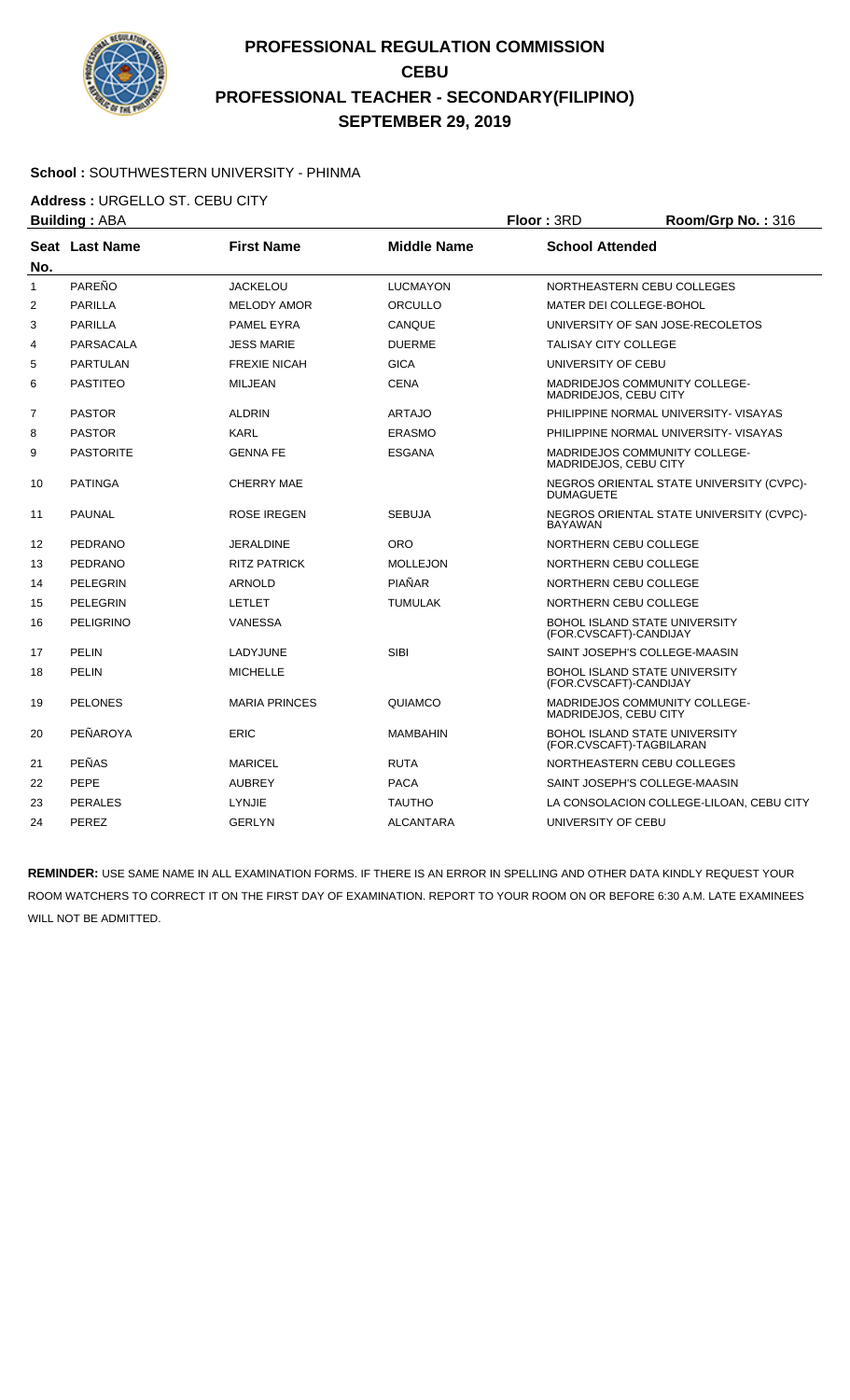# PROFESSIONAL REGULATION COMMISSION
## CEBU
## PROFESSIONAL TEACHER - SECONDARY(FILIPINO)
## SEPTEMBER 29, 2019

**School :** SOUTHWESTERN UNIVERSITY - PHINMA

**Address :** URGELLO ST. CEBU CITY

**Building :** ABA **Floor :** 3RD **Room/Grp No. :** 316

| Seat No. | Last Name | First Name | Middle Name | School Attended |
|---|---|---|---|---|
| 1 | PAREÑO | JACKELOU | LUCMAYON | NORTHEASTERN CEBU COLLEGES |
| 2 | PARILLA | MELODY AMOR | ORCULLO | MATER DEI COLLEGE-BOHOL |
| 3 | PARILLA | PAMEL EYRA | CANQUE | UNIVERSITY OF SAN JOSE-RECOLETOS |
| 4 | PARSACALA | JESS MARIE | DUERME | TALISAY CITY COLLEGE |
| 5 | PARTULAN | FREXIE NICAH | GICA | UNIVERSITY OF CEBU |
| 6 | PASTITEO | MILJEAN | CENA | MADRIDEJOS COMMUNITY COLLEGE-MADRIDEJOS, CEBU CITY |
| 7 | PASTOR | ALDRIN | ARTAJO | PHILIPPINE NORMAL UNIVERSITY- VISAYAS |
| 8 | PASTOR | KARL | ERASMO | PHILIPPINE NORMAL UNIVERSITY- VISAYAS |
| 9 | PASTORITE | GENNA FE | ESGANA | MADRIDEJOS COMMUNITY COLLEGE-MADRIDEJOS, CEBU CITY |
| 10 | PATINGA | CHERRY MAE | | NEGROS ORIENTAL STATE UNIVERSITY (CVPC)-DUMAGUETE |
| 11 | PAUNAL | ROSE IREGEN | SEBUJA | NEGROS ORIENTAL STATE UNIVERSITY (CVPC)-BAYAWAN |
| 12 | PEDRANO | JERALDINE | ORO | NORTHERN CEBU COLLEGE |
| 13 | PEDRANO | RITZ PATRICK | MOLLEJON | NORTHERN CEBU COLLEGE |
| 14 | PELEGRIN | ARNOLD | PIAÑAR | NORTHERN CEBU COLLEGE |
| 15 | PELEGRIN | LETLET | TUMULAK | NORTHERN CEBU COLLEGE |
| 16 | PELIGRINO | VANESSA | | BOHOL ISLAND STATE UNIVERSITY (FOR.CVSCAFT)-CANDIJAY |
| 17 | PELIN | LADYJUNE | SIBI | SAINT JOSEPH'S COLLEGE-MAASIN |
| 18 | PELIN | MICHELLE | | BOHOL ISLAND STATE UNIVERSITY (FOR.CVSCAFT)-CANDIJAY |
| 19 | PELONES | MARIA PRINCES | QUIAMCO | MADRIDEJOS COMMUNITY COLLEGE-MADRIDEJOS, CEBU CITY |
| 20 | PEÑAROYA | ERIC | MAMBAHIN | BOHOL ISLAND STATE UNIVERSITY (FOR.CVSCAFT)-TAGBILARAN |
| 21 | PEÑAS | MARICEL | RUTA | NORTHEASTERN CEBU COLLEGES |
| 22 | PEPE | AUBREY | PACA | SAINT JOSEPH'S COLLEGE-MAASIN |
| 23 | PERALES | LYNJIE | TAUTHO | LA CONSOLACION COLLEGE-LILOAN, CEBU CITY |
| 24 | PEREZ | GERLYN | ALCANTARA | UNIVERSITY OF CEBU |

**REMINDER:** USE SAME NAME IN ALL EXAMINATION FORMS. IF THERE IS AN ERROR IN SPELLING AND OTHER DATA KINDLY REQUEST YOUR ROOM WATCHERS TO CORRECT IT ON THE FIRST DAY OF EXAMINATION. REPORT TO YOUR ROOM ON OR BEFORE 6:30 A.M. LATE EXAMINEES WILL NOT BE ADMITTED.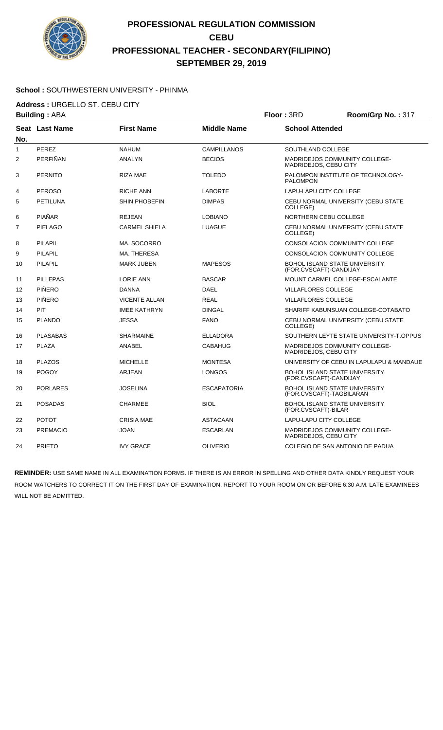# PROFESSIONAL REGULATION COMMISSION
## CEBU
## PROFESSIONAL TEACHER - SECONDARY(FILIPINO)
## SEPTEMBER 29, 2019

**School :** SOUTHWESTERN UNIVERSITY - PHINMA

**Address :** URGELLO ST. CEBU CITY

**Building :** ABA　　**Floor :** 3RD　　**Room/Grp No. :** 317

| Seat No. | Last Name | First Name | Middle Name | School Attended |
|---|---|---|---|---|
| 1 | PEREZ | NAHUM | CAMPILLANOS | SOUTHLAND COLLEGE |
| 2 | PERFIÑAN | ANALYN | BECIOS | MADRIDEJOS COMMUNITY COLLEGE-MADRIDEJOS, CEBU CITY |
| 3 | PERNITO | RIZA MAE | TOLEDO | PALOMPON INSTITUTE OF TECHNOLOGY-PALOMPON |
| 4 | PEROSO | RICHE ANN | LABORTE | LAPU-LAPU CITY COLLEGE |
| 5 | PETILUNA | SHIN PHOBEFIN | DIMPAS | CEBU NORMAL UNIVERSITY (CEBU STATE COLLEGE) |
| 6 | PIAÑAR | REJEAN | LOBIANO | NORTHERN CEBU COLLEGE |
| 7 | PIELAGO | CARMEL SHIELA | LUAGUE | CEBU NORMAL UNIVERSITY (CEBU STATE COLLEGE) |
| 8 | PILAPIL | MA. SOCORRO | | CONSOLACION COMMUNITY COLLEGE |
| 9 | PILAPIL | MA. THERESA | | CONSOLACION COMMUNITY COLLEGE |
| 10 | PILAPIL | MARK JUBEN | MAPESOS | BOHOL ISLAND STATE UNIVERSITY (FOR.CVSCAFT)-CANDIJAY |
| 11 | PILLEPAS | LORIE ANN | BASCAR | MOUNT CARMEL COLLEGE-ESCALANTE |
| 12 | PIÑERO | DANNA | DAEL | VILLAFLORES COLLEGE |
| 13 | PIÑERO | VICENTE ALLAN | REAL | VILLAFLORES COLLEGE |
| 14 | PIT | IMEE KATHRYN | DINGAL | SHARIFF KABUNSUAN COLLEGE-COTABATO |
| 15 | PLANDO | JESSA | FANO | CEBU NORMAL UNIVERSITY (CEBU STATE COLLEGE) |
| 16 | PLASABAS | SHARMAINE | ELLADORA | SOUTHERN LEYTE STATE UNIVERSITY-T.OPPUS |
| 17 | PLAZA | ANABEL | CABAHUG | MADRIDEJOS COMMUNITY COLLEGE-MADRIDEJOS, CEBU CITY |
| 18 | PLAZOS | MICHELLE | MONTESA | UNIVERSITY OF CEBU IN LAPULAPU & MANDAUE |
| 19 | POGOY | ARJEAN | LONGOS | BOHOL ISLAND STATE UNIVERSITY (FOR.CVSCAFT)-CANDIJAY |
| 20 | PORLARES | JOSELINA | ESCAPATORIA | BOHOL ISLAND STATE UNIVERSITY (FOR.CVSCAFT)-TAGBILARAN |
| 21 | POSADAS | CHARMEE | BIOL | BOHOL ISLAND STATE UNIVERSITY (FOR.CVSCAFT)-BILAR |
| 22 | POTOT | CRISIA MAE | ASTACAAN | LAPU-LAPU CITY COLLEGE |
| 23 | PREMACIO | JOAN | ESCARLAN | MADRIDEJOS COMMUNITY COLLEGE-MADRIDEJOS, CEBU CITY |
| 24 | PRIETO | IVY GRACE | OLIVERIO | COLEGIO DE SAN ANTONIO DE PADUA |

**REMINDER:** USE SAME NAME IN ALL EXAMINATION FORMS. IF THERE IS AN ERROR IN SPELLING AND OTHER DATA KINDLY REQUEST YOUR ROOM WATCHERS TO CORRECT IT ON THE FIRST DAY OF EXAMINATION. REPORT TO YOUR ROOM ON OR BEFORE 6:30 A.M. LATE EXAMINEES WILL NOT BE ADMITTED.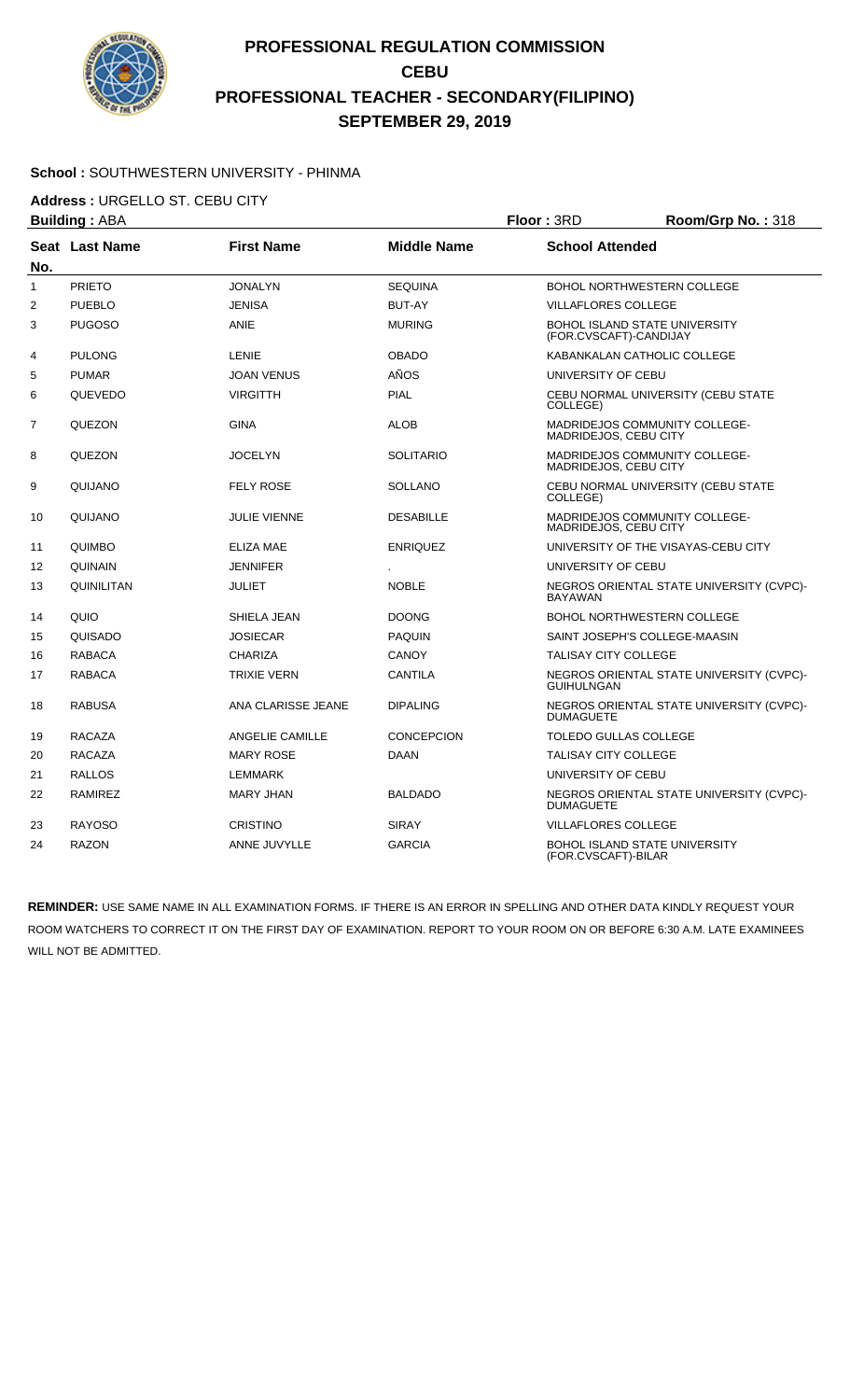# PROFESSIONAL REGULATION COMMISSION
## CEBU
## PROFESSIONAL TEACHER - SECONDARY(FILIPINO)
## SEPTEMBER 29, 2019

**School :** SOUTHWESTERN UNIVERSITY - PHINMA

**Address :** URGELLO ST. CEBU CITY

**Building :** ABA **Floor :** 3RD **Room/Grp No. :** 318

| Seat No. | Last Name | First Name | Middle Name | School Attended |
|---|---|---|---|---|
| 1 | PRIETO | JONALYN | SEQUINA | BOHOL NORTHWESTERN COLLEGE |
| 2 | PUEBLO | JENISA | BUT-AY | VILLAFLORES COLLEGE |
| 3 | PUGOSO | ANIE | MURING | BOHOL ISLAND STATE UNIVERSITY (FOR.CVSCAFT)-CANDIJAY |
| 4 | PULONG | LENIE | OBADO | KABANKALAN CATHOLIC COLLEGE |
| 5 | PUMAR | JOAN VENUS | AÑOS | UNIVERSITY OF CEBU |
| 6 | QUEVEDO | VIRGITTH | PIAL | CEBU NORMAL UNIVERSITY (CEBU STATE COLLEGE) |
| 7 | QUEZON | GINA | ALOB | MADRIDEJOS COMMUNITY COLLEGE-MADRIDEJOS, CEBU CITY |
| 8 | QUEZON | JOCELYN | SOLITARIO | MADRIDEJOS COMMUNITY COLLEGE-MADRIDEJOS, CEBU CITY |
| 9 | QUIJANO | FELY ROSE | SOLLANO | CEBU NORMAL UNIVERSITY (CEBU STATE COLLEGE) |
| 10 | QUIJANO | JULIE VIENNE | DESABILLE | MADRIDEJOS COMMUNITY COLLEGE-MADRIDEJOS, CEBU CITY |
| 11 | QUIMBO | ELIZA MAE | ENRIQUEZ | UNIVERSITY OF THE VISAYAS-CEBU CITY |
| 12 | QUINAIN | JENNIFER | . | UNIVERSITY OF CEBU |
| 13 | QUINILITAN | JULIET | NOBLE | NEGROS ORIENTAL STATE UNIVERSITY (CVPC)-BAYAWAN |
| 14 | QUIO | SHIELA JEAN | DOONG | BOHOL NORTHWESTERN COLLEGE |
| 15 | QUISADO | JOSIECAR | PAQUIN | SAINT JOSEPH'S COLLEGE-MAASIN |
| 16 | RABACA | CHARIZA | CANOY | TALISAY CITY COLLEGE |
| 17 | RABACA | TRIXIE VERN | CANTILA | NEGROS ORIENTAL STATE UNIVERSITY (CVPC)-GUIHULNGAN |
| 18 | RABUSA | ANA CLARISSE JEANE | DIPALING | NEGROS ORIENTAL STATE UNIVERSITY (CVPC)-DUMAGUETE |
| 19 | RACAZA | ANGELIE CAMILLE | CONCEPCION | TOLEDO GULLAS COLLEGE |
| 20 | RACAZA | MARY ROSE | DAAN | TALISAY CITY COLLEGE |
| 21 | RALLOS | LEMMARK | | UNIVERSITY OF CEBU |
| 22 | RAMIREZ | MARY JHAN | BALDADO | NEGROS ORIENTAL STATE UNIVERSITY (CVPC)-DUMAGUETE |
| 23 | RAYOSO | CRISTINO | SIRAY | VILLAFLORES COLLEGE |
| 24 | RAZON | ANNE JUVYLLE | GARCIA | BOHOL ISLAND STATE UNIVERSITY (FOR.CVSCAFT)-BILAR |

**REMINDER:** USE SAME NAME IN ALL EXAMINATION FORMS. IF THERE IS AN ERROR IN SPELLING AND OTHER DATA KINDLY REQUEST YOUR ROOM WATCHERS TO CORRECT IT ON THE FIRST DAY OF EXAMINATION. REPORT TO YOUR ROOM ON OR BEFORE 6:30 A.M. LATE EXAMINEES WILL NOT BE ADMITTED.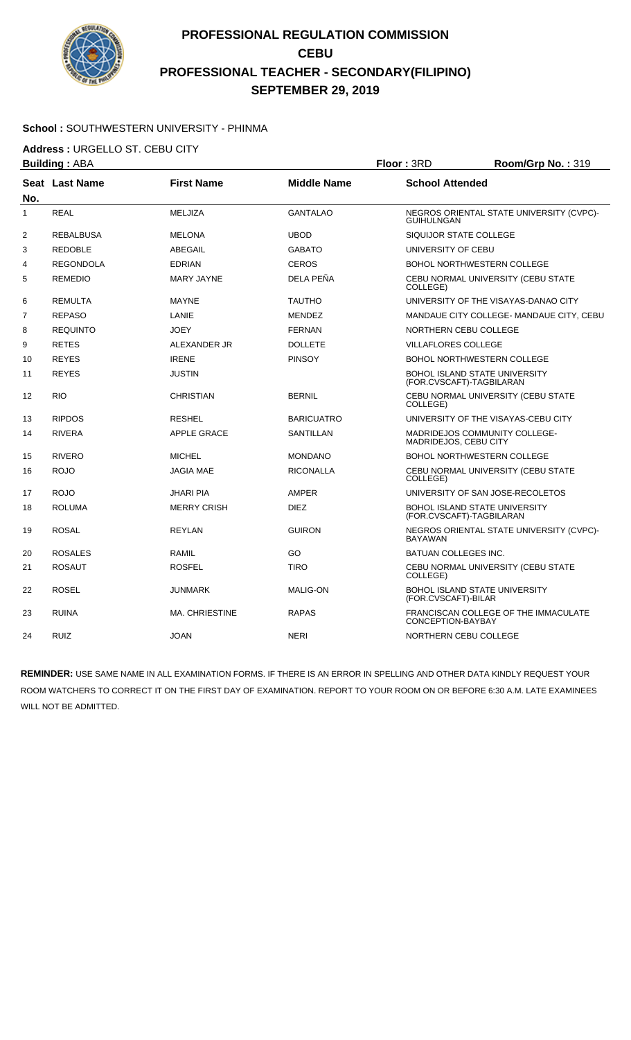# PROFESSIONAL REGULATION COMMISSION
## CEBU
## PROFESSIONAL TEACHER - SECONDARY(FILIPINO)
## SEPTEMBER 29, 2019

**School :** SOUTHWESTERN UNIVERSITY - PHINMA

**Address :** URGELLO ST. CEBU CITY

**Building :** ABA **Floor :** 3RD **Room/Grp No. :** 319

| Seat No. | Last Name | First Name | Middle Name | School Attended |
|---|---|---|---|---|
| 1 | REAL | MELJIZA | GANTALAO | NEGROS ORIENTAL STATE UNIVERSITY (CVPC)-GUIHULNGAN |
| 2 | REBALBUSA | MELONA | UBOD | SIQUIJOR STATE COLLEGE |
| 3 | REDOBLE | ABEGAIL | GABATO | UNIVERSITY OF CEBU |
| 4 | REGONDOLA | EDRIAN | CEROS | BOHOL NORTHWESTERN COLLEGE |
| 5 | REMEDIO | MARY JAYNE | DELA PEÑA | CEBU NORMAL UNIVERSITY (CEBU STATE COLLEGE) |
| 6 | REMULTA | MAYNE | TAUTHO | UNIVERSITY OF THE VISAYAS-DANAO CITY |
| 7 | REPASO | LANIE | MENDEZ | MANDAUE CITY COLLEGE- MANDAUE CITY, CEBU |
| 8 | REQUINTO | JOEY | FERNAN | NORTHERN CEBU COLLEGE |
| 9 | RETES | ALEXANDER JR | DOLLETE | VILLAFLORES COLLEGE |
| 10 | REYES | IRENE | PINSOY | BOHOL NORTHWESTERN COLLEGE |
| 11 | REYES | JUSTIN | | BOHOL ISLAND STATE UNIVERSITY (FOR.CVSCAFT)-TAGBILARAN |
| 12 | RIO | CHRISTIAN | BERNIL | CEBU NORMAL UNIVERSITY (CEBU STATE COLLEGE) |
| 13 | RIPDOS | RESHEL | BARICUATRO | UNIVERSITY OF THE VISAYAS-CEBU CITY |
| 14 | RIVERA | APPLE GRACE | SANTILLAN | MADRIDEJOS COMMUNITY COLLEGE-MADRIDEJOS, CEBU CITY |
| 15 | RIVERO | MICHEL | MONDANO | BOHOL NORTHWESTERN COLLEGE |
| 16 | ROJO | JAGIA MAE | RICONALLA | CEBU NORMAL UNIVERSITY (CEBU STATE COLLEGE) |
| 17 | ROJO | JHARI PIA | AMPER | UNIVERSITY OF SAN JOSE-RECOLETOS |
| 18 | ROLUMA | MERRY CRISH | DIEZ | BOHOL ISLAND STATE UNIVERSITY (FOR.CVSCAFT)-TAGBILARAN |
| 19 | ROSAL | REYLAN | GUIRON | NEGROS ORIENTAL STATE UNIVERSITY (CVPC)-BAYAWAN |
| 20 | ROSALES | RAMIL | GO | BATUAN COLLEGES INC. |
| 21 | ROSAUT | ROSFEL | TIRO | CEBU NORMAL UNIVERSITY (CEBU STATE COLLEGE) |
| 22 | ROSEL | JUNMARK | MALIG-ON | BOHOL ISLAND STATE UNIVERSITY (FOR.CVSCAFT)-BILAR |
| 23 | RUINA | MA. CHRIESTINE | RAPAS | FRANCISCAN COLLEGE OF THE IMMACULATE CONCEPTION-BAYBAY |
| 24 | RUIZ | JOAN | NERI | NORTHERN CEBU COLLEGE |

**REMINDER:** USE SAME NAME IN ALL EXAMINATION FORMS. IF THERE IS AN ERROR IN SPELLING AND OTHER DATA KINDLY REQUEST YOUR ROOM WATCHERS TO CORRECT IT ON THE FIRST DAY OF EXAMINATION. REPORT TO YOUR ROOM ON OR BEFORE 6:30 A.M. LATE EXAMINEES WILL NOT BE ADMITTED.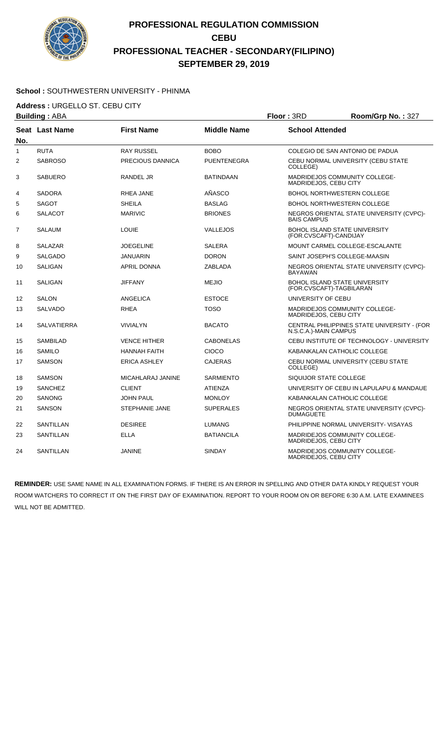# PROFESSIONAL REGULATION COMMISSION
## CEBU
## PROFESSIONAL TEACHER - SECONDARY(FILIPINO)
## SEPTEMBER 29, 2019

**School :** SOUTHWESTERN UNIVERSITY - PHINMA

**Address :** URGELLO ST. CEBU CITY

**Building :** ABA　　**Floor :** 3RD　　**Room/Grp No. :** 327

| Seat No. | Last Name | First Name | Middle Name | School Attended |
|---|---|---|---|---|
| 1 | RUTA | RAY RUSSEL | BOBO | COLEGIO DE SAN ANTONIO DE PADUA |
| 2 | SABROSO | PRECIOUS DANNICA | PUENTENEGRA | CEBU NORMAL UNIVERSITY (CEBU STATE COLLEGE) |
| 3 | SABUERO | RANDEL JR | BATINDAAN | MADRIDEJOS COMMUNITY COLLEGE-MADRIDEJOS, CEBU CITY |
| 4 | SADORA | RHEA JANE | AÑASCO | BOHOL NORTHWESTERN COLLEGE |
| 5 | SAGOT | SHEILA | BASLAG | BOHOL NORTHWESTERN COLLEGE |
| 6 | SALACOT | MARIVIC | BRIONES | NEGROS ORIENTAL STATE UNIVERSITY (CVPC)-BAIS CAMPUS |
| 7 | SALAUM | LOUIE | VALLEJOS | BOHOL ISLAND STATE UNIVERSITY (FOR.CVSCAFT)-CANDIJAY |
| 8 | SALAZAR | JOEGELINE | SALERA | MOUNT CARMEL COLLEGE-ESCALANTE |
| 9 | SALGADO | JANUARIN | DORON | SAINT JOSEPH'S COLLEGE-MAASIN |
| 10 | SALIGAN | APRIL DONNA | ZABLADA | NEGROS ORIENTAL STATE UNIVERSITY (CVPC)-BAYAWAN |
| 11 | SALIGAN | JIFFANY | MEJIO | BOHOL ISLAND STATE UNIVERSITY (FOR.CVSCAFT)-TAGBILARAN |
| 12 | SALON | ANGELICA | ESTOCE | UNIVERSITY OF CEBU |
| 13 | SALVADO | RHEA | TOSO | MADRIDEJOS COMMUNITY COLLEGE-MADRIDEJOS, CEBU CITY |
| 14 | SALVATIERRA | VIVIALYN | BACATO | CENTRAL PHILIPPINES STATE UNIVERSITY - (FOR N.S.C.A.)-MAIN CAMPUS |
| 15 | SAMBILAD | VENCE HITHER | CABONELAS | CEBU INSTITUTE OF TECHNOLOGY - UNIVERSITY |
| 16 | SAMILO | HANNAH FAITH | CIOCO | KABANKALAN CATHOLIC COLLEGE |
| 17 | SAMSON | ERICA ASHLEY | CAJERAS | CEBU NORMAL UNIVERSITY (CEBU STATE COLLEGE) |
| 18 | SAMSON | MICAHLARAJ JANINE | SARMIENTO | SIQUIJOR STATE COLLEGE |
| 19 | SANCHEZ | CLIENT | ATIENZA | UNIVERSITY OF CEBU IN LAPULAPU & MANDAUE |
| 20 | SANONG | JOHN PAUL | MONLOY | KABANKALAN CATHOLIC COLLEGE |
| 21 | SANSON | STEPHANIE JANE | SUPERALES | NEGROS ORIENTAL STATE UNIVERSITY (CVPC)-DUMAGUETE |
| 22 | SANTILLAN | DESIREE | LUMANG | PHILIPPINE NORMAL UNIVERSITY- VISAYAS |
| 23 | SANTILLAN | ELLA | BATIANCILA | MADRIDEJOS COMMUNITY COLLEGE-MADRIDEJOS, CEBU CITY |
| 24 | SANTILLAN | JANINE | SINDAY | MADRIDEJOS COMMUNITY COLLEGE-MADRIDEJOS, CEBU CITY |

**REMINDER:** USE SAME NAME IN ALL EXAMINATION FORMS. IF THERE IS AN ERROR IN SPELLING AND OTHER DATA KINDLY REQUEST YOUR ROOM WATCHERS TO CORRECT IT ON THE FIRST DAY OF EXAMINATION. REPORT TO YOUR ROOM ON OR BEFORE 6:30 A.M. LATE EXAMINEES WILL NOT BE ADMITTED.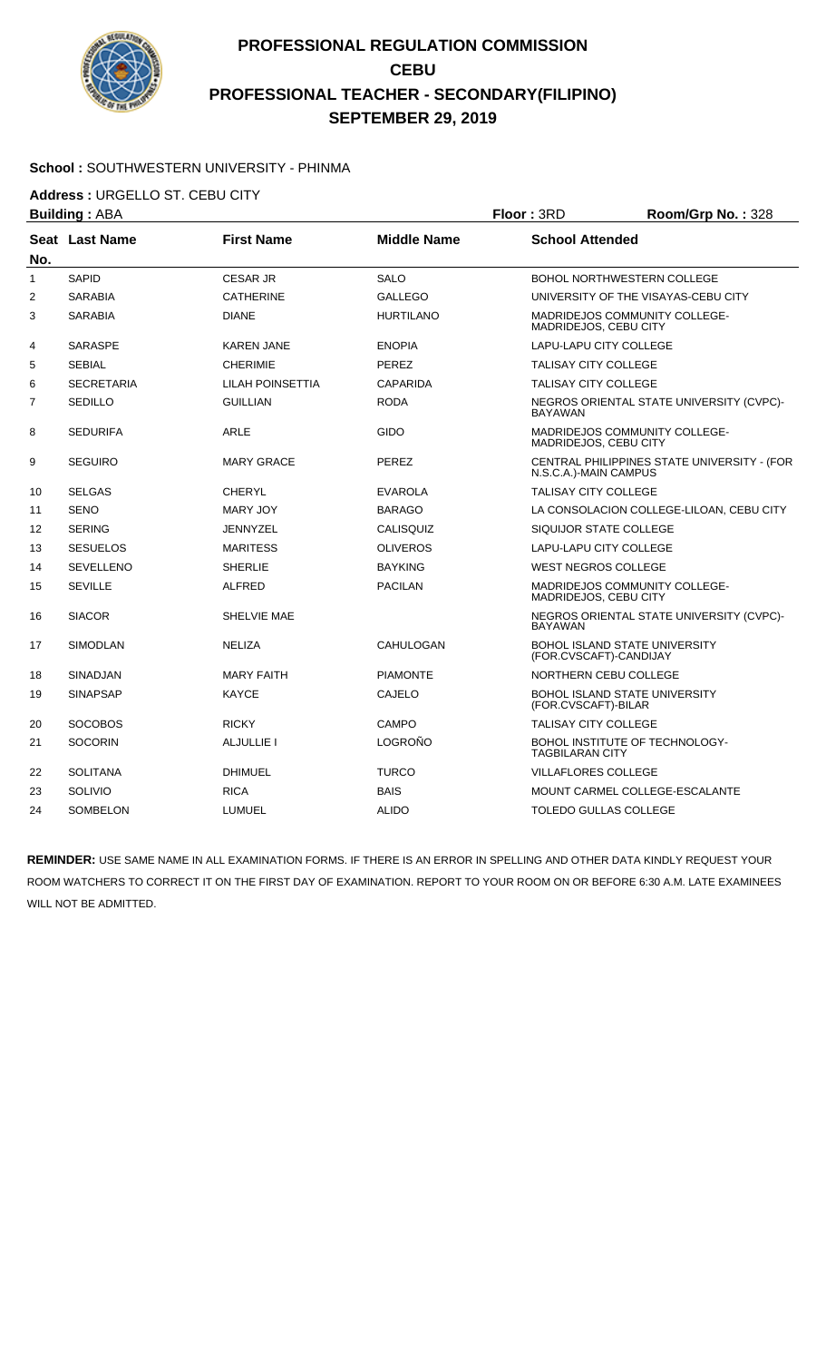# PROFESSIONAL REGULATION COMMISSION
## CEBU
## PROFESSIONAL TEACHER - SECONDARY(FILIPINO)
## SEPTEMBER 29, 2019

**School :** SOUTHWESTERN UNIVERSITY - PHINMA

**Address :** URGELLO ST. CEBU CITY

**Building :** ABA **Floor :** 3RD **Room/Grp No. :** 328

| Seat No. | Last Name | First Name | Middle Name | School Attended |
|---|---|---|---|---|
| 1 | SAPID | CESAR JR | SALO | BOHOL NORTHWESTERN COLLEGE |
| 2 | SARABIA | CATHERINE | GALLEGO | UNIVERSITY OF THE VISAYAS-CEBU CITY |
| 3 | SARABIA | DIANE | HURTILANO | MADRIDEJOS COMMUNITY COLLEGE-MADRIDEJOS, CEBU CITY |
| 4 | SARASPE | KAREN JANE | ENOPIA | LAPU-LAPU CITY COLLEGE |
| 5 | SEBIAL | CHERIMIE | PEREZ | TALISAY CITY COLLEGE |
| 6 | SECRETARIA | LILAH POINSETTIA | CAPARIDA | TALISAY CITY COLLEGE |
| 7 | SEDILLO | GUILLIAN | RODA | NEGROS ORIENTAL STATE UNIVERSITY (CVPC)-BAYAWAN |
| 8 | SEDURIFA | ARLE | GIDO | MADRIDEJOS COMMUNITY COLLEGE-MADRIDEJOS, CEBU CITY |
| 9 | SEGUIRO | MARY GRACE | PEREZ | CENTRAL PHILIPPINES STATE UNIVERSITY - (FOR N.S.C.A.)-MAIN CAMPUS |
| 10 | SELGAS | CHERYL | EVAROLA | TALISAY CITY COLLEGE |
| 11 | SENO | MARY JOY | BARAGO | LA CONSOLACION COLLEGE-LILOAN, CEBU CITY |
| 12 | SERING | JENNYZEL | CALISQUIZ | SIQUIJOR STATE COLLEGE |
| 13 | SESUELOS | MARITESS | OLIVEROS | LAPU-LAPU CITY COLLEGE |
| 14 | SEVELLENO | SHERLIE | BAYKING | WEST NEGROS COLLEGE |
| 15 | SEVILLE | ALFRED | PACILAN | MADRIDEJOS COMMUNITY COLLEGE-MADRIDEJOS, CEBU CITY |
| 16 | SIACOR | SHELVIE MAE | | NEGROS ORIENTAL STATE UNIVERSITY (CVPC)-BAYAWAN |
| 17 | SIMODLAN | NELIZA | CAHULOGAN | BOHOL ISLAND STATE UNIVERSITY (FOR.CVSCAFT)-CANDIJAY |
| 18 | SINADJAN | MARY FAITH | PIAMONTE | NORTHERN CEBU COLLEGE |
| 19 | SINAPSAP | KAYCE | CAJELO | BOHOL ISLAND STATE UNIVERSITY (FOR.CVSCAFT)-BILAR |
| 20 | SOCOBOS | RICKY | CAMPO | TALISAY CITY COLLEGE |
| 21 | SOCORIN | ALJULLIE I | LOGROÑO | BOHOL INSTITUTE OF TECHNOLOGY-TAGBILARAN CITY |
| 22 | SOLITANA | DHIMUEL | TURCO | VILLAFLORES COLLEGE |
| 23 | SOLIVIO | RICA | BAIS | MOUNT CARMEL COLLEGE-ESCALANTE |
| 24 | SOMBELON | LUMUEL | ALIDO | TOLEDO GULLAS COLLEGE |

**REMINDER:** USE SAME NAME IN ALL EXAMINATION FORMS. IF THERE IS AN ERROR IN SPELLING AND OTHER DATA KINDLY REQUEST YOUR ROOM WATCHERS TO CORRECT IT ON THE FIRST DAY OF EXAMINATION. REPORT TO YOUR ROOM ON OR BEFORE 6:30 A.M. LATE EXAMINEES WILL NOT BE ADMITTED.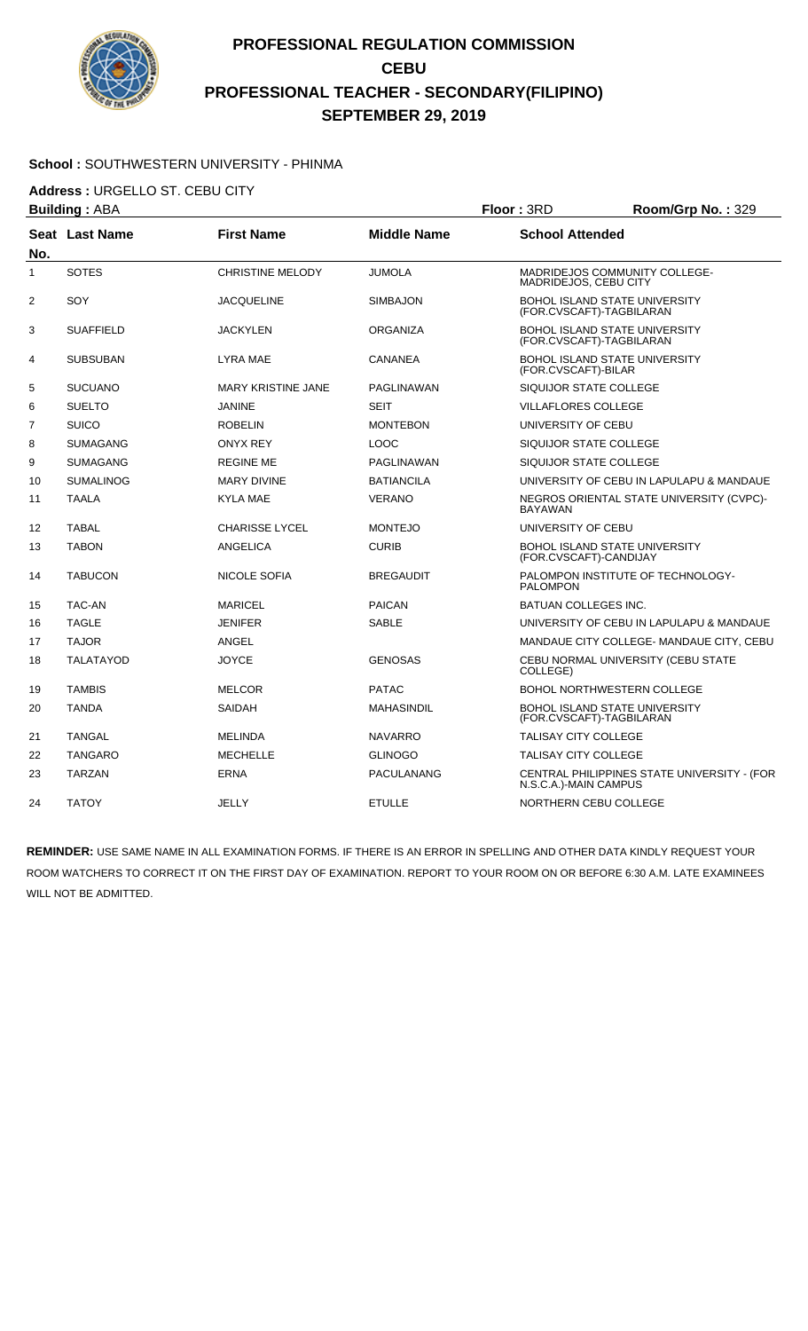# PROFESSIONAL REGULATION COMMISSION
## CEBU
## PROFESSIONAL TEACHER - SECONDARY(FILIPINO)
## SEPTEMBER 29, 2019

**School :** SOUTHWESTERN UNIVERSITY - PHINMA

**Address :** URGELLO ST. CEBU CITY

**Building :** ABA **Floor :** 3RD **Room/Grp No. :** 329

| Seat No. | Last Name | First Name | Middle Name | School Attended |
|---|---|---|---|---|
| 1 | SOTES | CHRISTINE MELODY | JUMOLA | MADRIDEJOS COMMUNITY COLLEGE-MADRIDEJOS, CEBU CITY |
| 2 | SOY | JACQUELINE | SIMBAJON | BOHOL ISLAND STATE UNIVERSITY (FOR.CVSCAFT)-TAGBILARAN |
| 3 | SUAFFIELD | JACKYLEN | ORGANIZA | BOHOL ISLAND STATE UNIVERSITY (FOR.CVSCAFT)-TAGBILARAN |
| 4 | SUBSUBAN | LYRA MAE | CANANEA | BOHOL ISLAND STATE UNIVERSITY (FOR.CVSCAFT)-BILAR |
| 5 | SUCUANO | MARY KRISTINE JANE | PAGLINAWAN | SIQUIJOR STATE COLLEGE |
| 6 | SUELTO | JANINE | SEIT | VILLAFLORES COLLEGE |
| 7 | SUICO | ROBELIN | MONTEBON | UNIVERSITY OF CEBU |
| 8 | SUMAGANG | ONYX REY | LOOC | SIQUIJOR STATE COLLEGE |
| 9 | SUMAGANG | REGINE ME | PAGLINAWAN | SIQUIJOR STATE COLLEGE |
| 10 | SUMALINOG | MARY DIVINE | BATIANCILA | UNIVERSITY OF CEBU IN LAPULAPU & MANDAUE |
| 11 | TAALA | KYLA MAE | VERANO | NEGROS ORIENTAL STATE UNIVERSITY (CVPC)-BAYAWAN |
| 12 | TABAL | CHARISSE LYCEL | MONTEJO | UNIVERSITY OF CEBU |
| 13 | TABON | ANGELICA | CURIB | BOHOL ISLAND STATE UNIVERSITY (FOR.CVSCAFT)-CANDIJAY |
| 14 | TABUCON | NICOLE SOFIA | BREGAUDIT | PALOMPON INSTITUTE OF TECHNOLOGY-PALOMPON |
| 15 | TAC-AN | MARICEL | PAICAN | BATUAN COLLEGES INC. |
| 16 | TAGLE | JENIFER | SABLE | UNIVERSITY OF CEBU IN LAPULAPU & MANDAUE |
| 17 | TAJOR | ANGEL | | MANDAUE CITY COLLEGE- MANDAUE CITY, CEBU |
| 18 | TALATAYOD | JOYCE | GENOSAS | CEBU NORMAL UNIVERSITY (CEBU STATE COLLEGE) |
| 19 | TAMBIS | MELCOR | PATAC | BOHOL NORTHWESTERN COLLEGE |
| 20 | TANDA | SAIDAH | MAHASINDIL | BOHOL ISLAND STATE UNIVERSITY (FOR.CVSCAFT)-TAGBILARAN |
| 21 | TANGAL | MELINDA | NAVARRO | TALISAY CITY COLLEGE |
| 22 | TANGARO | MECHELLE | GLINOGO | TALISAY CITY COLLEGE |
| 23 | TARZAN | ERNA | PACULANANG | CENTRAL PHILIPPINES STATE UNIVERSITY - (FOR N.S.C.A.)-MAIN CAMPUS |
| 24 | TATOY | JELLY | ETULLE | NORTHERN CEBU COLLEGE |

**REMINDER:** USE SAME NAME IN ALL EXAMINATION FORMS. IF THERE IS AN ERROR IN SPELLING AND OTHER DATA KINDLY REQUEST YOUR ROOM WATCHERS TO CORRECT IT ON THE FIRST DAY OF EXAMINATION. REPORT TO YOUR ROOM ON OR BEFORE 6:30 A.M. LATE EXAMINEES WILL NOT BE ADMITTED.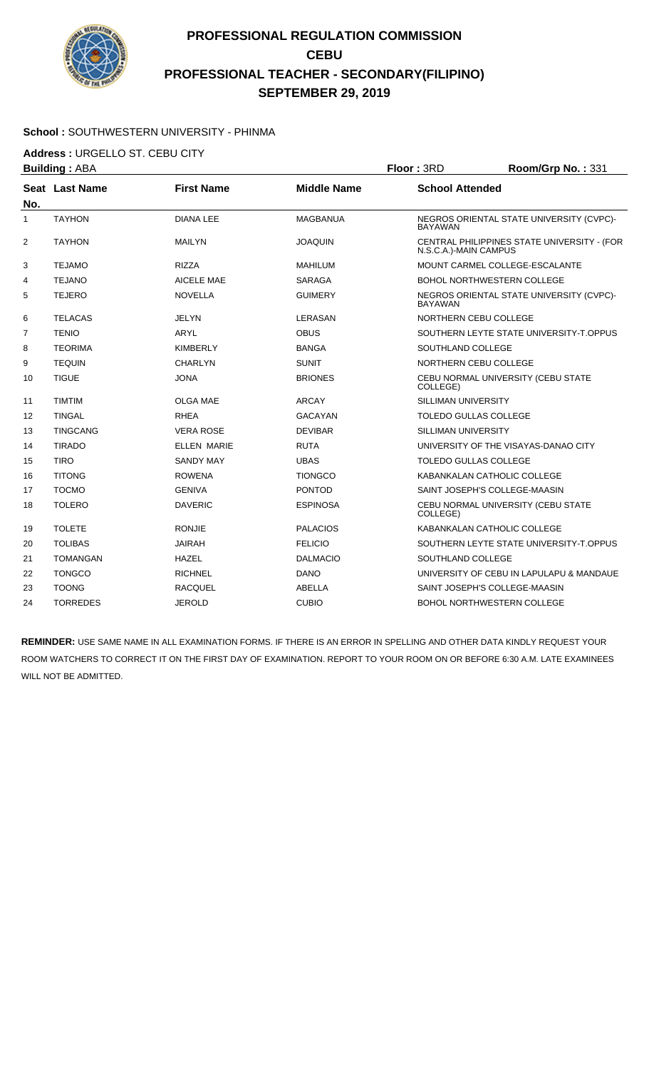# PROFESSIONAL REGULATION COMMISSION
## CEBU
## PROFESSIONAL TEACHER - SECONDARY(FILIPINO)
## SEPTEMBER 29, 2019

**School :** SOUTHWESTERN UNIVERSITY - PHINMA

**Address :** URGELLO ST. CEBU CITY

**Building :** ABA **Floor :** 3RD **Room/Grp No. :** 331

| Seat No. | Last Name | First Name | Middle Name | School Attended |
|---|---|---|---|---|
| 1 | TAYHON | DIANA LEE | MAGBANUA | NEGROS ORIENTAL STATE UNIVERSITY (CVPC)-BAYAWAN |
| 2 | TAYHON | MAILYN | JOAQUIN | CENTRAL PHILIPPINES STATE UNIVERSITY - (FOR N.S.C.A.)-MAIN CAMPUS |
| 3 | TEJAMO | RIZZA | MAHILUM | MOUNT CARMEL COLLEGE-ESCALANTE |
| 4 | TEJANO | AICELE MAE | SARAGA | BOHOL NORTHWESTERN COLLEGE |
| 5 | TEJERO | NOVELLA | GUIMERY | NEGROS ORIENTAL STATE UNIVERSITY (CVPC)-BAYAWAN |
| 6 | TELACAS | JELYN | LERASAN | NORTHERN CEBU COLLEGE |
| 7 | TENIO | ARYL | OBUS | SOUTHERN LEYTE STATE UNIVERSITY-T.OPPUS |
| 8 | TEORIMA | KIMBERLY | BANGA | SOUTHLAND COLLEGE |
| 9 | TEQUIN | CHARLYN | SUNIT | NORTHERN CEBU COLLEGE |
| 10 | TIGUE | JONA | BRIONES | CEBU NORMAL UNIVERSITY (CEBU STATE COLLEGE) |
| 11 | TIMTIM | OLGA MAE | ARCAY | SILLIMAN UNIVERSITY |
| 12 | TINGAL | RHEA | GACAYAN | TOLEDO GULLAS COLLEGE |
| 13 | TINGCANG | VERA ROSE | DEVIBAR | SILLIMAN UNIVERSITY |
| 14 | TIRADO | ELLEN MARIE | RUTA | UNIVERSITY OF THE VISAYAS-DANAO CITY |
| 15 | TIRO | SANDY MAY | UBAS | TOLEDO GULLAS COLLEGE |
| 16 | TITONG | ROWENA | TIONGCO | KABANKALAN CATHOLIC COLLEGE |
| 17 | TOCMO | GENIVA | PONTOD | SAINT JOSEPH'S COLLEGE-MAASIN |
| 18 | TOLERO | DAVERIC | ESPINOSA | CEBU NORMAL UNIVERSITY (CEBU STATE COLLEGE) |
| 19 | TOLETE | RONJIE | PALACIOS | KABANKALAN CATHOLIC COLLEGE |
| 20 | TOLIBAS | JAIRAH | FELICIO | SOUTHERN LEYTE STATE UNIVERSITY-T.OPPUS |
| 21 | TOMANGAN | HAZEL | DALMACIO | SOUTHLAND COLLEGE |
| 22 | TONGCO | RICHNEL | DANO | UNIVERSITY OF CEBU IN LAPULAPU & MANDAUE |
| 23 | TOONG | RACQUEL | ABELLA | SAINT JOSEPH'S COLLEGE-MAASIN |
| 24 | TORREDES | JEROLD | CUBIO | BOHOL NORTHWESTERN COLLEGE |

**REMINDER:** USE SAME NAME IN ALL EXAMINATION FORMS. IF THERE IS AN ERROR IN SPELLING AND OTHER DATA KINDLY REQUEST YOUR ROOM WATCHERS TO CORRECT IT ON THE FIRST DAY OF EXAMINATION. REPORT TO YOUR ROOM ON OR BEFORE 6:30 A.M. LATE EXAMINEES WILL NOT BE ADMITTED.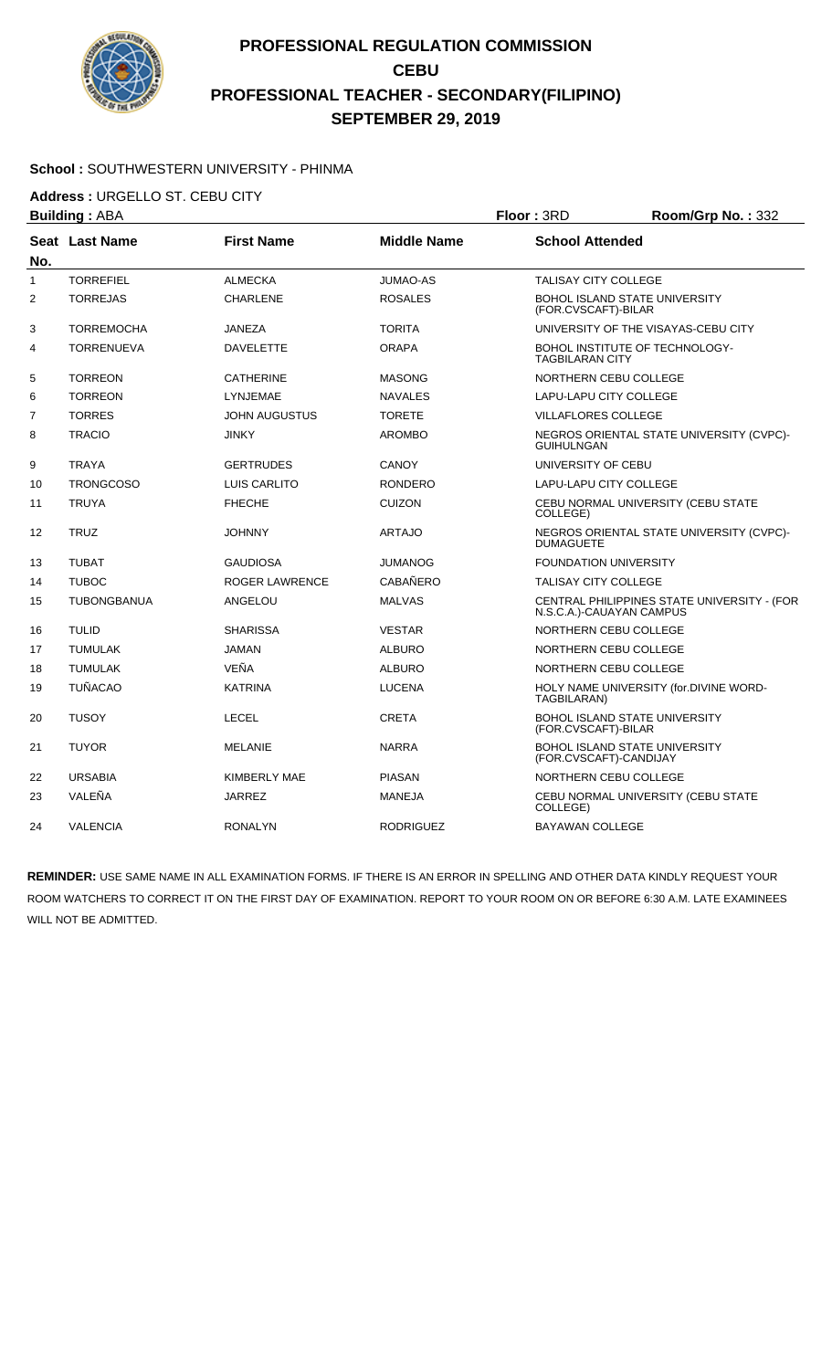# PROFESSIONAL REGULATION COMMISSION
## CEBU
## PROFESSIONAL TEACHER - SECONDARY(FILIPINO)
## SEPTEMBER 29, 2019

**School :** SOUTHWESTERN UNIVERSITY - PHINMA

**Address :** URGELLO ST. CEBU CITY

**Building :** ABA **Floor :** 3RD **Room/Grp No. :** 332

| Seat No. | Last Name | First Name | Middle Name | School Attended |
|---|---|---|---|---|
| 1 | TORREFIEL | ALMECKA | JUMAO-AS | TALISAY CITY COLLEGE |
| 2 | TORREJAS | CHARLENE | ROSALES | BOHOL ISLAND STATE UNIVERSITY (FOR.CVSCAFT)-BILAR |
| 3 | TORREMOCHA | JANEZA | TORITA | UNIVERSITY OF THE VISAYAS-CEBU CITY |
| 4 | TORRENUEVA | DAVELETTE | ORAPA | BOHOL INSTITUTE OF TECHNOLOGY-TAGBILARAN CITY |
| 5 | TORREON | CATHERINE | MASONG | NORTHERN CEBU COLLEGE |
| 6 | TORREON | LYNJEMAE | NAVALES | LAPU-LAPU CITY COLLEGE |
| 7 | TORRES | JOHN AUGUSTUS | TORETE | VILLAFLORES COLLEGE |
| 8 | TRACIO | JINKY | AROMBO | NEGROS ORIENTAL STATE UNIVERSITY (CVPC)-GUIHULNGAN |
| 9 | TRAYA | GERTRUDES | CANOY | UNIVERSITY OF CEBU |
| 10 | TRONGCOSO | LUIS CARLITO | RONDERO | LAPU-LAPU CITY COLLEGE |
| 11 | TRUYA | FHECHE | CUIZON | CEBU NORMAL UNIVERSITY (CEBU STATE COLLEGE) |
| 12 | TRUZ | JOHNNY | ARTAJO | NEGROS ORIENTAL STATE UNIVERSITY (CVPC)-DUMAGUETE |
| 13 | TUBAT | GAUDIOSA | JUMANOG | FOUNDATION UNIVERSITY |
| 14 | TUBOC | ROGER LAWRENCE | CABAÑERO | TALISAY CITY COLLEGE |
| 15 | TUBONGBANUA | ANGELOU | MALVAS | CENTRAL PHILIPPINES STATE UNIVERSITY - (FOR N.S.C.A.)-CAUAYAN CAMPUS |
| 16 | TULID | SHARISSA | VESTAR | NORTHERN CEBU COLLEGE |
| 17 | TUMULAK | JAMAN | ALBURO | NORTHERN CEBU COLLEGE |
| 18 | TUMULAK | VEÑA | ALBURO | NORTHERN CEBU COLLEGE |
| 19 | TUÑACAO | KATRINA | LUCENA | HOLY NAME UNIVERSITY (for.DIVINE WORD-TAGBILARAN) |
| 20 | TUSOY | LECEL | CRETA | BOHOL ISLAND STATE UNIVERSITY (FOR.CVSCAFT)-BILAR |
| 21 | TUYOR | MELANIE | NARRA | BOHOL ISLAND STATE UNIVERSITY (FOR.CVSCAFT)-CANDIJAY |
| 22 | URSABIA | KIMBERLY MAE | PIASAN | NORTHERN CEBU COLLEGE |
| 23 | VALEÑA | JARREZ | MANEJA | CEBU NORMAL UNIVERSITY (CEBU STATE COLLEGE) |
| 24 | VALENCIA | RONALYN | RODRIGUEZ | BAYAWAN COLLEGE |

**REMINDER:** USE SAME NAME IN ALL EXAMINATION FORMS. IF THERE IS AN ERROR IN SPELLING AND OTHER DATA KINDLY REQUEST YOUR ROOM WATCHERS TO CORRECT IT ON THE FIRST DAY OF EXAMINATION. REPORT TO YOUR ROOM ON OR BEFORE 6:30 A.M. LATE EXAMINEES WILL NOT BE ADMITTED.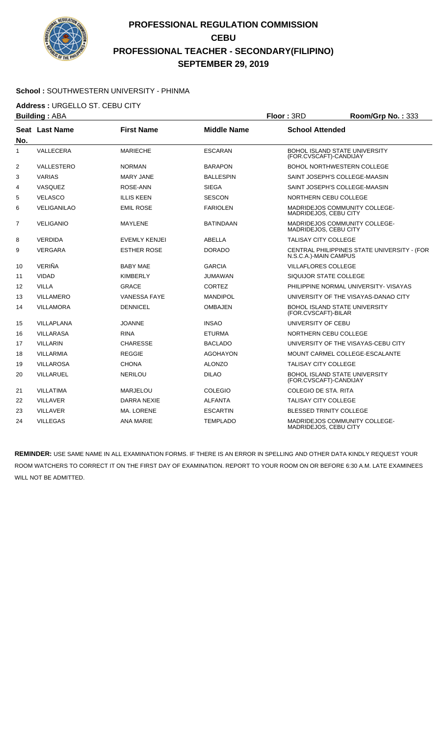# PROFESSIONAL REGULATION COMMISSION
## CEBU
## PROFESSIONAL TEACHER - SECONDARY(FILIPINO)
## SEPTEMBER 29, 2019

**School :** SOUTHWESTERN UNIVERSITY - PHINMA

**Address :** URGELLO ST. CEBU CITY

**Building :** ABA **Floor :** 3RD **Room/Grp No. :** 333

| Seat No. | Last Name | First Name | Middle Name | School Attended |
|---|---|---|---|---|
| 1 | VALLECERA | MARIECHE | ESCARAN | BOHOL ISLAND STATE UNIVERSITY (FOR.CVSCAFT)-CANDIJAY |
| 2 | VALLESTERO | NORMAN | BARAPON | BOHOL NORTHWESTERN COLLEGE |
| 3 | VARIAS | MARY JANE | BALLESPIN | SAINT JOSEPH'S COLLEGE-MAASIN |
| 4 | VASQUEZ | ROSE-ANN | SIEGA | SAINT JOSEPH'S COLLEGE-MAASIN |
| 5 | VELASCO | ILLIS KEEN | SESCON | NORTHERN CEBU COLLEGE |
| 6 | VELIGANILAO | EMIL ROSE | FARIOLEN | MADRIDEJOS COMMUNITY COLLEGE-MADRIDEJOS, CEBU CITY |
| 7 | VELIGANIO | MAYLENE | BATINDAAN | MADRIDEJOS COMMUNITY COLLEGE-MADRIDEJOS, CEBU CITY |
| 8 | VERDIDA | EVEMLY KENJEI | ABELLA | TALISAY CITY COLLEGE |
| 9 | VERGARA | ESTHER ROSE | DORADO | CENTRAL PHILIPPINES STATE UNIVERSITY - (FOR N.S.C.A.)-MAIN CAMPUS |
| 10 | VERIÑA | BABY MAE | GARCIA | VILLAFLORES COLLEGE |
| 11 | VIDAD | KIMBERLY | JUMAWAN | SIQUIJOR STATE COLLEGE |
| 12 | VILLA | GRACE | CORTEZ | PHILIPPINE NORMAL UNIVERSITY- VISAYAS |
| 13 | VILLAMERO | VANESSA FAYE | MANDIPOL | UNIVERSITY OF THE VISAYAS-DANAO CITY |
| 14 | VILLAMORA | DENNICEL | OMBAJEN | BOHOL ISLAND STATE UNIVERSITY (FOR.CVSCAFT)-BILAR |
| 15 | VILLAPLANA | JOANNE | INSAO | UNIVERSITY OF CEBU |
| 16 | VILLARASA | RINA | ETURMA | NORTHERN CEBU COLLEGE |
| 17 | VILLARIN | CHARESSE | BACLADO | UNIVERSITY OF THE VISAYAS-CEBU CITY |
| 18 | VILLARMIA | REGGIE | AGOHAYON | MOUNT CARMEL COLLEGE-ESCALANTE |
| 19 | VILLAROSA | CHONA | ALONZO | TALISAY CITY COLLEGE |
| 20 | VILLARUEL | NERILOU | DILAO | BOHOL ISLAND STATE UNIVERSITY (FOR.CVSCAFT)-CANDIJAY |
| 21 | VILLATIMA | MARJELOU | COLEGIO | COLEGIO DE STA. RITA |
| 22 | VILLAVER | DARRA NEXIE | ALFANTA | TALISAY CITY COLLEGE |
| 23 | VILLAVER | MA. LORENE | ESCARTIN | BLESSED TRINITY COLLEGE |
| 24 | VILLEGAS | ANA MARIE | TEMPLADO | MADRIDEJOS COMMUNITY COLLEGE-MADRIDEJOS, CEBU CITY |

**REMINDER:** USE SAME NAME IN ALL EXAMINATION FORMS. IF THERE IS AN ERROR IN SPELLING AND OTHER DATA KINDLY REQUEST YOUR ROOM WATCHERS TO CORRECT IT ON THE FIRST DAY OF EXAMINATION. REPORT TO YOUR ROOM ON OR BEFORE 6:30 A.M. LATE EXAMINEES WILL NOT BE ADMITTED.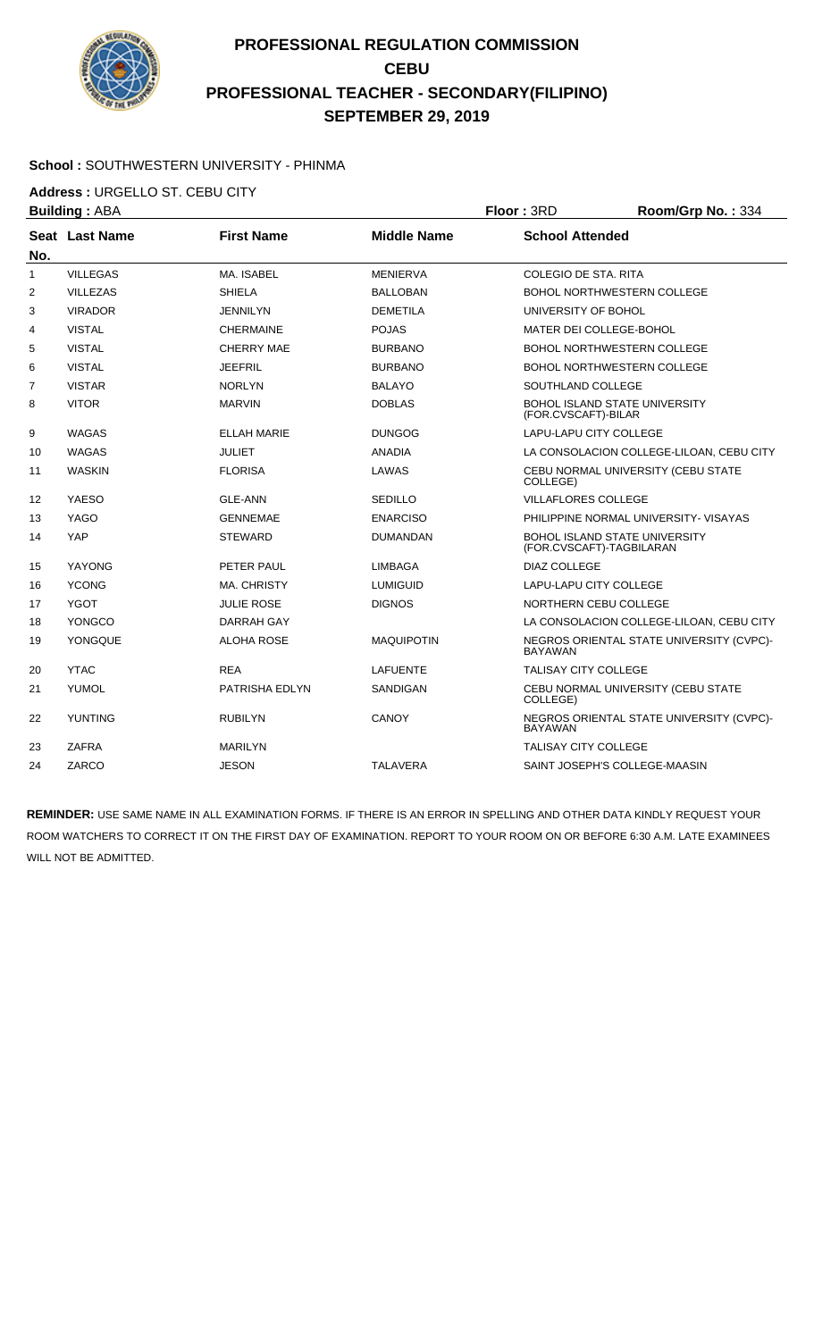# PROFESSIONAL REGULATION COMMISSION
# CEBU
# PROFESSIONAL TEACHER - SECONDARY(FILIPINO)
# SEPTEMBER 29, 2019

**School :** SOUTHWESTERN UNIVERSITY - PHINMA

**Address :** URGELLO ST. CEBU CITY

**Building :** ABA　　　**Floor :** 3RD　　　**Room/Grp No. :** 334

| Seat No. | Last Name | First Name | Middle Name | School Attended |
|---|---|---|---|---|
| 1 | VILLEGAS | MA. ISABEL | MENIERVA | COLEGIO DE STA. RITA |
| 2 | VILLEZAS | SHIELA | BALLOBAN | BOHOL NORTHWESTERN COLLEGE |
| 3 | VIRADOR | JENNILYN | DEMETILA | UNIVERSITY OF BOHOL |
| 4 | VISTAL | CHERMAINE | POJAS | MATER DEI COLLEGE-BOHOL |
| 5 | VISTAL | CHERRY MAE | BURBANO | BOHOL NORTHWESTERN COLLEGE |
| 6 | VISTAL | JEEFRIL | BURBANO | BOHOL NORTHWESTERN COLLEGE |
| 7 | VISTAR | NORLYN | BALAYO | SOUTHLAND COLLEGE |
| 8 | VITOR | MARVIN | DOBLAS | BOHOL ISLAND STATE UNIVERSITY (FOR.CVSCAFT)-BILAR |
| 9 | WAGAS | ELLAH MARIE | DUNGOG | LAPU-LAPU CITY COLLEGE |
| 10 | WAGAS | JULIET | ANADIA | LA CONSOLACION COLLEGE-LILOAN, CEBU CITY |
| 11 | WASKIN | FLORISA | LAWAS | CEBU NORMAL UNIVERSITY (CEBU STATE COLLEGE) |
| 12 | YAESO | GLE-ANN | SEDILLO | VILLAFLORES COLLEGE |
| 13 | YAGO | GENNEMAE | ENARCISO | PHILIPPINE NORMAL UNIVERSITY- VISAYAS |
| 14 | YAP | STEWARD | DUMANDAN | BOHOL ISLAND STATE UNIVERSITY (FOR.CVSCAFT)-TAGBILARAN |
| 15 | YAYONG | PETER PAUL | LIMBAGA | DIAZ COLLEGE |
| 16 | YCONG | MA. CHRISTY | LUMIGUID | LAPU-LAPU CITY COLLEGE |
| 17 | YGOT | JULIE ROSE | DIGNOS | NORTHERN CEBU COLLEGE |
| 18 | YONGCO | DARRAH GAY | | LA CONSOLACION COLLEGE-LILOAN, CEBU CITY |
| 19 | YONGQUE | ALOHA ROSE | MAQUIPOTIN | NEGROS ORIENTAL STATE UNIVERSITY (CVPC)-BAYAWAN |
| 20 | YTAC | REA | LAFUENTE | TALISAY CITY COLLEGE |
| 21 | YUMOL | PATRISHA EDLYN | SANDIGAN | CEBU NORMAL UNIVERSITY (CEBU STATE COLLEGE) |
| 22 | YUNTING | RUBILYN | CANOY | NEGROS ORIENTAL STATE UNIVERSITY (CVPC)-BAYAWAN |
| 23 | ZAFRA | MARILYN | | TALISAY CITY COLLEGE |
| 24 | ZARCO | JESON | TALAVERA | SAINT JOSEPH'S COLLEGE-MAASIN |

**REMINDER:** USE SAME NAME IN ALL EXAMINATION FORMS. IF THERE IS AN ERROR IN SPELLING AND OTHER DATA KINDLY REQUEST YOUR ROOM WATCHERS TO CORRECT IT ON THE FIRST DAY OF EXAMINATION. REPORT TO YOUR ROOM ON OR BEFORE 6:30 A.M. LATE EXAMINEES WILL NOT BE ADMITTED.